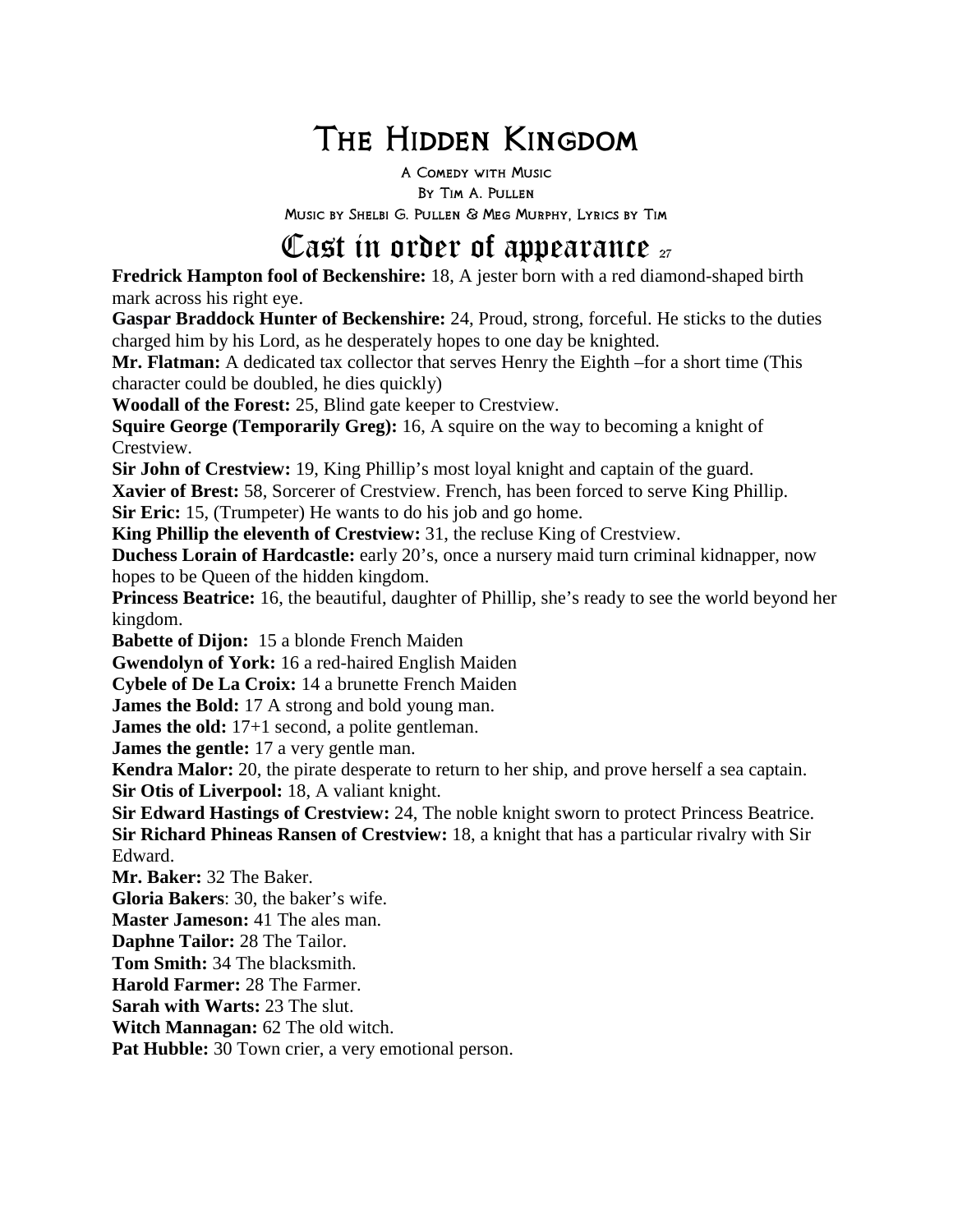# The Hidden Kingdom

A Comedy with Music

By Tim A. Pullen

Music by Shelbi G. Pullen & Meg Murphy, Lyrics by Tim

## Cast in order of appearance 27

**Fredrick Hampton fool of Beckenshire:** 18, A jester born with a red diamond-shaped birth mark across his right eye.

**Gaspar Braddock Hunter of Beckenshire:** 24, Proud, strong, forceful. He sticks to the duties charged him by his Lord, as he desperately hopes to one day be knighted.

**Mr. Flatman:** A dedicated tax collector that serves Henry the Eighth –for a short time (This character could be doubled, he dies quickly)

**Woodall of the Forest:** 25, Blind gate keeper to Crestview.

**Squire George (Temporarily Greg):** 16, A squire on the way to becoming a knight of Crestview.

**Sir John of Crestview:** 19, King Phillip's most loyal knight and captain of the guard.

**Xavier of Brest:** 58, Sorcerer of Crestview. French, has been forced to serve King Phillip.

**Sir Eric:** 15, (Trumpeter) He wants to do his job and go home.

**King Phillip the eleventh of Crestview:** 31, the recluse King of Crestview.

**Duchess Lorain of Hardcastle:** early 20's, once a nursery maid turn criminal kidnapper, now hopes to be Queen of the hidden kingdom.

**Princess Beatrice:** 16, the beautiful, daughter of Phillip, she's ready to see the world beyond her kingdom.

**Babette of Dijon:** 15 a blonde French Maiden

**Gwendolyn of York:** 16 a red-haired English Maiden

**Cybele of De La Croix:** 14 a brunette French Maiden

**James the Bold:** 17 A strong and bold young man.

**James the old:** 17+1 second, a polite gentleman.

**James the gentle:** 17 a very gentle man.

**Kendra Malor:** 20, the pirate desperate to return to her ship, and prove herself a sea captain.

**Sir Otis of Liverpool:** 18, A valiant knight.

**Sir Edward Hastings of Crestview:** 24, The noble knight sworn to protect Princess Beatrice.

**Sir Richard Phineas Ransen of Crestview:** 18, a knight that has a particular rivalry with Sir Edward.

**Mr. Baker:** 32 The Baker.

**Gloria Bakers**: 30, the baker's wife.

**Master Jameson:** 41 The ales man.

**Daphne Tailor:** 28 The Tailor.

**Tom Smith:** 34 The blacksmith.

**Harold Farmer:** 28 The Farmer.

**Sarah with Warts:** 23 The slut.

**Witch Mannagan:** 62 The old witch.

**Pat Hubble:** 30 Town crier, a very emotional person.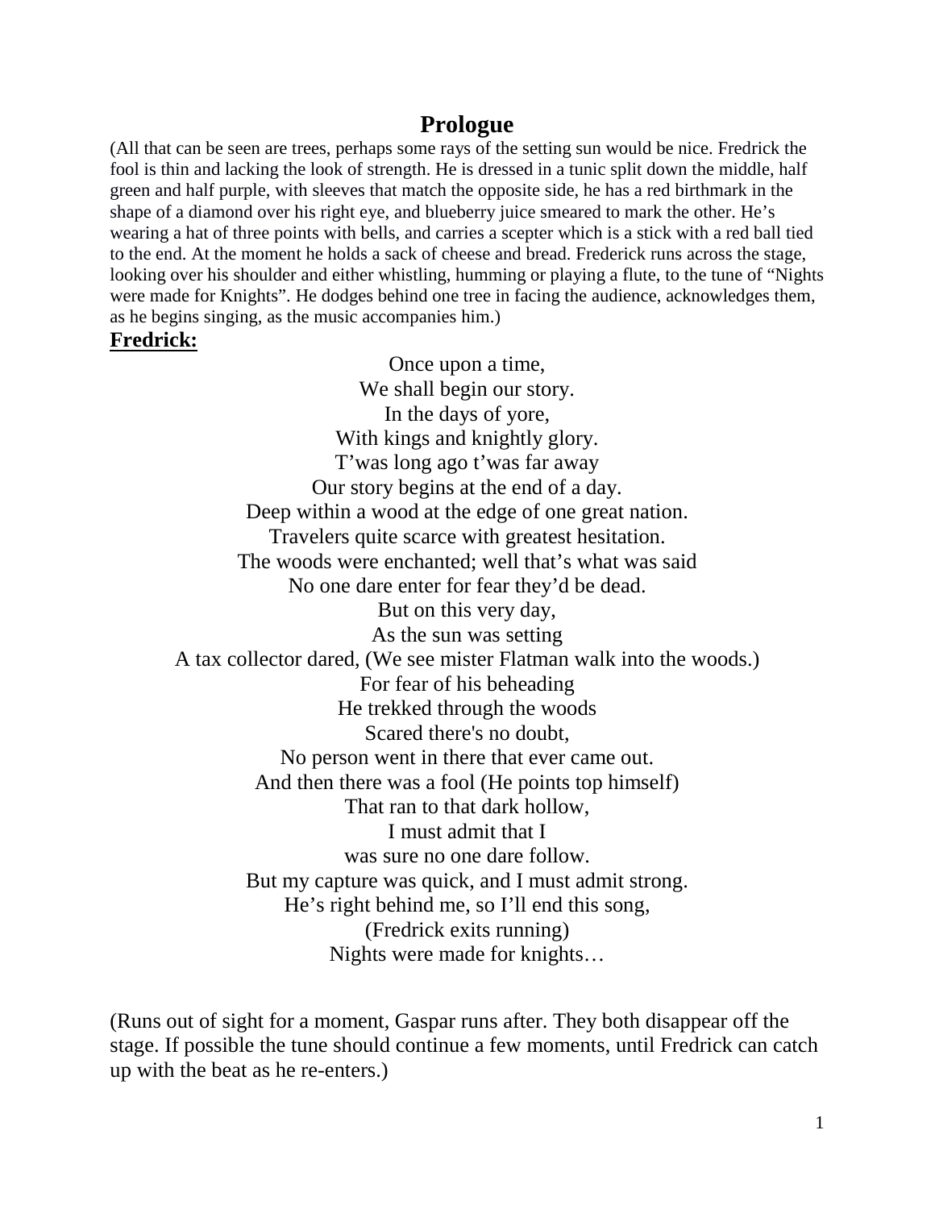# Prologue

(All that can be seen are trees, perhaps some rays of the setting sun would be nice. Fredrick the fool is thin and lacking the look of strength. He is dressed in a tunic split down the middle, half green and half purple, with sleeves that match the opposite side, he has a red birthmark in the shape of a diamond over his right eye, and blueberry juice smeared to mark the other. He's wearing a hat of three points with bells, and carries a scepter which is a stick with a red ball tied to the end. At the moment he holds a sack of cheese and bread. Frederick runs across the stage, looking over his shoulder and either whistling, humming or playing a flute, to the tune of "Nights were made for Knights". He dodges behind one tree in facing the audience, acknowledges them, as he begins singing, as the music accompanies him.)

**Fredrick:**

Once upon a time,
We shall begin our story.
In the days of yore,
With kings and knightly glory.
T'was long ago t'was far away
Our story begins at the end of a day.
Deep within a wood at the edge of one great nation.
Travelers quite scarce with greatest hesitation.
The woods were enchanted; well that's what was said
No one dare enter for fear they'd be dead.
But on this very day,
As the sun was setting
A tax collector dared, (We see mister Flatman walk into the woods.)
For fear of his beheading
He trekked through the woods
Scared there's no doubt,
No person went in there that ever came out.
And then there was a fool (He points top himself)
That ran to that dark hollow,
I must admit that I
was sure no one dare follow.
But my capture was quick, and I must admit strong.
He's right behind me, so I'll end this song,
(Fredrick exits running)
Nights were made for knights…

(Runs out of sight for a moment, Gaspar runs after. They both disappear off the stage. If possible the tune should continue a few moments, until Fredrick can catch up with the beat as he re-enters.)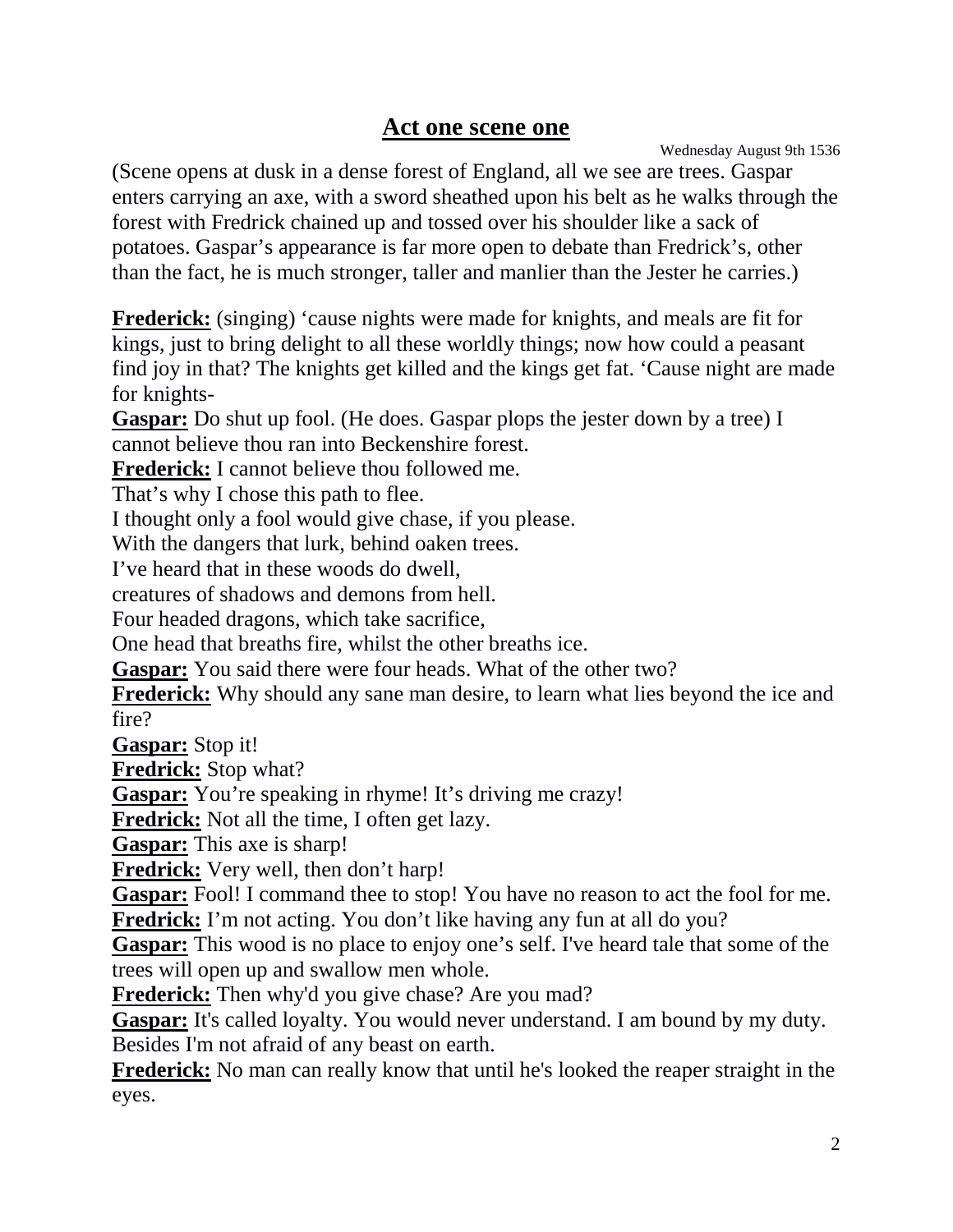## **Act one scene one**

Wednesday August 9th 1536

(Scene opens at dusk in a dense forest of England, all we see are trees. Gaspar enters carrying an axe, with a sword sheathed upon his belt as he walks through the forest with Fredrick chained up and tossed over his shoulder like a sack of potatoes. Gaspar's appearance is far more open to debate than Fredrick's, other than the fact, he is much stronger, taller and manlier than the Jester he carries.)

**Frederick:** (singing) 'cause nights were made for knights, and meals are fit for kings, just to bring delight to all these worldly things; now how could a peasant find joy in that? The knights get killed and the kings get fat. 'Cause night are made for knights-

**Gaspar:** Do shut up fool. (He does. Gaspar plops the jester down by a tree) I cannot believe thou ran into Beckenshire forest.

**Frederick:** I cannot believe thou followed me.
That's why I chose this path to flee.
I thought only a fool would give chase, if you please.
With the dangers that lurk, behind oaken trees.
I've heard that in these woods do dwell,
creatures of shadows and demons from hell.
Four headed dragons, which take sacrifice,
One head that breaths fire, whilst the other breaths ice.

**Gaspar:** You said there were four heads. What of the other two?

**Frederick:** Why should any sane man desire, to learn what lies beyond the ice and fire?

**Gaspar:** Stop it!

**Fredrick:** Stop what?

**Gaspar:** You're speaking in rhyme! It's driving me crazy!

**Fredrick:** Not all the time, I often get lazy.

**Gaspar:** This axe is sharp!

**Fredrick:** Very well, then don't harp!

**Gaspar:** Fool! I command thee to stop! You have no reason to act the fool for me.

**Fredrick:** I'm not acting. You don't like having any fun at all do you?

**Gaspar:** This wood is no place to enjoy one's self. I've heard tale that some of the trees will open up and swallow men whole.

**Frederick:** Then why'd you give chase? Are you mad?

**Gaspar:** It's called loyalty. You would never understand. I am bound by my duty. Besides I'm not afraid of any beast on earth.

**Frederick:** No man can really know that until he's looked the reaper straight in the eyes.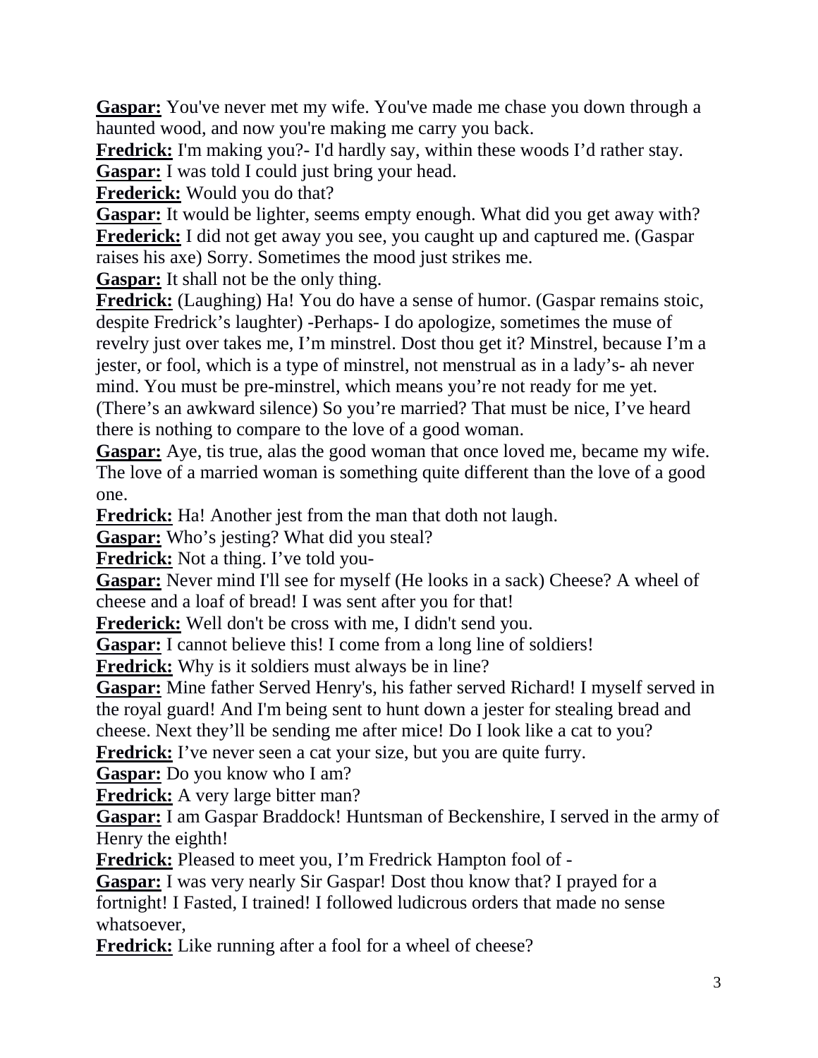**Gaspar:** You've never met my wife. You've made me chase you down through a haunted wood, and now you're making me carry you back.

**Fredrick:** I'm making you?- I'd hardly say, within these woods I'd rather stay.

**Gaspar:** I was told I could just bring your head.

**Frederick:** Would you do that?

**Gaspar:** It would be lighter, seems empty enough. What did you get away with?

**Frederick:** I did not get away you see, you caught up and captured me. (Gaspar raises his axe) Sorry. Sometimes the mood just strikes me.

**Gaspar:** It shall not be the only thing.

**Fredrick:** (Laughing) Ha! You do have a sense of humor. (Gaspar remains stoic, despite Fredrick's laughter) -Perhaps- I do apologize, sometimes the muse of revelry just over takes me, I'm minstrel. Dost thou get it? Minstrel, because I'm a jester, or fool, which is a type of minstrel, not menstrual as in a lady's- ah never mind. You must be pre-minstrel, which means you're not ready for me yet. (There's an awkward silence) So you're married? That must be nice, I've heard there is nothing to compare to the love of a good woman.

**Gaspar:** Aye, tis true, alas the good woman that once loved me, became my wife. The love of a married woman is something quite different than the love of a good one.

**Fredrick:** Ha! Another jest from the man that doth not laugh.

**Gaspar:** Who's jesting? What did you steal?

**Fredrick:** Not a thing. I've told you-

**Gaspar:** Never mind I'll see for myself (He looks in a sack) Cheese? A wheel of cheese and a loaf of bread! I was sent after you for that!

**Frederick:** Well don't be cross with me, I didn't send you.

**Gaspar:** I cannot believe this! I come from a long line of soldiers!

**Fredrick:** Why is it soldiers must always be in line?

**Gaspar:** Mine father Served Henry's, his father served Richard! I myself served in the royal guard! And I'm being sent to hunt down a jester for stealing bread and cheese. Next they'll be sending me after mice! Do I look like a cat to you?

**Fredrick:** I've never seen a cat your size, but you are quite furry.

**Gaspar:** Do you know who I am?

**Fredrick:** A very large bitter man?

**Gaspar:** I am Gaspar Braddock! Huntsman of Beckenshire, I served in the army of Henry the eighth!

**Fredrick:** Pleased to meet you, I'm Fredrick Hampton fool of -

**Gaspar:** I was very nearly Sir Gaspar! Dost thou know that? I prayed for a fortnight! I Fasted, I trained! I followed ludicrous orders that made no sense whatsoever,

**Fredrick:** Like running after a fool for a wheel of cheese?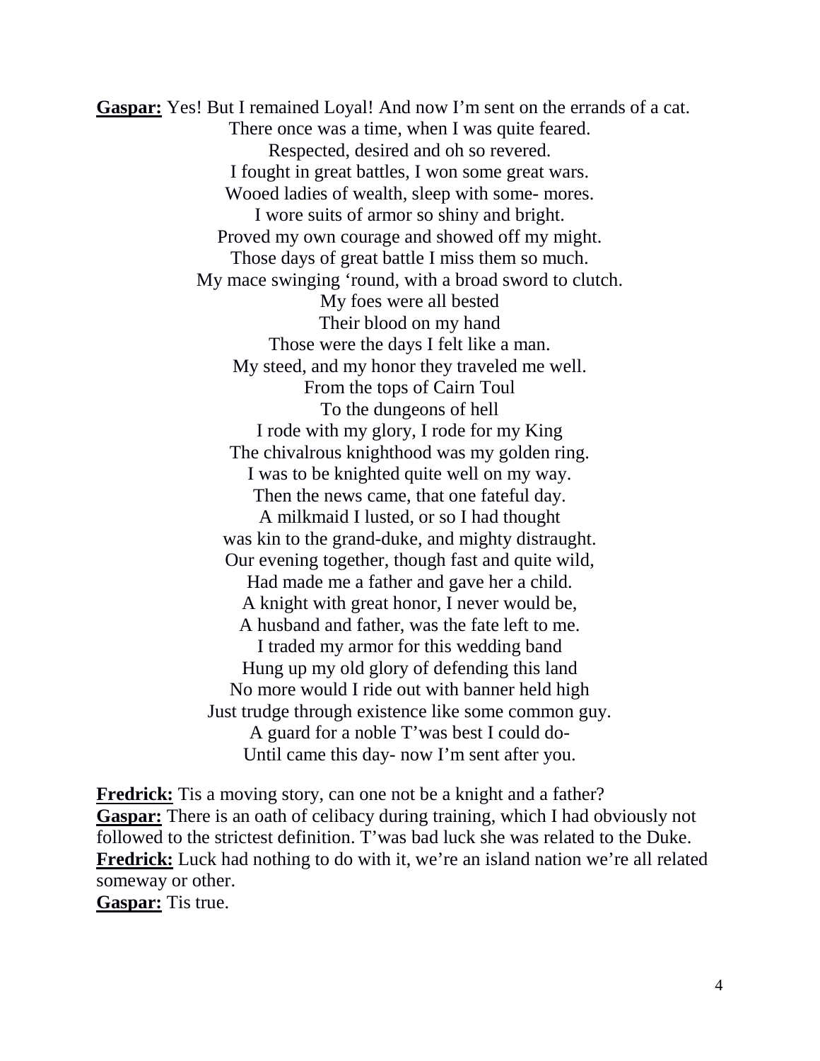**Gaspar:** Yes! But I remained Loyal! And now I'm sent on the errands of a cat.

There once was a time, when I was quite feared.
Respected, desired and oh so revered.
I fought in great battles, I won some great wars.
Wooed ladies of wealth, sleep with some- mores.
I wore suits of armor so shiny and bright.
Proved my own courage and showed off my might.
Those days of great battle I miss them so much.
My mace swinging 'round, with a broad sword to clutch.
My foes were all bested
Their blood on my hand
Those were the days I felt like a man.
My steed, and my honor they traveled me well.
From the tops of Cairn Toul
To the dungeons of hell
I rode with my glory, I rode for my King
The chivalrous knighthood was my golden ring.
I was to be knighted quite well on my way.
Then the news came, that one fateful day.
A milkmaid I lusted, or so I had thought
was kin to the grand-duke, and mighty distraught.
Our evening together, though fast and quite wild,
Had made me a father and gave her a child.
A knight with great honor, I never would be,
A husband and father, was the fate left to me.
I traded my armor for this wedding band
Hung up my old glory of defending this land
No more would I ride out with banner held high
Just trudge through existence like some common guy.
A guard for a noble T'was best I could do-
Until came this day- now I'm sent after you.

**Fredrick:** Tis a moving story, can one not be a knight and a father?
**Gaspar:** There is an oath of celibacy during training, which I had obviously not followed to the strictest definition. T'was bad luck she was related to the Duke.
**Fredrick:** Luck had nothing to do with it, we're an island nation we're all related someway or other.
**Gaspar:** Tis true.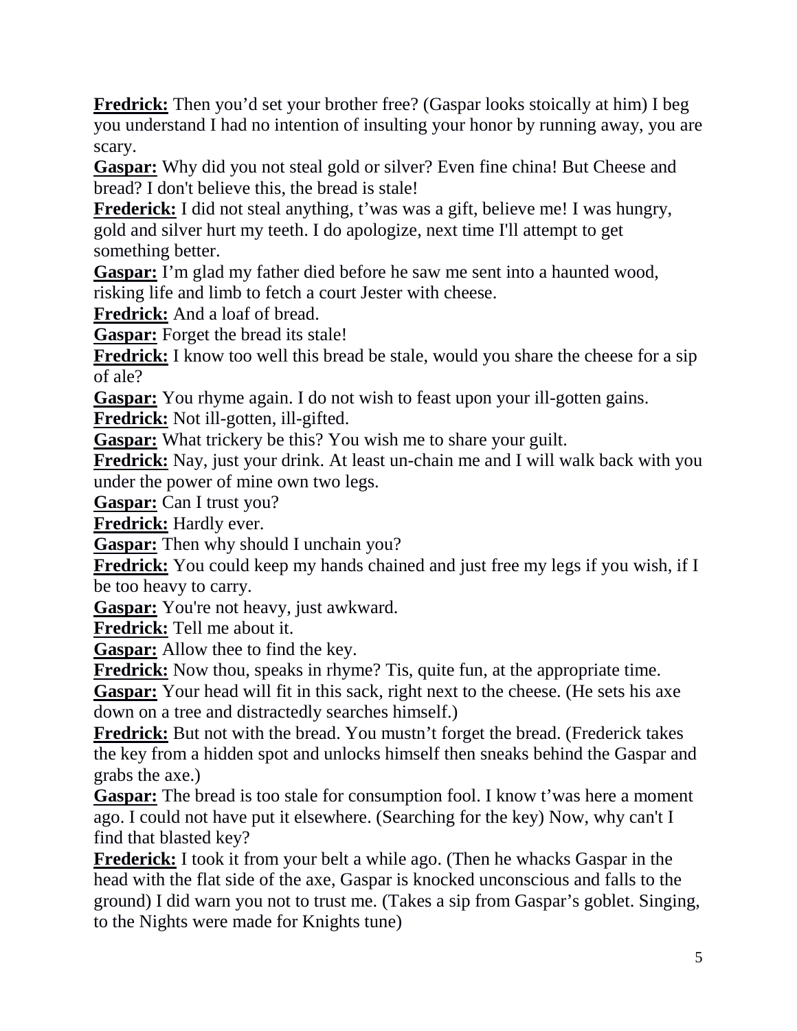**Fredrick:** Then you'd set your brother free? (Gaspar looks stoically at him) I beg you understand I had no intention of insulting your honor by running away, you are scary.

**Gaspar:** Why did you not steal gold or silver? Even fine china! But Cheese and bread? I don't believe this, the bread is stale!

**Frederick:** I did not steal anything, t'was was a gift, believe me! I was hungry, gold and silver hurt my teeth. I do apologize, next time I'll attempt to get something better.

**Gaspar:** I'm glad my father died before he saw me sent into a haunted wood, risking life and limb to fetch a court Jester with cheese.

**Fredrick:** And a loaf of bread.

**Gaspar:** Forget the bread its stale!

**Fredrick:** I know too well this bread be stale, would you share the cheese for a sip of ale?

**Gaspar:** You rhyme again. I do not wish to feast upon your ill-gotten gains.

**Fredrick:** Not ill-gotten, ill-gifted.

**Gaspar:** What trickery be this? You wish me to share your guilt.

**Fredrick:** Nay, just your drink. At least un-chain me and I will walk back with you under the power of mine own two legs.

**Gaspar:** Can I trust you?

**Fredrick:** Hardly ever.

**Gaspar:** Then why should I unchain you?

**Fredrick:** You could keep my hands chained and just free my legs if you wish, if I be too heavy to carry.

**Gaspar:** You're not heavy, just awkward.

**Fredrick:** Tell me about it.

**Gaspar:** Allow thee to find the key.

**Fredrick:** Now thou, speaks in rhyme? Tis, quite fun, at the appropriate time.

**Gaspar:** Your head will fit in this sack, right next to the cheese. (He sets his axe down on a tree and distractedly searches himself.)

**Fredrick:** But not with the bread. You mustn't forget the bread. (Frederick takes the key from a hidden spot and unlocks himself then sneaks behind the Gaspar and grabs the axe.)

**Gaspar:** The bread is too stale for consumption fool. I know t'was here a moment ago. I could not have put it elsewhere. (Searching for the key) Now, why can't I find that blasted key?

**Frederick:** I took it from your belt a while ago. (Then he whacks Gaspar in the head with the flat side of the axe, Gaspar is knocked unconscious and falls to the ground) I did warn you not to trust me. (Takes a sip from Gaspar's goblet. Singing, to the Nights were made for Knights tune)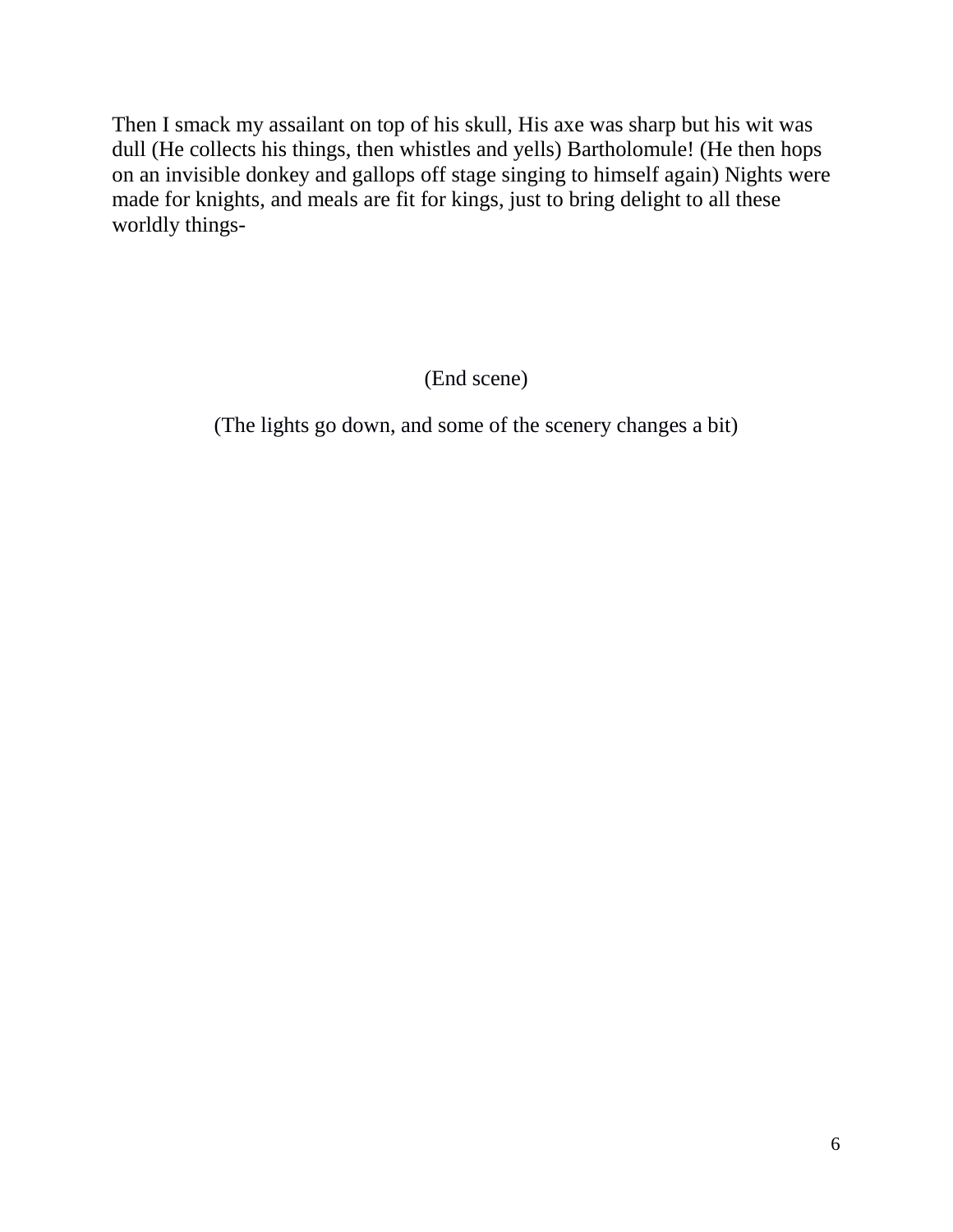Then I smack my assailant on top of his skull, His axe was sharp but his wit was dull (He collects his things, then whistles and yells) Bartholomule! (He then hops on an invisible donkey and gallops off stage singing to himself again) Nights were made for knights, and meals are fit for kings, just to bring delight to all these worldly things-

(End scene)

(The lights go down, and some of the scenery changes a bit)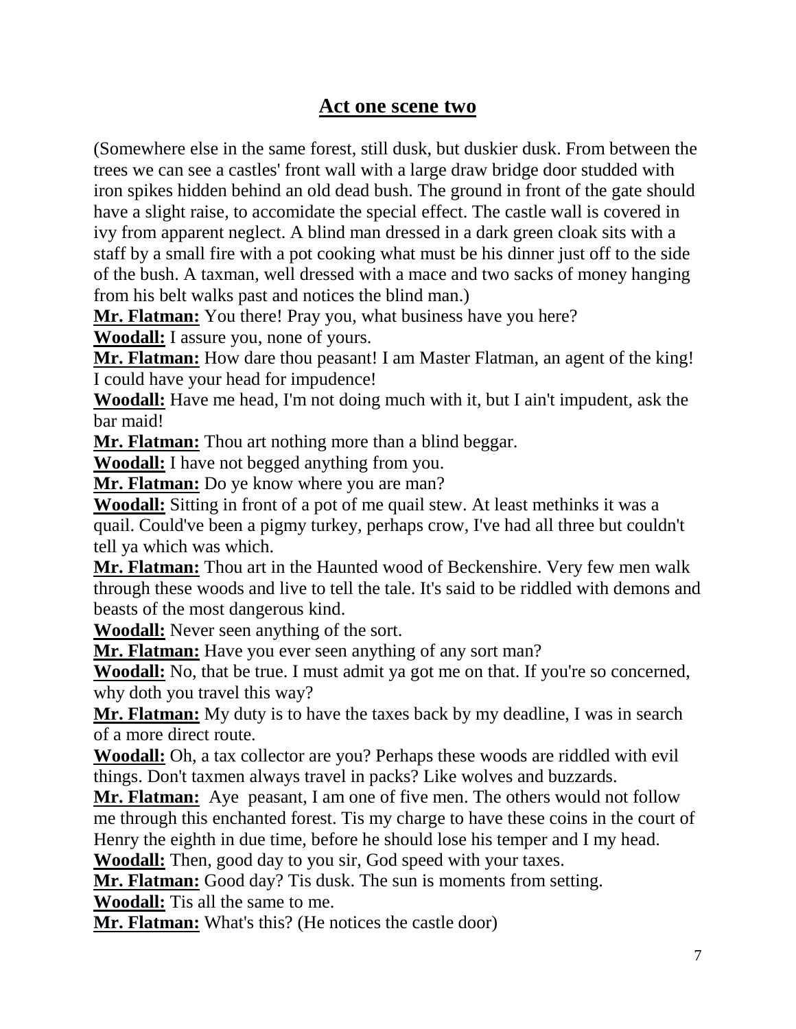## Act one scene two

(Somewhere else in the same forest, still dusk, but duskier dusk. From between the trees we can see a castles' front wall with a large draw bridge door studded with iron spikes hidden behind an old dead bush. The ground in front of the gate should have a slight raise, to accomidate the special effect. The castle wall is covered in ivy from apparent neglect. A blind man dressed in a dark green cloak sits with a staff by a small fire with a pot cooking what must be his dinner just off to the side of the bush. A taxman, well dressed with a mace and two sacks of money hanging from his belt walks past and notices the blind man.)

**Mr. Flatman:** You there! Pray you, what business have you here?

**Woodall:** I assure you, none of yours.

**Mr. Flatman:** How dare thou peasant! I am Master Flatman, an agent of the king! I could have your head for impudence!

**Woodall:** Have me head, I'm not doing much with it, but I ain't impudent, ask the bar maid!

**Mr. Flatman:** Thou art nothing more than a blind beggar.

**Woodall:** I have not begged anything from you.

**Mr. Flatman:** Do ye know where you are man?

**Woodall:** Sitting in front of a pot of me quail stew. At least methinks it was a quail. Could've been a pigmy turkey, perhaps crow, I've had all three but couldn't tell ya which was which.

**Mr. Flatman:** Thou art in the Haunted wood of Beckenshire. Very few men walk through these woods and live to tell the tale. It's said to be riddled with demons and beasts of the most dangerous kind.

**Woodall:** Never seen anything of the sort.

**Mr. Flatman:** Have you ever seen anything of any sort man?

**Woodall:** No, that be true. I must admit ya got me on that. If you're so concerned, why doth you travel this way?

**Mr. Flatman:** My duty is to have the taxes back by my deadline, I was in search of a more direct route.

**Woodall:** Oh, a tax collector are you? Perhaps these woods are riddled with evil things. Don't taxmen always travel in packs? Like wolves and buzzards.

**Mr. Flatman:** Aye peasant, I am one of five men. The others would not follow me through this enchanted forest. Tis my charge to have these coins in the court of Henry the eighth in due time, before he should lose his temper and I my head.

**Woodall:** Then, good day to you sir, God speed with your taxes.

**Mr. Flatman:** Good day? Tis dusk. The sun is moments from setting.

**Woodall:** Tis all the same to me.

**Mr. Flatman:** What's this? (He notices the castle door)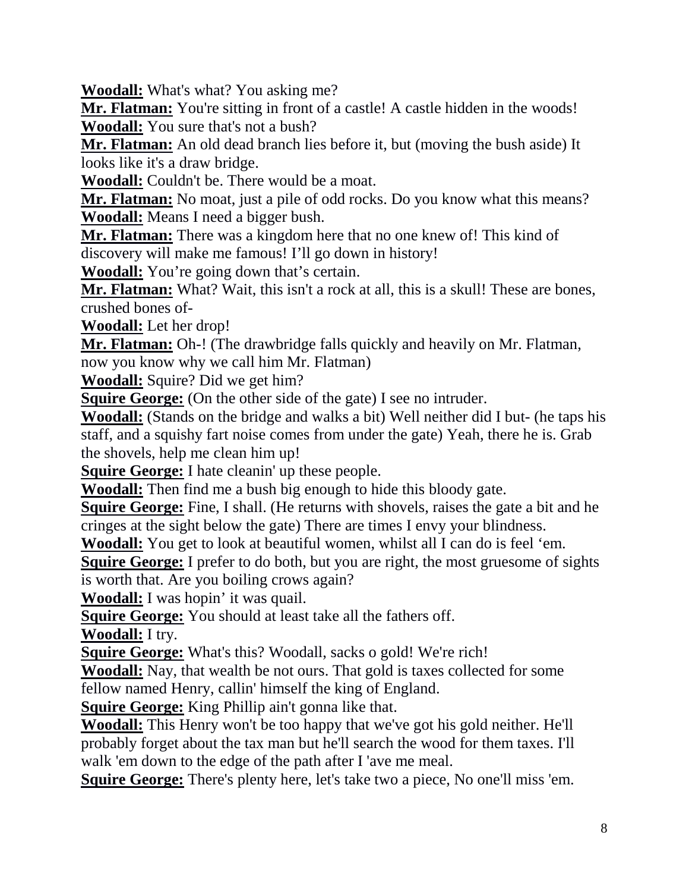**Woodall:** What's what? You asking me?

**Mr. Flatman:** You're sitting in front of a castle! A castle hidden in the woods!

**Woodall:** You sure that's not a bush?

**Mr. Flatman:** An old dead branch lies before it, but (moving the bush aside) It looks like it's a draw bridge.

**Woodall:** Couldn't be. There would be a moat.

**Mr. Flatman:** No moat, just a pile of odd rocks. Do you know what this means?

**Woodall:** Means I need a bigger bush.

**Mr. Flatman:** There was a kingdom here that no one knew of! This kind of discovery will make me famous! I'll go down in history!

**Woodall:** You're going down that's certain.

**Mr. Flatman:** What? Wait, this isn't a rock at all, this is a skull! These are bones, crushed bones of-

**Woodall:** Let her drop!

**Mr. Flatman:** Oh-! (The drawbridge falls quickly and heavily on Mr. Flatman, now you know why we call him Mr. Flatman)

**Woodall:** Squire? Did we get him?

**Squire George:** (On the other side of the gate) I see no intruder.

**Woodall:** (Stands on the bridge and walks a bit) Well neither did I but- (he taps his staff, and a squishy fart noise comes from under the gate) Yeah, there he is. Grab the shovels, help me clean him up!

**Squire George:** I hate cleanin' up these people.

**Woodall:** Then find me a bush big enough to hide this bloody gate.

**Squire George:** Fine, I shall. (He returns with shovels, raises the gate a bit and he cringes at the sight below the gate) There are times I envy your blindness.

**Woodall:** You get to look at beautiful women, whilst all I can do is feel 'em.

**Squire George:** I prefer to do both, but you are right, the most gruesome of sights is worth that. Are you boiling crows again?

**Woodall:** I was hopin' it was quail.

**Squire George:** You should at least take all the fathers off.

**Woodall:** I try.

**Squire George:** What's this? Woodall, sacks o gold! We're rich!

**Woodall:** Nay, that wealth be not ours. That gold is taxes collected for some fellow named Henry, callin' himself the king of England.

**Squire George:** King Phillip ain't gonna like that.

**Woodall:** This Henry won't be too happy that we've got his gold neither. He'll probably forget about the tax man but he'll search the wood for them taxes. I'll walk 'em down to the edge of the path after I 'ave me meal.

**Squire George:** There's plenty here, let's take two a piece, No one'll miss 'em.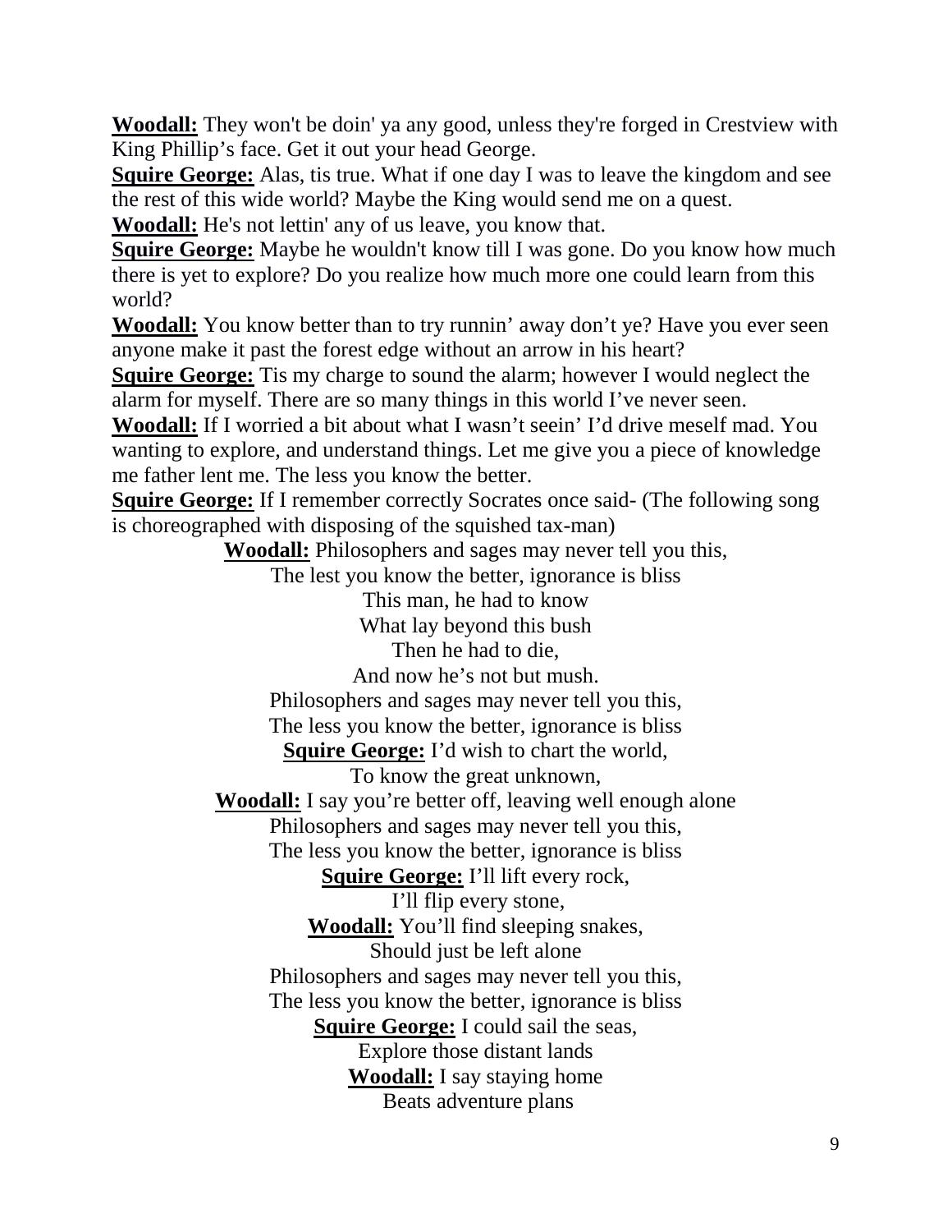**Woodall:** They won't be doin' ya any good, unless they're forged in Crestview with King Phillip's face. Get it out your head George.

**Squire George:** Alas, tis true. What if one day I was to leave the kingdom and see the rest of this wide world? Maybe the King would send me on a quest.

**Woodall:** He's not lettin' any of us leave, you know that.

**Squire George:** Maybe he wouldn't know till I was gone. Do you know how much there is yet to explore? Do you realize how much more one could learn from this world?

**Woodall:** You know better than to try runnin' away don't ye? Have you ever seen anyone make it past the forest edge without an arrow in his heart?

**Squire George:** Tis my charge to sound the alarm; however I would neglect the alarm for myself. There are so many things in this world I've never seen.

**Woodall:** If I worried a bit about what I wasn't seein' I'd drive meself mad. You wanting to explore, and understand things. Let me give you a piece of knowledge me father lent me. The less you know the better.

**Squire George:** If I remember correctly Socrates once said- (The following song is choreographed with disposing of the squished tax-man)

**Woodall:** Philosophers and sages may never tell you this,
The lest you know the better, ignorance is bliss
This man, he had to know
What lay beyond this bush
Then he had to die,
And now he's not but mush.
Philosophers and sages may never tell you this,
The less you know the better, ignorance is bliss

**Squire George:** I'd wish to chart the world,
To know the great unknown,

**Woodall:** I say you're better off, leaving well enough alone
Philosophers and sages may never tell you this,
The less you know the better, ignorance is bliss

**Squire George:** I'll lift every rock,
I'll flip every stone,

**Woodall:** You'll find sleeping snakes,
Should just be left alone
Philosophers and sages may never tell you this,
The less you know the better, ignorance is bliss

**Squire George:** I could sail the seas,
Explore those distant lands

**Woodall:** I say staying home
Beats adventure plans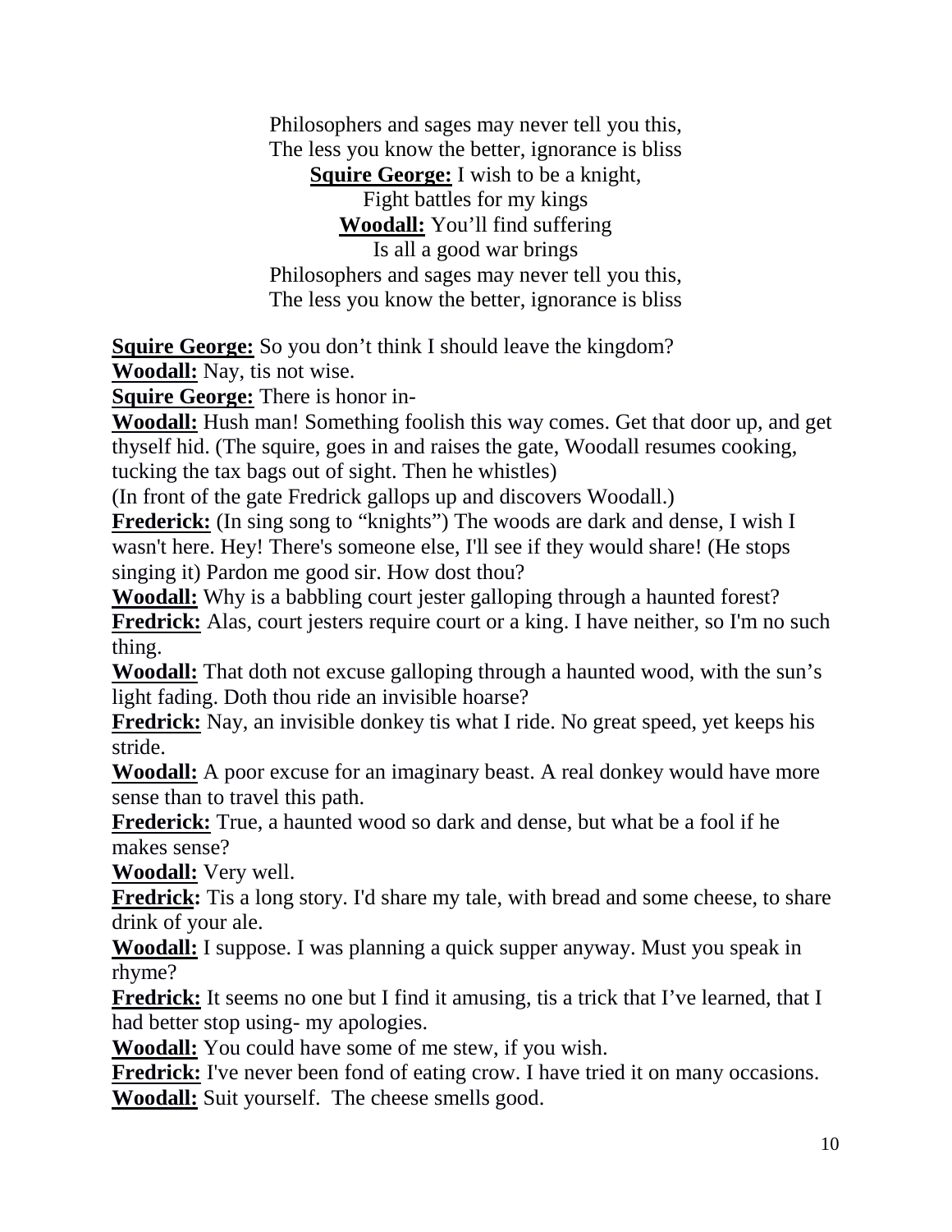Philosophers and sages may never tell you this,  
The less you know the better, ignorance is bliss  
**Squire George:** I wish to be a knight,  
Fight battles for my kings  
**Woodall:** You'll find suffering  
Is all a good war brings  
Philosophers and sages may never tell you this,  
The less you know the better, ignorance is bliss

**Squire George:** So you don't think I should leave the kingdom?  
**Woodall:** Nay, tis not wise.  
**Squire George:** There is honor in-  
**Woodall:** Hush man! Something foolish this way comes. Get that door up, and get thyself hid. (The squire, goes in and raises the gate, Woodall resumes cooking, tucking the tax bags out of sight. Then he whistles)  
(In front of the gate Fredrick gallops up and discovers Woodall.)  
**Frederick:** (In sing song to "knights") The woods are dark and dense, I wish I wasn't here. Hey! There's someone else, I'll see if they would share! (He stops singing it) Pardon me good sir. How dost thou?  
**Woodall:** Why is a babbling court jester galloping through a haunted forest?  
**Fredrick:** Alas, court jesters require court or a king. I have neither, so I'm no such thing.  
**Woodall:** That doth not excuse galloping through a haunted wood, with the sun's light fading. Doth thou ride an invisible hoarse?  
**Fredrick:** Nay, an invisible donkey tis what I ride. No great speed, yet keeps his stride.  
**Woodall:** A poor excuse for an imaginary beast. A real donkey would have more sense than to travel this path.  
**Frederick:** True, a haunted wood so dark and dense, but what be a fool if he makes sense?  
**Woodall:** Very well.  
**Fredrick:** Tis a long story. I'd share my tale, with bread and some cheese, to share drink of your ale.  
**Woodall:** I suppose. I was planning a quick supper anyway. Must you speak in rhyme?  
**Fredrick:** It seems no one but I find it amusing, tis a trick that I've learned, that I had better stop using- my apologies.  
**Woodall:** You could have some of me stew, if you wish.  
**Fredrick:** I've never been fond of eating crow. I have tried it on many occasions.  
**Woodall:** Suit yourself. The cheese smells good.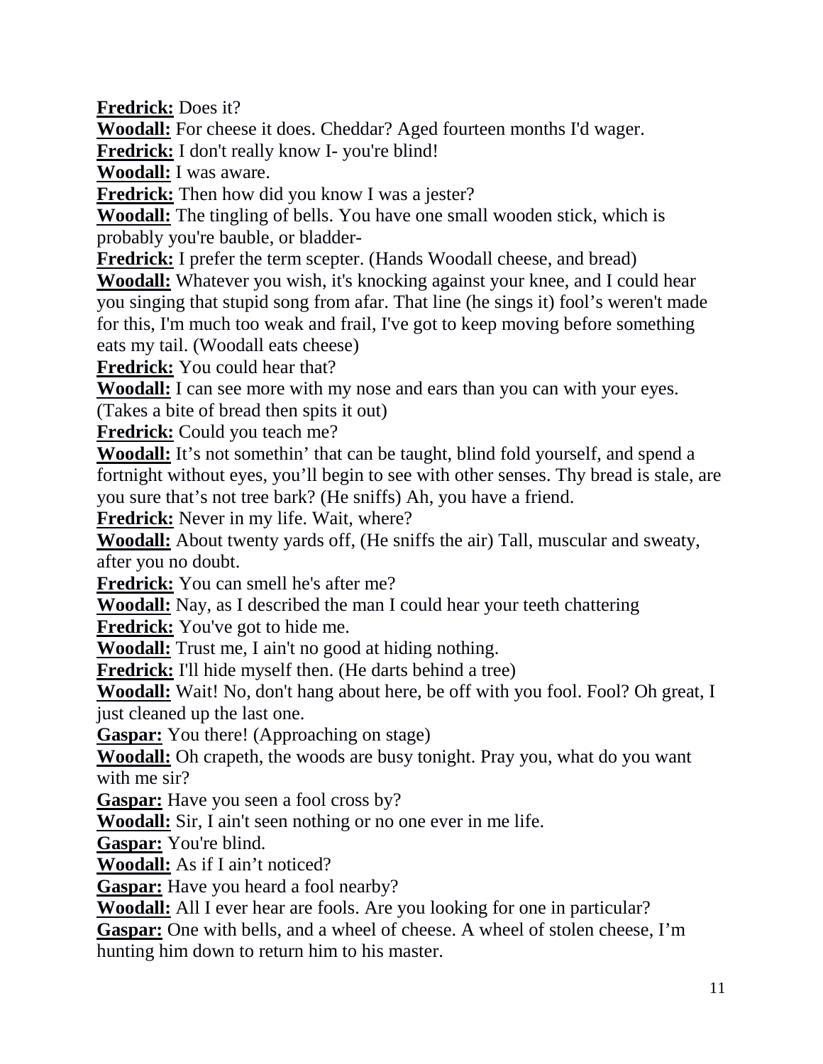**Fredrick:** Does it?

**Woodall:** For cheese it does. Cheddar? Aged fourteen months I'd wager.

**Fredrick:** I don't really know I- you're blind!

**Woodall:** I was aware.

**Fredrick:** Then how did you know I was a jester?

**Woodall:** The tingling of bells. You have one small wooden stick, which is probably you're bauble, or bladder-

**Fredrick:** I prefer the term scepter. (Hands Woodall cheese, and bread)

**Woodall:** Whatever you wish, it's knocking against your knee, and I could hear you singing that stupid song from afar. That line (he sings it) fool's weren't made for this, I'm much too weak and frail, I've got to keep moving before something eats my tail. (Woodall eats cheese)

**Fredrick:** You could hear that?

**Woodall:** I can see more with my nose and ears than you can with your eyes. (Takes a bite of bread then spits it out)

**Fredrick:** Could you teach me?

**Woodall:** It's not somethin' that can be taught, blind fold yourself, and spend a fortnight without eyes, you'll begin to see with other senses. Thy bread is stale, are you sure that's not tree bark? (He sniffs) Ah, you have a friend.

**Fredrick:** Never in my life. Wait, where?

**Woodall:** About twenty yards off, (He sniffs the air) Tall, muscular and sweaty, after you no doubt.

**Fredrick:** You can smell he's after me?

**Woodall:** Nay, as I described the man I could hear your teeth chattering

**Fredrick:** You've got to hide me.

**Woodall:** Trust me, I ain't no good at hiding nothing.

**Fredrick:** I'll hide myself then. (He darts behind a tree)

**Woodall:** Wait! No, don't hang about here, be off with you fool. Fool? Oh great, I just cleaned up the last one.

**Gaspar:** You there! (Approaching on stage)

**Woodall:** Oh crapeth, the woods are busy tonight. Pray you, what do you want with me sir?

**Gaspar:** Have you seen a fool cross by?

**Woodall:** Sir, I ain't seen nothing or no one ever in me life.

**Gaspar:** You're blind.

**Woodall:** As if I ain't noticed?

**Gaspar:** Have you heard a fool nearby?

**Woodall:** All I ever hear are fools. Are you looking for one in particular?

**Gaspar:** One with bells, and a wheel of cheese. A wheel of stolen cheese, I'm hunting him down to return him to his master.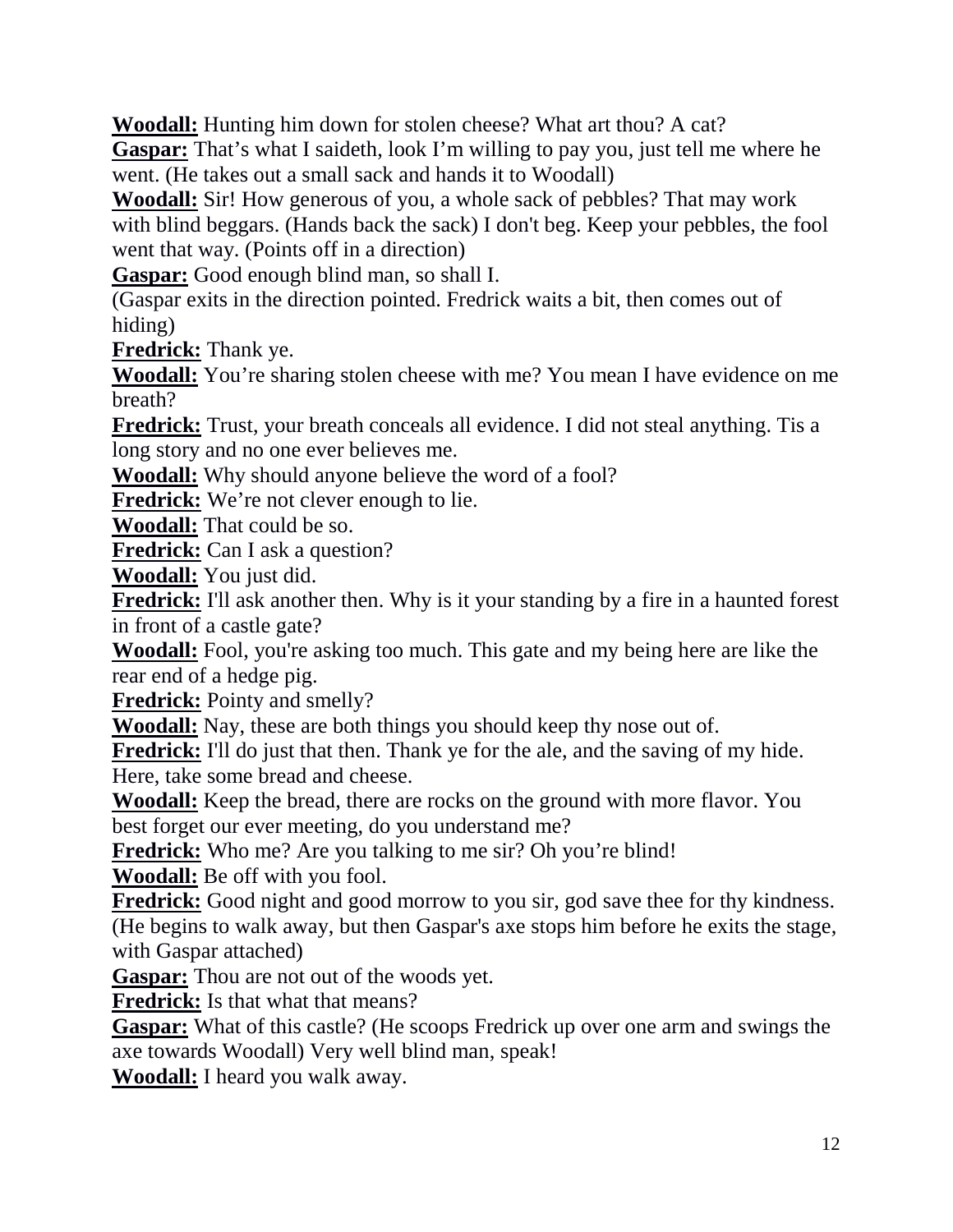**Woodall:** Hunting him down for stolen cheese? What art thou? A cat?
**Gaspar:** That's what I saideth, look I'm willing to pay you, just tell me where he went. (He takes out a small sack and hands it to Woodall)
**Woodall:** Sir! How generous of you, a whole sack of pebbles? That may work with blind beggars. (Hands back the sack) I don't beg. Keep your pebbles, the fool went that way. (Points off in a direction)
**Gaspar:** Good enough blind man, so shall I.
(Gaspar exits in the direction pointed. Fredrick waits a bit, then comes out of hiding)
**Fredrick:** Thank ye.
**Woodall:** You're sharing stolen cheese with me? You mean I have evidence on me breath?
**Fredrick:** Trust, your breath conceals all evidence. I did not steal anything. Tis a long story and no one ever believes me.
**Woodall:** Why should anyone believe the word of a fool?
**Fredrick:** We're not clever enough to lie.
**Woodall:** That could be so.
**Fredrick:** Can I ask a question?
**Woodall:** You just did.
**Fredrick:** I'll ask another then. Why is it your standing by a fire in a haunted forest in front of a castle gate?
**Woodall:** Fool, you're asking too much. This gate and my being here are like the rear end of a hedge pig.
**Fredrick:** Pointy and smelly?
**Woodall:** Nay, these are both things you should keep thy nose out of.
**Fredrick:** I'll do just that then. Thank ye for the ale, and the saving of my hide. Here, take some bread and cheese.
**Woodall:** Keep the bread, there are rocks on the ground with more flavor. You best forget our ever meeting, do you understand me?
**Fredrick:** Who me? Are you talking to me sir? Oh you're blind!
**Woodall:** Be off with you fool.
**Fredrick:** Good night and good morrow to you sir, god save thee for thy kindness.
(He begins to walk away, but then Gaspar's axe stops him before he exits the stage, with Gaspar attached)
**Gaspar:** Thou are not out of the woods yet.
**Fredrick:** Is that what that means?
**Gaspar:** What of this castle? (He scoops Fredrick up over one arm and swings the axe towards Woodall) Very well blind man, speak!
**Woodall:** I heard you walk away.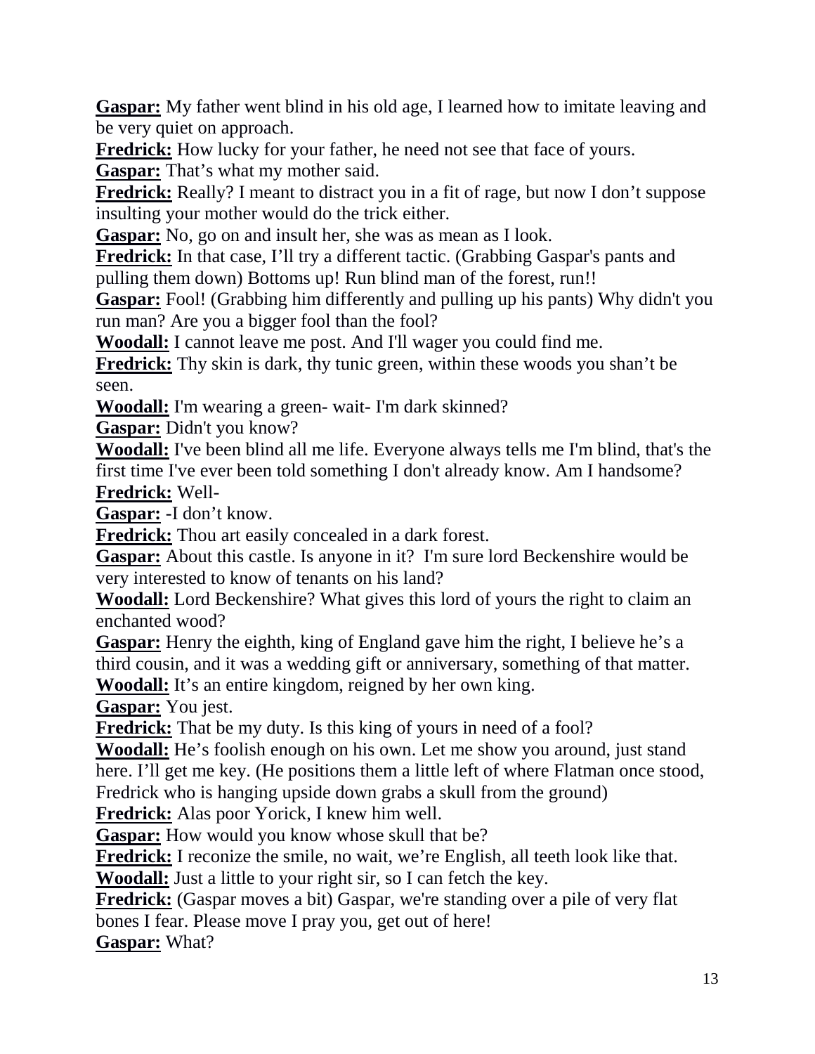**Gaspar:** My father went blind in his old age, I learned how to imitate leaving and be very quiet on approach.

**Fredrick:** How lucky for your father, he need not see that face of yours.

**Gaspar:** That's what my mother said.

**Fredrick:** Really? I meant to distract you in a fit of rage, but now I don't suppose insulting your mother would do the trick either.

**Gaspar:** No, go on and insult her, she was as mean as I look.

**Fredrick:** In that case, I'll try a different tactic. (Grabbing Gaspar's pants and pulling them down) Bottoms up! Run blind man of the forest, run!!

**Gaspar:** Fool! (Grabbing him differently and pulling up his pants) Why didn't you run man? Are you a bigger fool than the fool?

**Woodall:** I cannot leave me post. And I'll wager you could find me.

**Fredrick:** Thy skin is dark, thy tunic green, within these woods you shan't be seen.

**Woodall:** I'm wearing a green- wait- I'm dark skinned?

**Gaspar:** Didn't you know?

**Woodall:** I've been blind all me life. Everyone always tells me I'm blind, that's the first time I've ever been told something I don't already know. Am I handsome?

**Fredrick:** Well-

**Gaspar:** -I don't know.

**Fredrick:** Thou art easily concealed in a dark forest.

**Gaspar:** About this castle. Is anyone in it? I'm sure lord Beckenshire would be very interested to know of tenants on his land?

**Woodall:** Lord Beckenshire? What gives this lord of yours the right to claim an enchanted wood?

**Gaspar:** Henry the eighth, king of England gave him the right, I believe he's a third cousin, and it was a wedding gift or anniversary, something of that matter.

**Woodall:** It's an entire kingdom, reigned by her own king.

**Gaspar:** You jest.

**Fredrick:** That be my duty. Is this king of yours in need of a fool?

**Woodall:** He's foolish enough on his own. Let me show you around, just stand here. I'll get me key. (He positions them a little left of where Flatman once stood, Fredrick who is hanging upside down grabs a skull from the ground)

**Fredrick:** Alas poor Yorick, I knew him well.

**Gaspar:** How would you know whose skull that be?

**Fredrick:** I reconize the smile, no wait, we're English, all teeth look like that.

**Woodall:** Just a little to your right sir, so I can fetch the key.

**Fredrick:** (Gaspar moves a bit) Gaspar, we're standing over a pile of very flat bones I fear. Please move I pray you, get out of here!

**Gaspar:** What?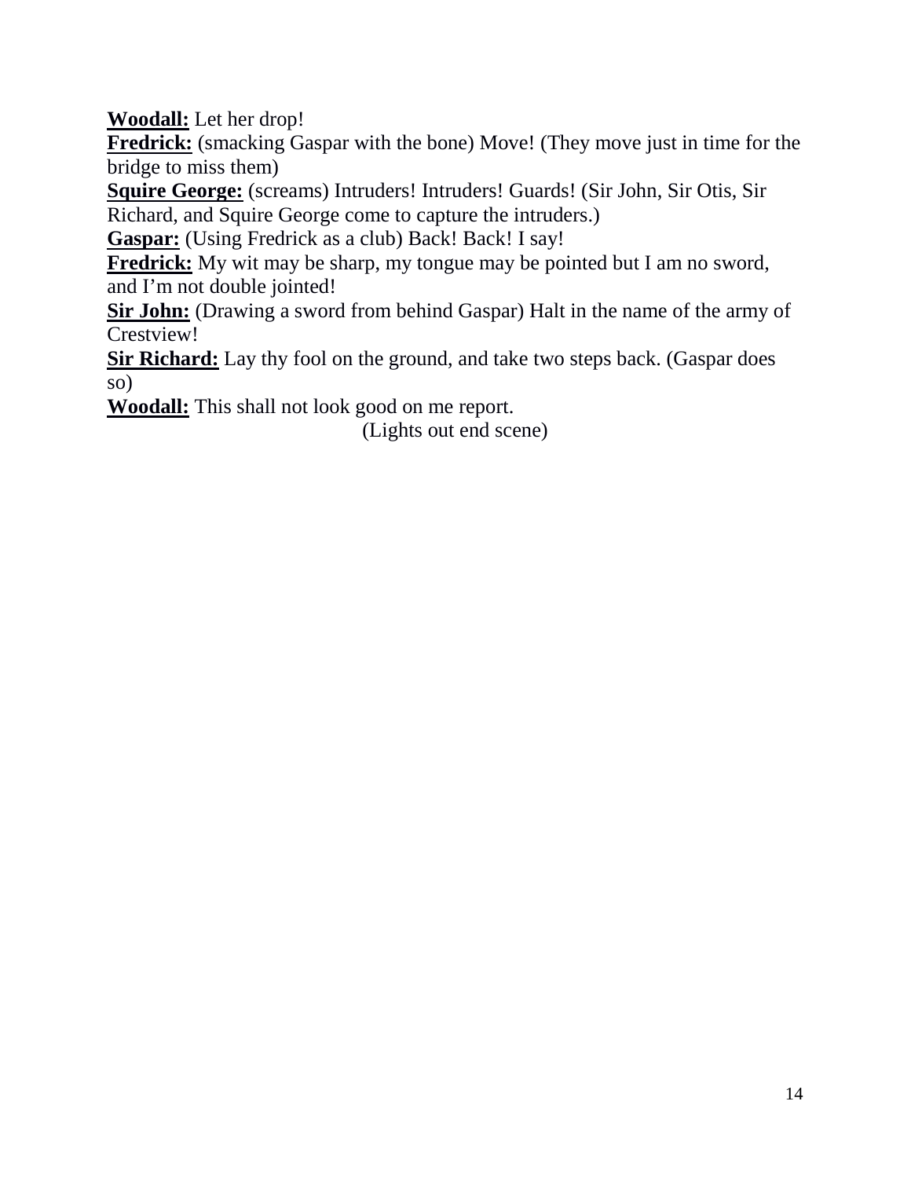**Woodall:** Let her drop!

**Fredrick:** (smacking Gaspar with the bone) Move! (They move just in time for the bridge to miss them)

**Squire George:** (screams) Intruders! Intruders! Guards! (Sir John, Sir Otis, Sir Richard, and Squire George come to capture the intruders.)

**Gaspar:** (Using Fredrick as a club) Back! Back! I say!

**Fredrick:** My wit may be sharp, my tongue may be pointed but I am no sword, and I'm not double jointed!

**Sir John:** (Drawing a sword from behind Gaspar) Halt in the name of the army of Crestview!

**Sir Richard:** Lay thy fool on the ground, and take two steps back. (Gaspar does so)

**Woodall:** This shall not look good on me report.

(Lights out end scene)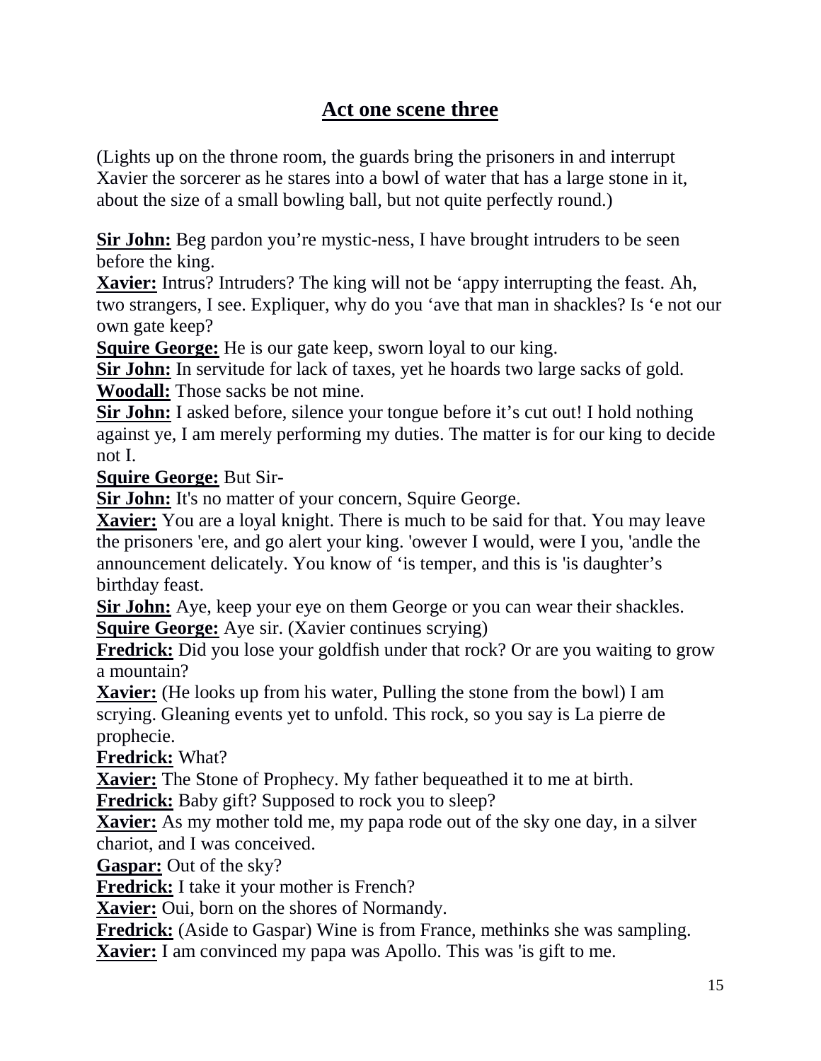## Act one scene three

(Lights up on the throne room, the guards bring the prisoners in and interrupt Xavier the sorcerer as he stares into a bowl of water that has a large stone in it, about the size of a small bowling ball, but not quite perfectly round.)

**Sir John:** Beg pardon you're mystic-ness, I have brought intruders to be seen before the king.
**Xavier:** Intrus? Intruders? The king will not be 'appy interrupting the feast. Ah, two strangers, I see. Expliquer, why do you 'ave that man in shackles? Is 'e not our own gate keep?
**Squire George:** He is our gate keep, sworn loyal to our king.
**Sir John:** In servitude for lack of taxes, yet he hoards two large sacks of gold.
**Woodall:** Those sacks be not mine.
**Sir John:** I asked before, silence your tongue before it's cut out! I hold nothing against ye, I am merely performing my duties. The matter is for our king to decide not I.
**Squire George:** But Sir-
**Sir John:** It's no matter of your concern, Squire George.
**Xavier:** You are a loyal knight. There is much to be said for that. You may leave the prisoners 'ere, and go alert your king. 'owever I would, were I you, 'andle the announcement delicately. You know of 'is temper, and this is 'is daughter's birthday feast.
**Sir John:** Aye, keep your eye on them George or you can wear their shackles.
**Squire George:** Aye sir. (Xavier continues scrying)
**Fredrick:** Did you lose your goldfish under that rock? Or are you waiting to grow a mountain?
**Xavier:** (He looks up from his water, Pulling the stone from the bowl) I am scrying. Gleaning events yet to unfold. This rock, so you say is La pierre de prophecie.
**Fredrick:** What?
**Xavier:** The Stone of Prophecy. My father bequeathed it to me at birth.
**Fredrick:** Baby gift? Supposed to rock you to sleep?
**Xavier:** As my mother told me, my papa rode out of the sky one day, in a silver chariot, and I was conceived.
**Gaspar:** Out of the sky?
**Fredrick:** I take it your mother is French?
**Xavier:** Oui, born on the shores of Normandy.
**Fredrick:** (Aside to Gaspar) Wine is from France, methinks she was sampling.
**Xavier:** I am convinced my papa was Apollo. This was 'is gift to me.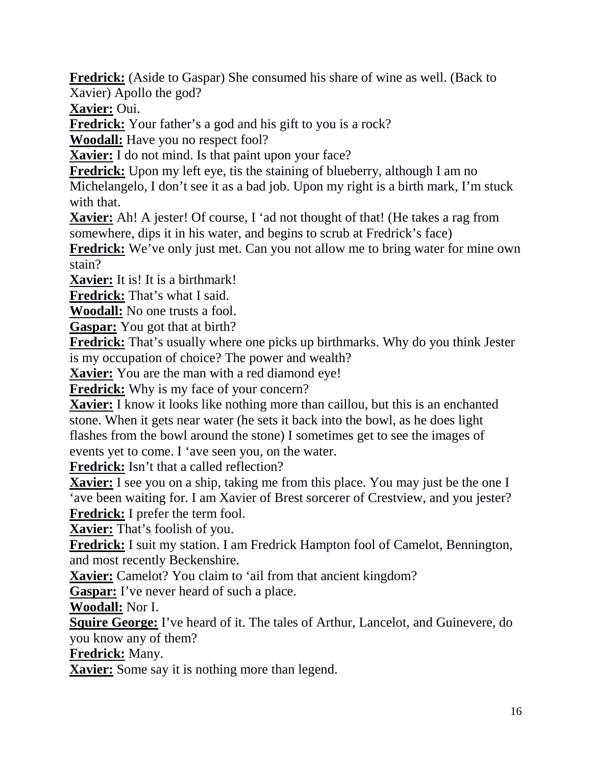**Fredrick:** (Aside to Gaspar) She consumed his share of wine as well. (Back to Xavier) Apollo the god?

**Xavier:** Oui.

**Fredrick:** Your father's a god and his gift to you is a rock?

**Woodall:** Have you no respect fool?

**Xavier:** I do not mind. Is that paint upon your face?

**Fredrick:** Upon my left eye, tis the staining of blueberry, although I am no Michelangelo, I don't see it as a bad job. Upon my right is a birth mark, I'm stuck with that.

**Xavier:** Ah! A jester! Of course, I 'ad not thought of that! (He takes a rag from somewhere, dips it in his water, and begins to scrub at Fredrick's face)

**Fredrick:** We've only just met. Can you not allow me to bring water for mine own stain?

**Xavier:** It is! It is a birthmark!

**Fredrick:** That's what I said.

**Woodall:** No one trusts a fool.

**Gaspar:** You got that at birth?

**Fredrick:** That's usually where one picks up birthmarks. Why do you think Jester is my occupation of choice? The power and wealth?

**Xavier:** You are the man with a red diamond eye!

**Fredrick:** Why is my face of your concern?

**Xavier:** I know it looks like nothing more than caillou, but this is an enchanted stone. When it gets near water (he sets it back into the bowl, as he does light flashes from the bowl around the stone) I sometimes get to see the images of events yet to come. I 'ave seen you, on the water.

**Fredrick:** Isn't that a called reflection?

**Xavier:** I see you on a ship, taking me from this place. You may just be the one I 'ave been waiting for. I am Xavier of Brest sorcerer of Crestview, and you jester?

**Fredrick:** I prefer the term fool.

**Xavier:** That's foolish of you.

**Fredrick:** I suit my station. I am Fredrick Hampton fool of Camelot, Bennington, and most recently Beckenshire.

**Xavier:** Camelot? You claim to 'ail from that ancient kingdom?

**Gaspar:** I've never heard of such a place.

**Woodall:** Nor I.

**Squire George:** I've heard of it. The tales of Arthur, Lancelot, and Guinevere, do you know any of them?

**Fredrick:** Many.

**Xavier:** Some say it is nothing more than legend.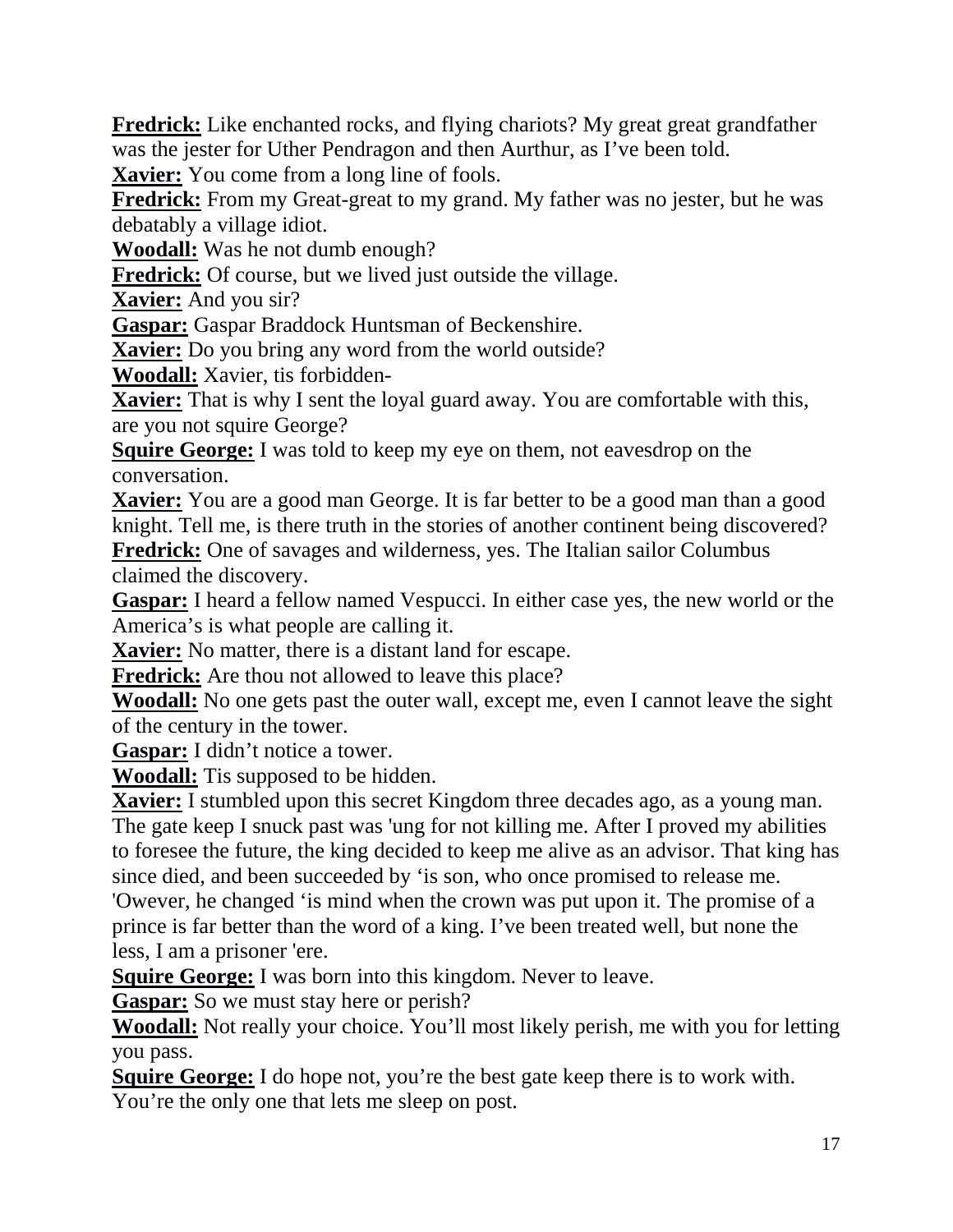**Fredrick:** Like enchanted rocks, and flying chariots? My great great grandfather was the jester for Uther Pendragon and then Aurthur, as I've been told.

**Xavier:** You come from a long line of fools.

**Fredrick:** From my Great-great to my grand. My father was no jester, but he was debatably a village idiot.

**Woodall:** Was he not dumb enough?

**Fredrick:** Of course, but we lived just outside the village.

**Xavier:** And you sir?

**Gaspar:** Gaspar Braddock Huntsman of Beckenshire.

**Xavier:** Do you bring any word from the world outside?

**Woodall:** Xavier, tis forbidden-

**Xavier:** That is why I sent the loyal guard away. You are comfortable with this, are you not squire George?

**Squire George:** I was told to keep my eye on them, not eavesdrop on the conversation.

**Xavier:** You are a good man George. It is far better to be a good man than a good knight. Tell me, is there truth in the stories of another continent being discovered?

**Fredrick:** One of savages and wilderness, yes. The Italian sailor Columbus claimed the discovery.

**Gaspar:** I heard a fellow named Vespucci. In either case yes, the new world or the America's is what people are calling it.

**Xavier:** No matter, there is a distant land for escape.

**Fredrick:** Are thou not allowed to leave this place?

**Woodall:** No one gets past the outer wall, except me, even I cannot leave the sight of the century in the tower.

**Gaspar:** I didn't notice a tower.

**Woodall:** Tis supposed to be hidden.

**Xavier:** I stumbled upon this secret Kingdom three decades ago, as a young man. The gate keep I snuck past was 'ung for not killing me. After I proved my abilities to foresee the future, the king decided to keep me alive as an advisor. That king has since died, and been succeeded by 'is son, who once promised to release me. 'Owever, he changed 'is mind when the crown was put upon it. The promise of a prince is far better than the word of a king. I've been treated well, but none the less, I am a prisoner 'ere.

**Squire George:** I was born into this kingdom. Never to leave.

**Gaspar:** So we must stay here or perish?

**Woodall:** Not really your choice. You'll most likely perish, me with you for letting you pass.

**Squire George:** I do hope not, you're the best gate keep there is to work with. You're the only one that lets me sleep on post.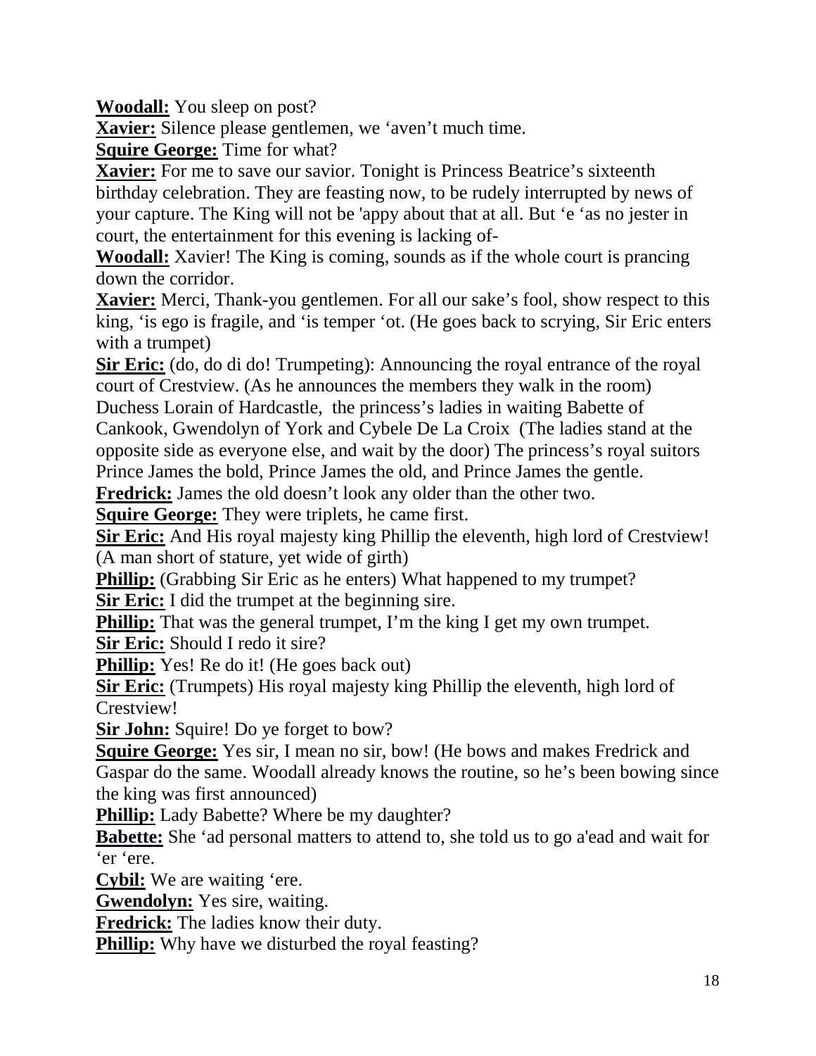**Woodall:** You sleep on post?

**Xavier:** Silence please gentlemen, we 'aven't much time.

**Squire George:** Time for what?

**Xavier:** For me to save our savior. Tonight is Princess Beatrice's sixteenth birthday celebration. They are feasting now, to be rudely interrupted by news of your capture. The King will not be 'appy about that at all. But 'e 'as no jester in court, the entertainment for this evening is lacking of-

**Woodall:** Xavier! The King is coming, sounds as if the whole court is prancing down the corridor.

**Xavier:** Merci, Thank-you gentlemen. For all our sake's fool, show respect to this king, 'is ego is fragile, and 'is temper 'ot. (He goes back to scrying, Sir Eric enters with a trumpet)

**Sir Eric:** (do, do di do! Trumpeting): Announcing the royal entrance of the royal court of Crestview. (As he announces the members they walk in the room) Duchess Lorain of Hardcastle, the princess's ladies in waiting Babette of Cankook, Gwendolyn of York and Cybele De La Croix (The ladies stand at the opposite side as everyone else, and wait by the door) The princess's royal suitors Prince James the bold, Prince James the old, and Prince James the gentle.

**Fredrick:** James the old doesn't look any older than the other two.

**Squire George:** They were triplets, he came first.

**Sir Eric:** And His royal majesty king Phillip the eleventh, high lord of Crestview! (A man short of stature, yet wide of girth)

**Phillip:** (Grabbing Sir Eric as he enters) What happened to my trumpet?

**Sir Eric:** I did the trumpet at the beginning sire.

**Phillip:** That was the general trumpet, I'm the king I get my own trumpet.

**Sir Eric:** Should I redo it sire?

**Phillip:** Yes! Re do it! (He goes back out)

**Sir Eric:** (Trumpets) His royal majesty king Phillip the eleventh, high lord of Crestview!

**Sir John:** Squire! Do ye forget to bow?

**Squire George:** Yes sir, I mean no sir, bow! (He bows and makes Fredrick and Gaspar do the same. Woodall already knows the routine, so he's been bowing since the king was first announced)

**Phillip:** Lady Babette? Where be my daughter?

**Babette:** She 'ad personal matters to attend to, she told us to go a'ead and wait for 'er 'ere.

**Cybil:** We are waiting 'ere.

**Gwendolyn:** Yes sire, waiting.

**Fredrick:** The ladies know their duty.

**Phillip:** Why have we disturbed the royal feasting?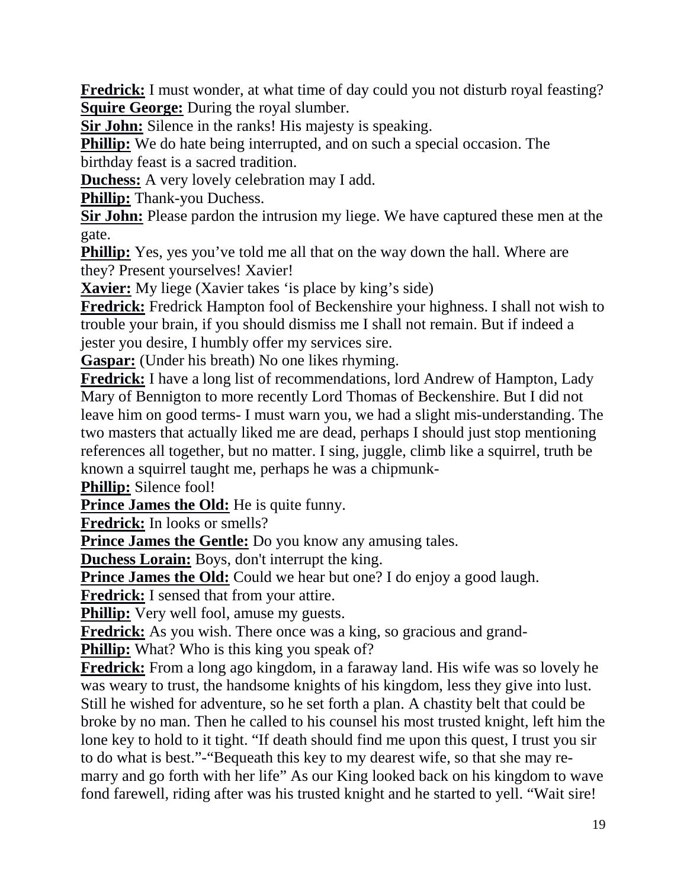**Fredrick:** I must wonder, at what time of day could you not disturb royal feasting?
**Squire George:** During the royal slumber.
**Sir John:** Silence in the ranks! His majesty is speaking.
**Phillip:** We do hate being interrupted, and on such a special occasion. The birthday feast is a sacred tradition.
**Duchess:** A very lovely celebration may I add.
**Phillip:** Thank-you Duchess.
**Sir John:** Please pardon the intrusion my liege. We have captured these men at the gate.
**Phillip:** Yes, yes you've told me all that on the way down the hall. Where are they? Present yourselves! Xavier!
**Xavier:** My liege (Xavier takes 'is place by king's side)
**Fredrick:** Fredrick Hampton fool of Beckenshire your highness. I shall not wish to trouble your brain, if you should dismiss me I shall not remain. But if indeed a jester you desire, I humbly offer my services sire.
**Gaspar:** (Under his breath) No one likes rhyming.
**Fredrick:** I have a long list of recommendations, lord Andrew of Hampton, Lady Mary of Bennington to more recently Lord Thomas of Beckenshire. But I did not leave him on good terms- I must warn you, we had a slight mis-understanding. The two masters that actually liked me are dead, perhaps I should just stop mentioning references all together, but no matter. I sing, juggle, climb like a squirrel, truth be known a squirrel taught me, perhaps he was a chipmunk-
**Phillip:** Silence fool!
**Prince James the Old:** He is quite funny.
**Fredrick:** In looks or smells?
**Prince James the Gentle:** Do you know any amusing tales.
**Duchess Lorain:** Boys, don't interrupt the king.
**Prince James the Old:** Could we hear but one? I do enjoy a good laugh.
**Fredrick:** I sensed that from your attire.
**Phillip:** Very well fool, amuse my guests.
**Fredrick:** As you wish. There once was a king, so gracious and grand-
**Phillip:** What? Who is this king you speak of?
**Fredrick:** From a long ago kingdom, in a faraway land. His wife was so lovely he was weary to trust, the handsome knights of his kingdom, less they give into lust. Still he wished for adventure, so he set forth a plan. A chastity belt that could be broke by no man. Then he called to his counsel his most trusted knight, left him the lone key to hold to it tight. "If death should find me upon this quest, I trust you sir to do what is best."-"Bequeath this key to my dearest wife, so that she may re-marry and go forth with her life" As our King looked back on his kingdom to wave fond farewell, riding after was his trusted knight and he started to yell. "Wait sire!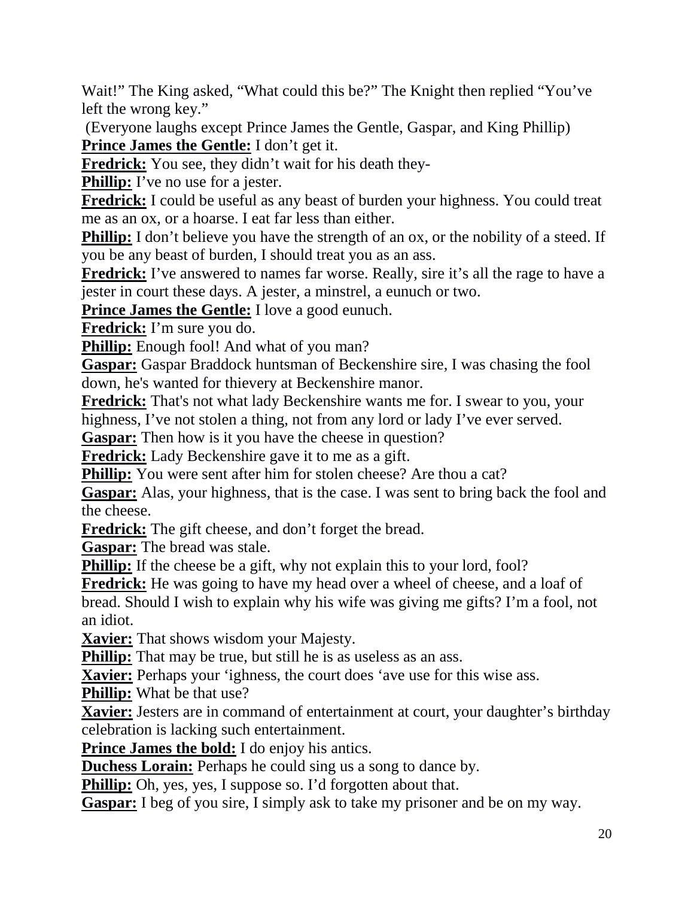Wait!" The King asked, "What could this be?" The Knight then replied "You've left the wrong key."

(Everyone laughs except Prince James the Gentle, Gaspar, and King Phillip)

**Prince James the Gentle:** I don't get it.

**Fredrick:** You see, they didn't wait for his death they-

**Phillip:** I've no use for a jester.

**Fredrick:** I could be useful as any beast of burden your highness. You could treat me as an ox, or a hoarse. I eat far less than either.

**Phillip:** I don't believe you have the strength of an ox, or the nobility of a steed. If you be any beast of burden, I should treat you as an ass.

**Fredrick:** I've answered to names far worse. Really, sire it's all the rage to have a jester in court these days. A jester, a minstrel, a eunuch or two.

**Prince James the Gentle:** I love a good eunuch.

**Fredrick:** I'm sure you do.

**Phillip:** Enough fool! And what of you man?

**Gaspar:** Gaspar Braddock huntsman of Beckenshire sire, I was chasing the fool down, he's wanted for thievery at Beckenshire manor.

**Fredrick:** That's not what lady Beckenshire wants me for. I swear to you, your highness, I've not stolen a thing, not from any lord or lady I've ever served.

**Gaspar:** Then how is it you have the cheese in question?

**Fredrick:** Lady Beckenshire gave it to me as a gift.

**Phillip:** You were sent after him for stolen cheese? Are thou a cat?

**Gaspar:** Alas, your highness, that is the case. I was sent to bring back the fool and the cheese.

**Fredrick:** The gift cheese, and don't forget the bread.

**Gaspar:** The bread was stale.

**Phillip:** If the cheese be a gift, why not explain this to your lord, fool?

**Fredrick:** He was going to have my head over a wheel of cheese, and a loaf of bread. Should I wish to explain why his wife was giving me gifts? I'm a fool, not an idiot.

**Xavier:** That shows wisdom your Majesty.

**Phillip:** That may be true, but still he is as useless as an ass.

**Xavier:** Perhaps your 'ighness, the court does 'ave use for this wise ass.

**Phillip:** What be that use?

**Xavier:** Jesters are in command of entertainment at court, your daughter's birthday celebration is lacking such entertainment.

**Prince James the bold:** I do enjoy his antics.

**Duchess Lorain:** Perhaps he could sing us a song to dance by.

**Phillip:** Oh, yes, yes, I suppose so. I'd forgotten about that.

**Gaspar:** I beg of you sire, I simply ask to take my prisoner and be on my way.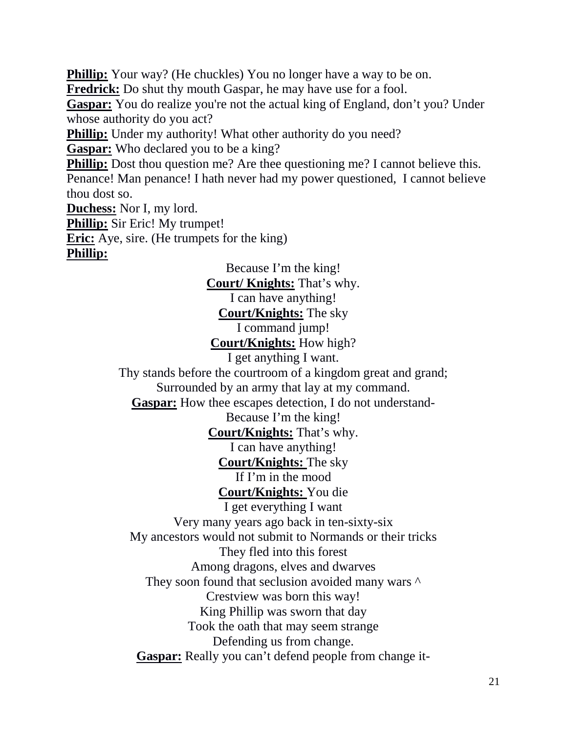**Phillip:** Your way? (He chuckles) You no longer have a way to be on.

**Fredrick:** Do shut thy mouth Gaspar, he may have use for a fool.

**Gaspar:** You do realize you're not the actual king of England, don't you? Under whose authority do you act?

**Phillip:** Under my authority! What other authority do you need?

**Gaspar:** Who declared you to be a king?

**Phillip:** Dost thou question me? Are thee questioning me? I cannot believe this. Penance! Man penance! I hath never had my power questioned, I cannot believe thou dost so.

**Duchess:** Nor I, my lord.

**Phillip:** Sir Eric! My trumpet!

**Eric:** Aye, sire. (He trumpets for the king)

**Phillip:**

Because I'm the king!
**Court/ Knights:** That's why.
I can have anything!
**Court/Knights:** The sky
I command jump!
**Court/Knights:** How high?
I get anything I want.
Thy stands before the courtroom of a kingdom great and grand;
Surrounded by an army that lay at my command.
**Gaspar:** How thee escapes detection, I do not understand-
Because I'm the king!
**Court/Knights:** That's why.
I can have anything!
**Court/Knights:** The sky
If I'm in the mood
**Court/Knights:** You die
I get everything I want
Very many years ago back in ten-sixty-six
My ancestors would not submit to Normands or their tricks
They fled into this forest
Among dragons, elves and dwarves
They soon found that seclusion avoided many wars ^
Crestview was born this way!
King Phillip was sworn that day
Took the oath that may seem strange
Defending us from change.
**Gaspar:** Really you can't defend people from change it-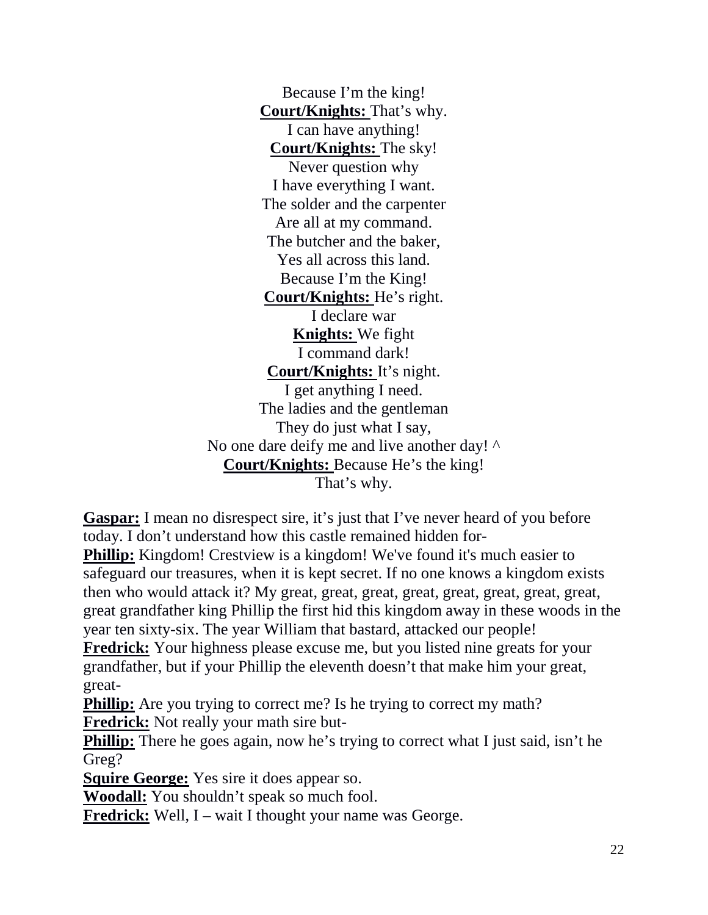Because I'm the king!  
**Court/Knights:** That's why.  
I can have anything!  
**Court/Knights:** The sky!  
Never question why  
I have everything I want.  
The solder and the carpenter  
Are all at my command.  
The butcher and the baker,  
Yes all across this land.  
Because I'm the King!  
**Court/Knights:** He's right.  
I declare war  
**Knights:** We fight  
I command dark!  
**Court/Knights:** It's night.  
I get anything I need.  
The ladies and the gentleman  
They do just what I say,  
No one dare deify me and live another day! ^  
**Court/Knights:** Because He's the king!  
That's why.

**Gaspar:** I mean no disrespect sire, it's just that I've never heard of you before today. I don't understand how this castle remained hidden for-  
**Phillip:** Kingdom! Crestview is a kingdom! We've found it's much easier to safeguard our treasures, when it is kept secret. If no one knows a kingdom exists then who would attack it? My great, great, great, great, great, great, great, great, great grandfather king Phillip the first hid this kingdom away in these woods in the year ten sixty-six. The year William that bastard, attacked our people!  
**Fredrick:** Your highness please excuse me, but you listed nine greats for your grandfather, but if your Phillip the eleventh doesn't that make him your great, great-  
**Phillip:** Are you trying to correct me? Is he trying to correct my math?  
**Fredrick:** Not really your math sire but-  
**Phillip:** There he goes again, now he's trying to correct what I just said, isn't he Greg?  
**Squire George:** Yes sire it does appear so.  
**Woodall:** You shouldn't speak so much fool.  
**Fredrick:** Well, I – wait I thought your name was George.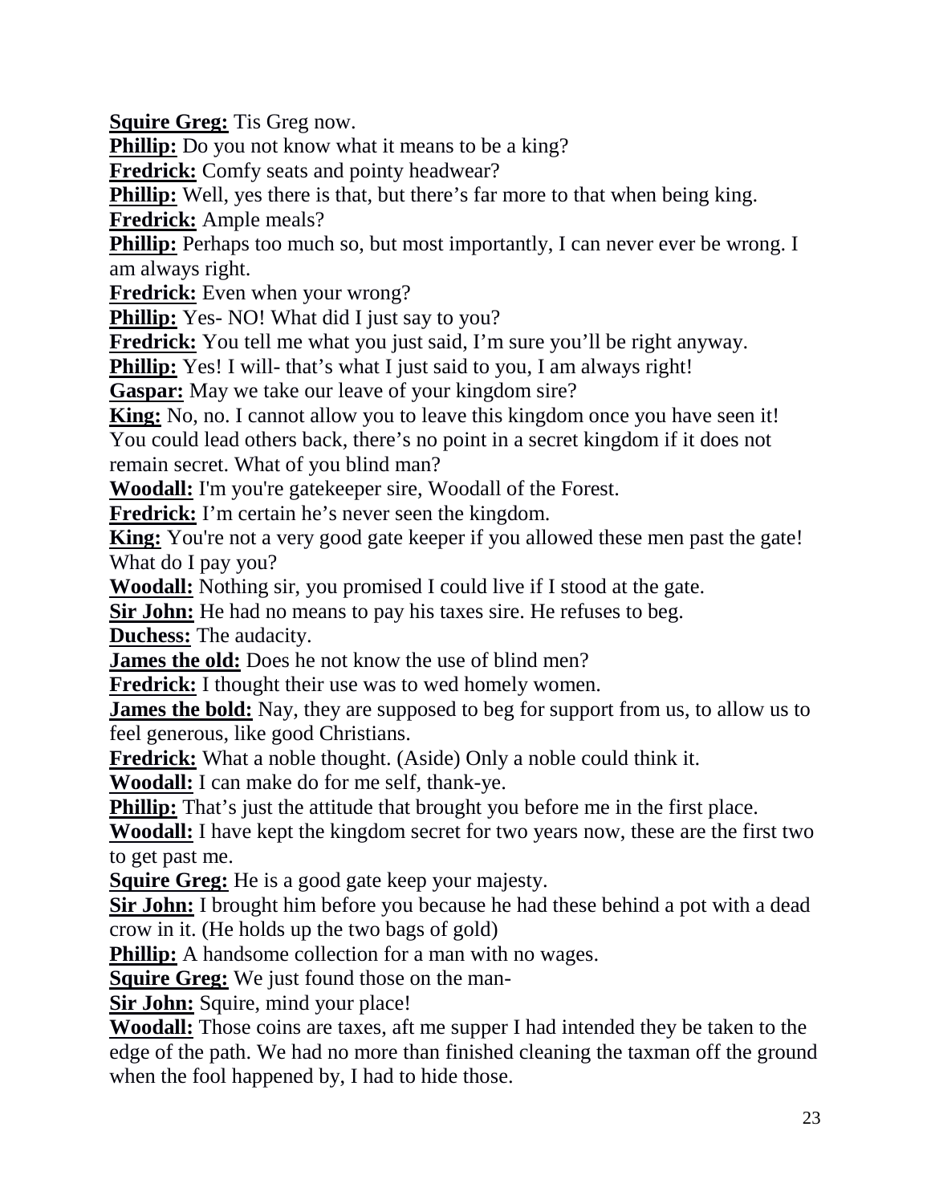**Squire Greg:** Tis Greg now.

**Phillip:** Do you not know what it means to be a king?

**Fredrick:** Comfy seats and pointy headwear?

**Phillip:** Well, yes there is that, but there's far more to that when being king.

**Fredrick:** Ample meals?

**Phillip:** Perhaps too much so, but most importantly, I can never ever be wrong. I am always right.

**Fredrick:** Even when your wrong?

**Phillip:** Yes- NO! What did I just say to you?

**Fredrick:** You tell me what you just said, I'm sure you'll be right anyway.

**Phillip:** Yes! I will- that's what I just said to you, I am always right!

**Gaspar:** May we take our leave of your kingdom sire?

**King:** No, no. I cannot allow you to leave this kingdom once you have seen it! You could lead others back, there's no point in a secret kingdom if it does not remain secret. What of you blind man?

**Woodall:** I'm you're gatekeeper sire, Woodall of the Forest.

**Fredrick:** I'm certain he's never seen the kingdom.

**King:** You're not a very good gate keeper if you allowed these men past the gate! What do I pay you?

**Woodall:** Nothing sir, you promised I could live if I stood at the gate.

**Sir John:** He had no means to pay his taxes sire. He refuses to beg.

**Duchess:** The audacity.

**James the old:** Does he not know the use of blind men?

**Fredrick:** I thought their use was to wed homely women.

**James the bold:** Nay, they are supposed to beg for support from us, to allow us to feel generous, like good Christians.

**Fredrick:** What a noble thought. (Aside) Only a noble could think it.

**Woodall:** I can make do for me self, thank-ye.

**Phillip:** That's just the attitude that brought you before me in the first place.

**Woodall:** I have kept the kingdom secret for two years now, these are the first two to get past me.

**Squire Greg:** He is a good gate keep your majesty.

**Sir John:** I brought him before you because he had these behind a pot with a dead crow in it. (He holds up the two bags of gold)

**Phillip:** A handsome collection for a man with no wages.

**Squire Greg:** We just found those on the man-

**Sir John:** Squire, mind your place!

**Woodall:** Those coins are taxes, aft me supper I had intended they be taken to the edge of the path. We had no more than finished cleaning the taxman off the ground when the fool happened by, I had to hide those.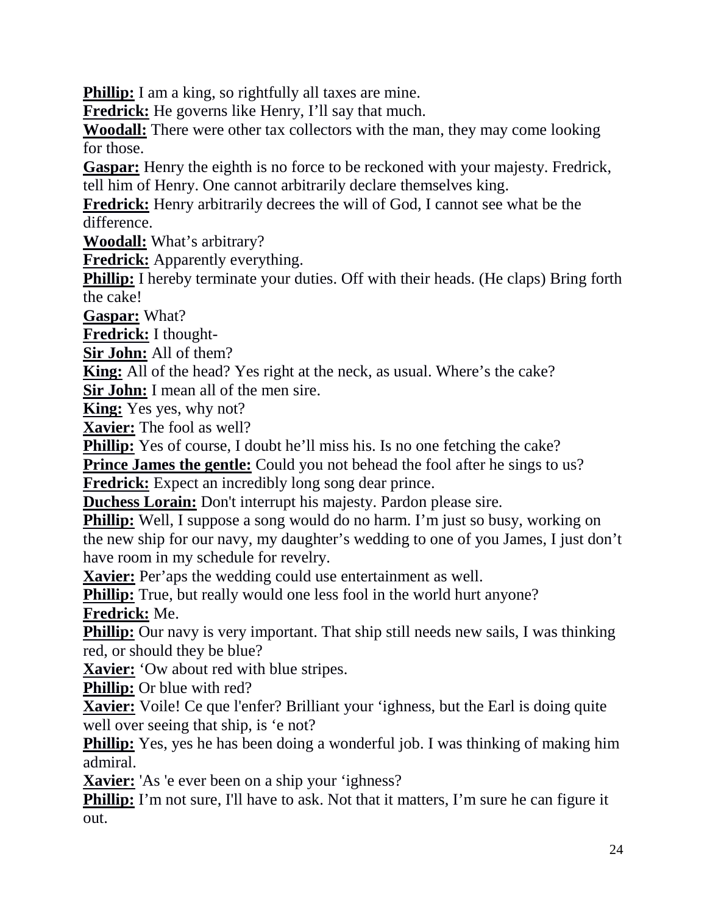**Phillip:** I am a king, so rightfully all taxes are mine.

**Fredrick:** He governs like Henry, I'll say that much.

**Woodall:** There were other tax collectors with the man, they may come looking for those.

**Gaspar:** Henry the eighth is no force to be reckoned with your majesty. Fredrick, tell him of Henry. One cannot arbitrarily declare themselves king.

**Fredrick:** Henry arbitrarily decrees the will of God, I cannot see what be the difference.

**Woodall:** What's arbitrary?

**Fredrick:** Apparently everything.

**Phillip:** I hereby terminate your duties. Off with their heads. (He claps) Bring forth the cake!

**Gaspar:** What?

**Fredrick:** I thought-

**Sir John:** All of them?

**King:** All of the head? Yes right at the neck, as usual. Where's the cake?

**Sir John:** I mean all of the men sire.

**King:** Yes yes, why not?

**Xavier:** The fool as well?

**Phillip:** Yes of course, I doubt he'll miss his. Is no one fetching the cake?

**Prince James the gentle:** Could you not behead the fool after he sings to us?

**Fredrick:** Expect an incredibly long song dear prince.

**Duchess Lorain:** Don't interrupt his majesty. Pardon please sire.

**Phillip:** Well, I suppose a song would do no harm. I'm just so busy, working on the new ship for our navy, my daughter's wedding to one of you James, I just don't have room in my schedule for revelry.

**Xavier:** Per'aps the wedding could use entertainment as well.

**Phillip:** True, but really would one less fool in the world hurt anyone?

**Fredrick:** Me.

**Phillip:** Our navy is very important. That ship still needs new sails, I was thinking red, or should they be blue?

**Xavier:** 'Ow about red with blue stripes.

**Phillip:** Or blue with red?

**Xavier:** Voile! Ce que l'enfer? Brilliant your 'ighness, but the Earl is doing quite well over seeing that ship, is 'e not?

**Phillip:** Yes, yes he has been doing a wonderful job. I was thinking of making him admiral.

**Xavier:** 'As 'e ever been on a ship your 'ighness?

**Phillip:** I'm not sure, I'll have to ask. Not that it matters, I'm sure he can figure it out.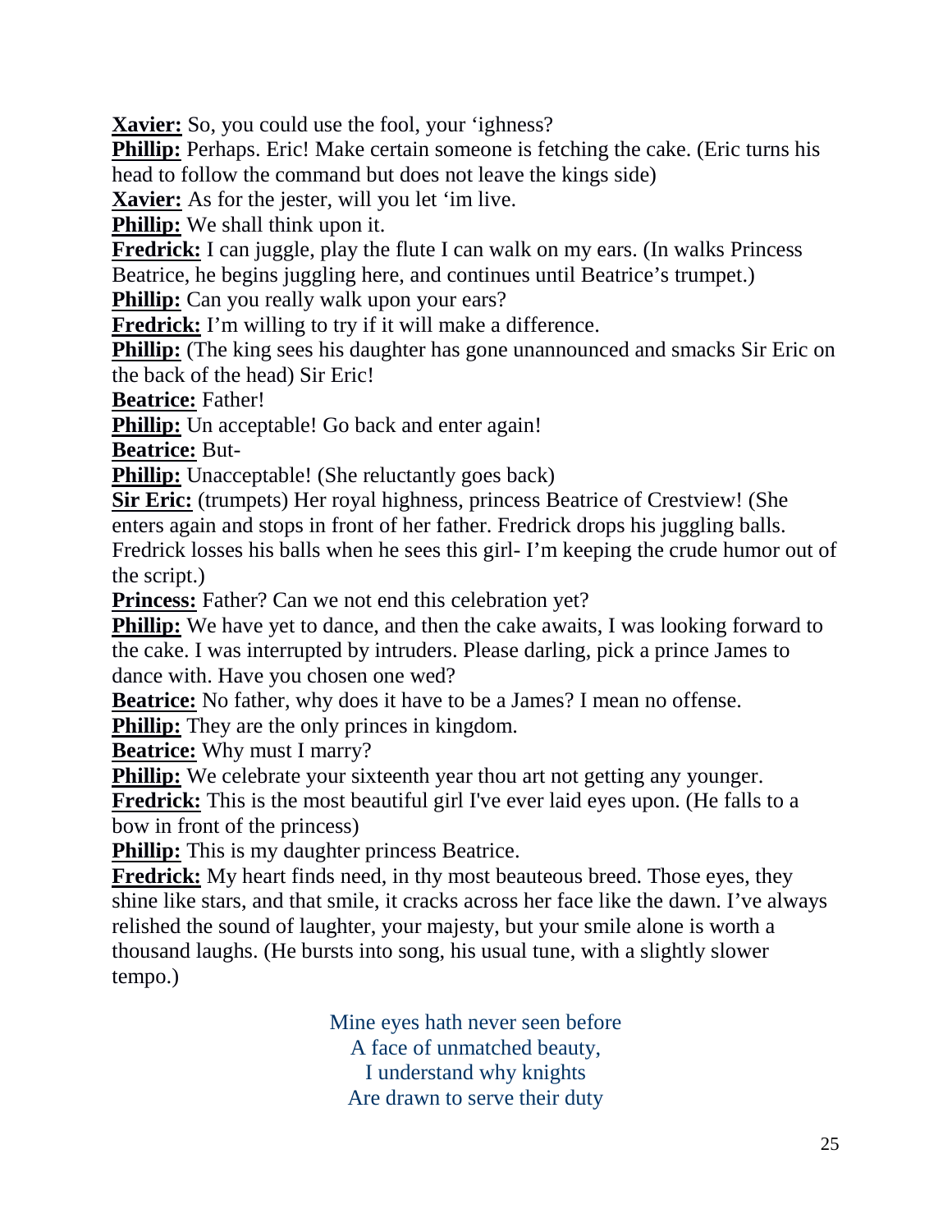**Xavier:** So, you could use the fool, your 'ighness?

**Phillip:** Perhaps. Eric! Make certain someone is fetching the cake. (Eric turns his head to follow the command but does not leave the kings side)

**Xavier:** As for the jester, will you let 'im live.

**Phillip:** We shall think upon it.

**Fredrick:** I can juggle, play the flute I can walk on my ears. (In walks Princess Beatrice, he begins juggling here, and continues until Beatrice's trumpet.)

**Phillip:** Can you really walk upon your ears?

**Fredrick:** I'm willing to try if it will make a difference.

**Phillip:** (The king sees his daughter has gone unannounced and smacks Sir Eric on the back of the head) Sir Eric!

**Beatrice:** Father!

**Phillip:** Un acceptable! Go back and enter again!

**Beatrice:** But-

**Phillip:** Unacceptable! (She reluctantly goes back)

**Sir Eric:** (trumpets) Her royal highness, princess Beatrice of Crestview! (She enters again and stops in front of her father. Fredrick drops his juggling balls. Fredrick losses his balls when he sees this girl- I'm keeping the crude humor out of the script.)

**Princess:** Father? Can we not end this celebration yet?

**Phillip:** We have yet to dance, and then the cake awaits, I was looking forward to the cake. I was interrupted by intruders. Please darling, pick a prince James to dance with. Have you chosen one wed?

**Beatrice:** No father, why does it have to be a James? I mean no offense.

**Phillip:** They are the only princes in kingdom.

**Beatrice:** Why must I marry?

**Phillip:** We celebrate your sixteenth year thou art not getting any younger.

**Fredrick:** This is the most beautiful girl I've ever laid eyes upon. (He falls to a bow in front of the princess)

**Phillip:** This is my daughter princess Beatrice.

**Fredrick:** My heart finds need, in thy most beauteous breed. Those eyes, they shine like stars, and that smile, it cracks across her face like the dawn. I've always relished the sound of laughter, your majesty, but your smile alone is worth a thousand laughs. (He bursts into song, his usual tune, with a slightly slower tempo.)

Mine eyes hath never seen before
A face of unmatched beauty,
I understand why knights
Are drawn to serve their duty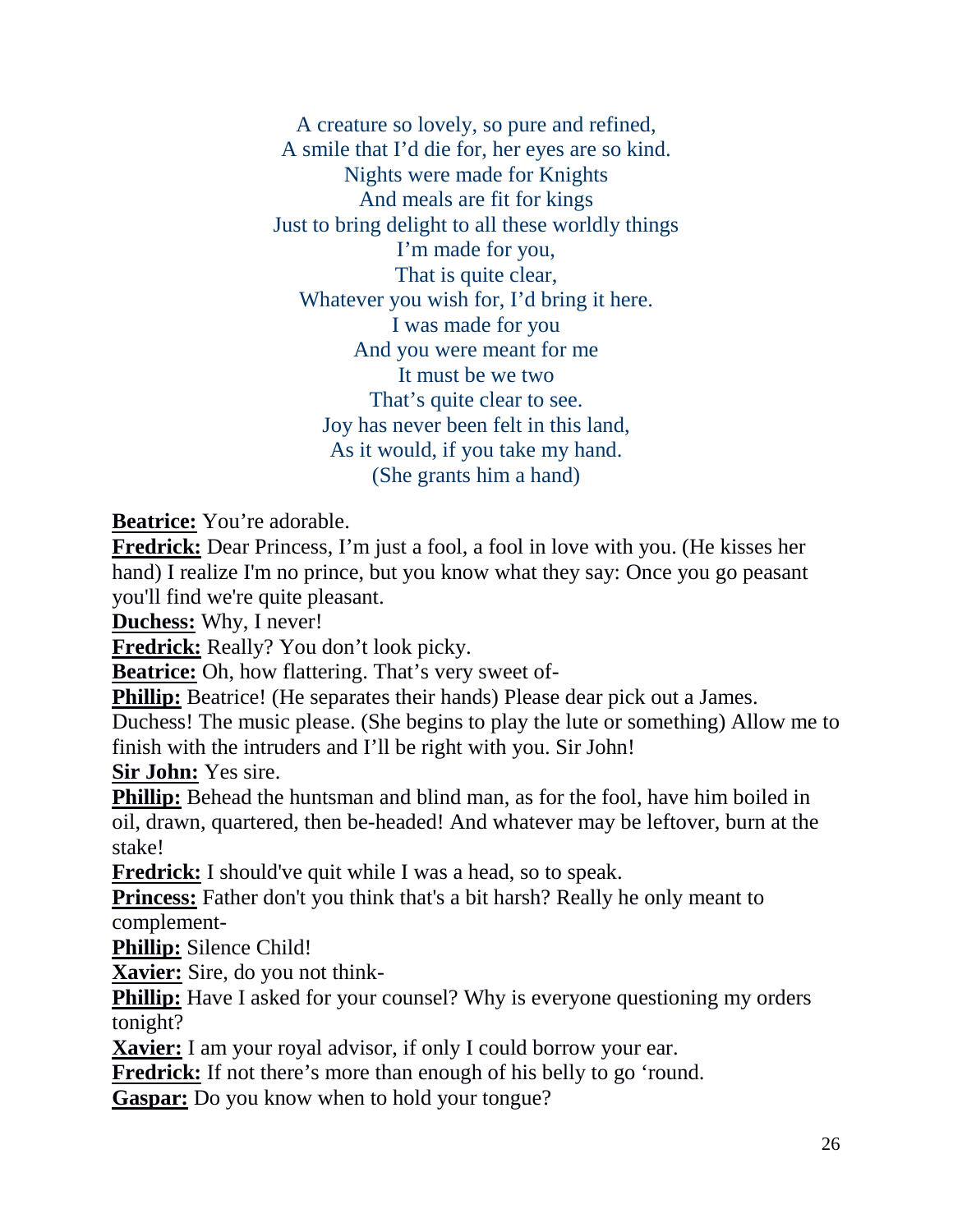A creature so lovely, so pure and refined,  
A smile that I'd die for, her eyes are so kind.  
Nights were made for Knights  
And meals are fit for kings  
Just to bring delight to all these worldly things  
I'm made for you,  
That is quite clear,  
Whatever you wish for, I'd bring it here.  
I was made for you  
And you were meant for me  
It must be we two  
That's quite clear to see.  
Joy has never been felt in this land,  
As it would, if you take my hand.  
(She grants him a hand)

**Beatrice:** You're adorable.

**Fredrick:** Dear Princess, I'm just a fool, a fool in love with you. (He kisses her hand) I realize I'm no prince, but you know what they say: Once you go peasant you'll find we're quite pleasant.

**Duchess:** Why, I never!

**Fredrick:** Really? You don't look picky.

**Beatrice:** Oh, how flattering. That's very sweet of-

**Phillip:** Beatrice! (He separates their hands) Please dear pick out a James. Duchess! The music please. (She begins to play the lute or something) Allow me to finish with the intruders and I'll be right with you. Sir John!

**Sir John:** Yes sire.

**Phillip:** Behead the huntsman and blind man, as for the fool, have him boiled in oil, drawn, quartered, then be-headed! And whatever may be leftover, burn at the stake!

**Fredrick:** I should've quit while I was a head, so to speak.

**Princess:** Father don't you think that's a bit harsh? Really he only meant to complement-

**Phillip:** Silence Child!

**Xavier:** Sire, do you not think-

**Phillip:** Have I asked for your counsel? Why is everyone questioning my orders tonight?

**Xavier:** I am your royal advisor, if only I could borrow your ear.

**Fredrick:** If not there's more than enough of his belly to go 'round.

**Gaspar:** Do you know when to hold your tongue?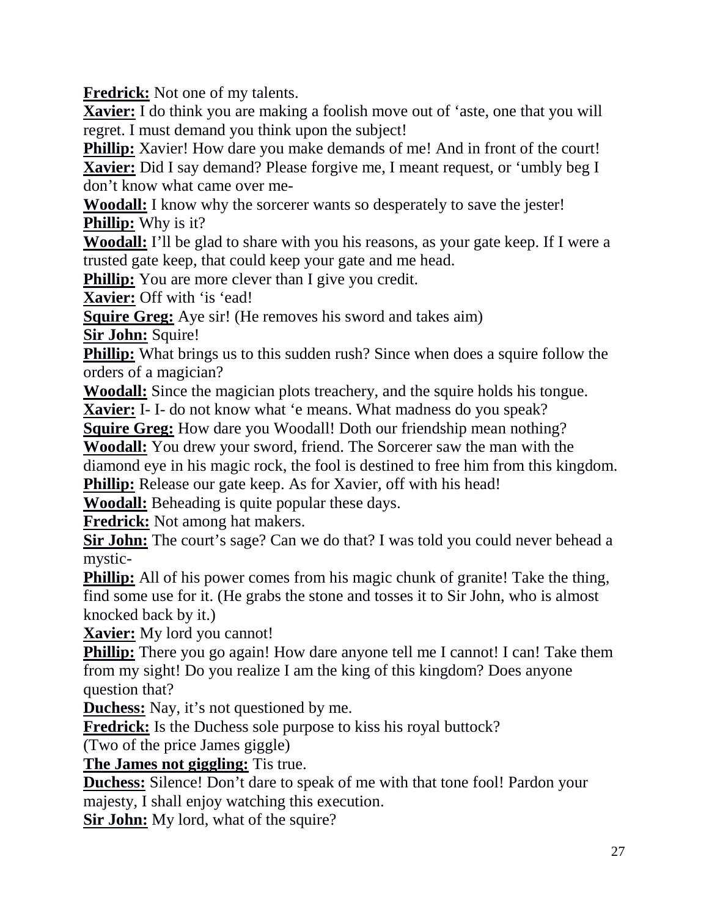**Fredrick:** Not one of my talents.

**Xavier:** I do think you are making a foolish move out of 'aste, one that you will regret. I must demand you think upon the subject!

**Phillip:** Xavier! How dare you make demands of me! And in front of the court!

**Xavier:** Did I say demand? Please forgive me, I meant request, or 'umbly beg I don't know what came over me-

**Woodall:** I know why the sorcerer wants so desperately to save the jester!

**Phillip:** Why is it?

**Woodall:** I'll be glad to share with you his reasons, as your gate keep. If I were a trusted gate keep, that could keep your gate and me head.

**Phillip:** You are more clever than I give you credit.

**Xavier:** Off with 'is 'ead!

**Squire Greg:** Aye sir! (He removes his sword and takes aim)

**Sir John:** Squire!

**Phillip:** What brings us to this sudden rush? Since when does a squire follow the orders of a magician?

**Woodall:** Since the magician plots treachery, and the squire holds his tongue.

**Xavier:** I- I- do not know what 'e means. What madness do you speak?

**Squire Greg:** How dare you Woodall! Doth our friendship mean nothing?

**Woodall:** You drew your sword, friend. The Sorcerer saw the man with the diamond eye in his magic rock, the fool is destined to free him from this kingdom.

**Phillip:** Release our gate keep. As for Xavier, off with his head!

**Woodall:** Beheading is quite popular these days.

**Fredrick:** Not among hat makers.

**Sir John:** The court's sage? Can we do that? I was told you could never behead a mystic-

**Phillip:** All of his power comes from his magic chunk of granite! Take the thing, find some use for it. (He grabs the stone and tosses it to Sir John, who is almost knocked back by it.)

**Xavier:** My lord you cannot!

**Phillip:** There you go again! How dare anyone tell me I cannot! I can! Take them from my sight! Do you realize I am the king of this kingdom? Does anyone question that?

**Duchess:** Nay, it's not questioned by me.

**Fredrick:** Is the Duchess sole purpose to kiss his royal buttock?

(Two of the price James giggle)

**The James not giggling:** Tis true.

**Duchess:** Silence! Don't dare to speak of me with that tone fool! Pardon your majesty, I shall enjoy watching this execution.

**Sir John:** My lord, what of the squire?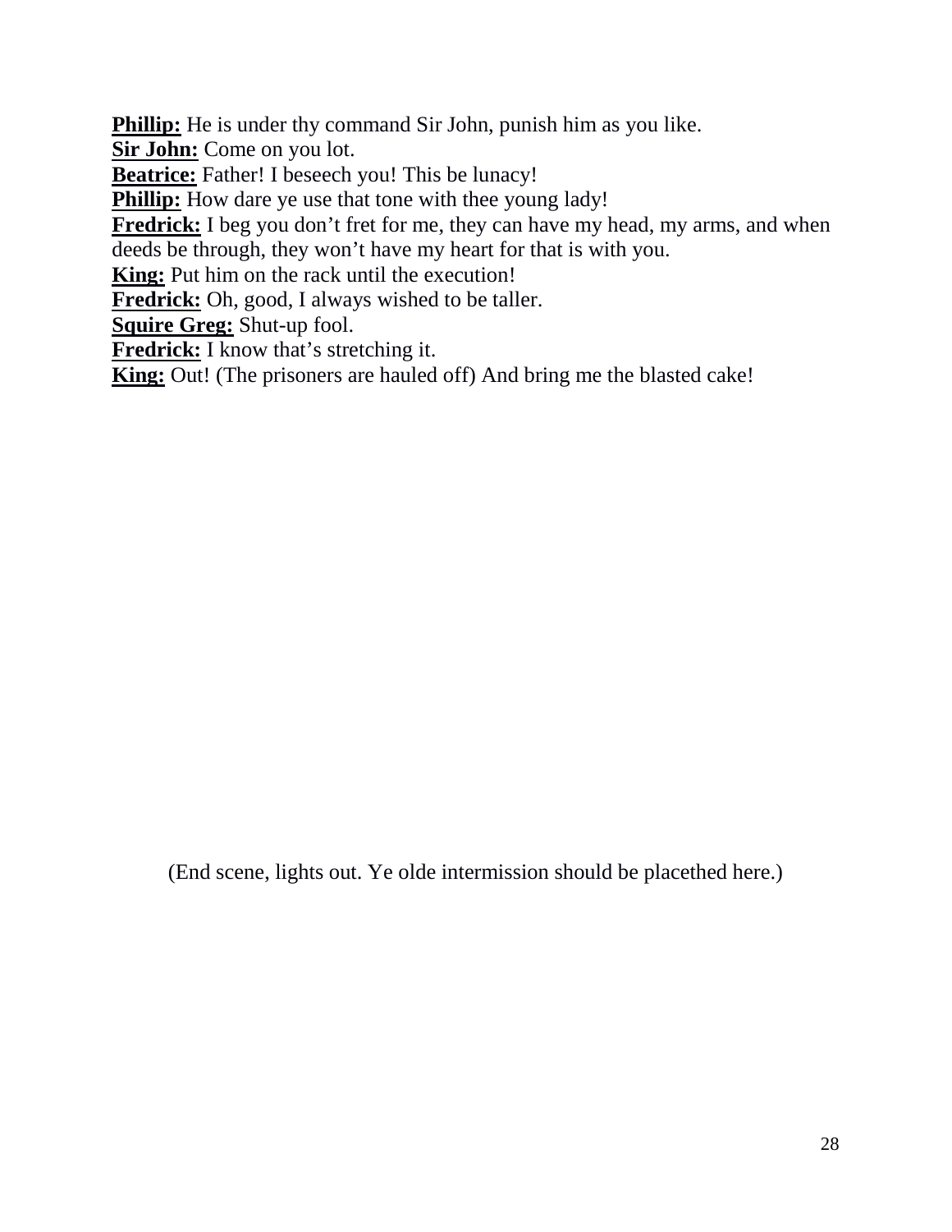**<u>Phillip:</u>** He is under thy command Sir John, punish him as you like.
**<u>Sir John:</u>** Come on you lot.
**<u>Beatrice:</u>** Father! I beseech you! This be lunacy!
**<u>Phillip:</u>** How dare ye use that tone with thee young lady!
**<u>Fredrick:</u>** I beg you don't fret for me, they can have my head, my arms, and when deeds be through, they won't have my heart for that is with you.
**<u>King:</u>** Put him on the rack until the execution!
**<u>Fredrick:</u>** Oh, good, I always wished to be taller.
**<u>Squire Greg:</u>** Shut-up fool.
**<u>Fredrick:</u>** I know that's stretching it.
**<u>King:</u>** Out! (The prisoners are hauled off) And bring me the blasted cake!

(End scene, lights out. Ye olde intermission should be placethed here.)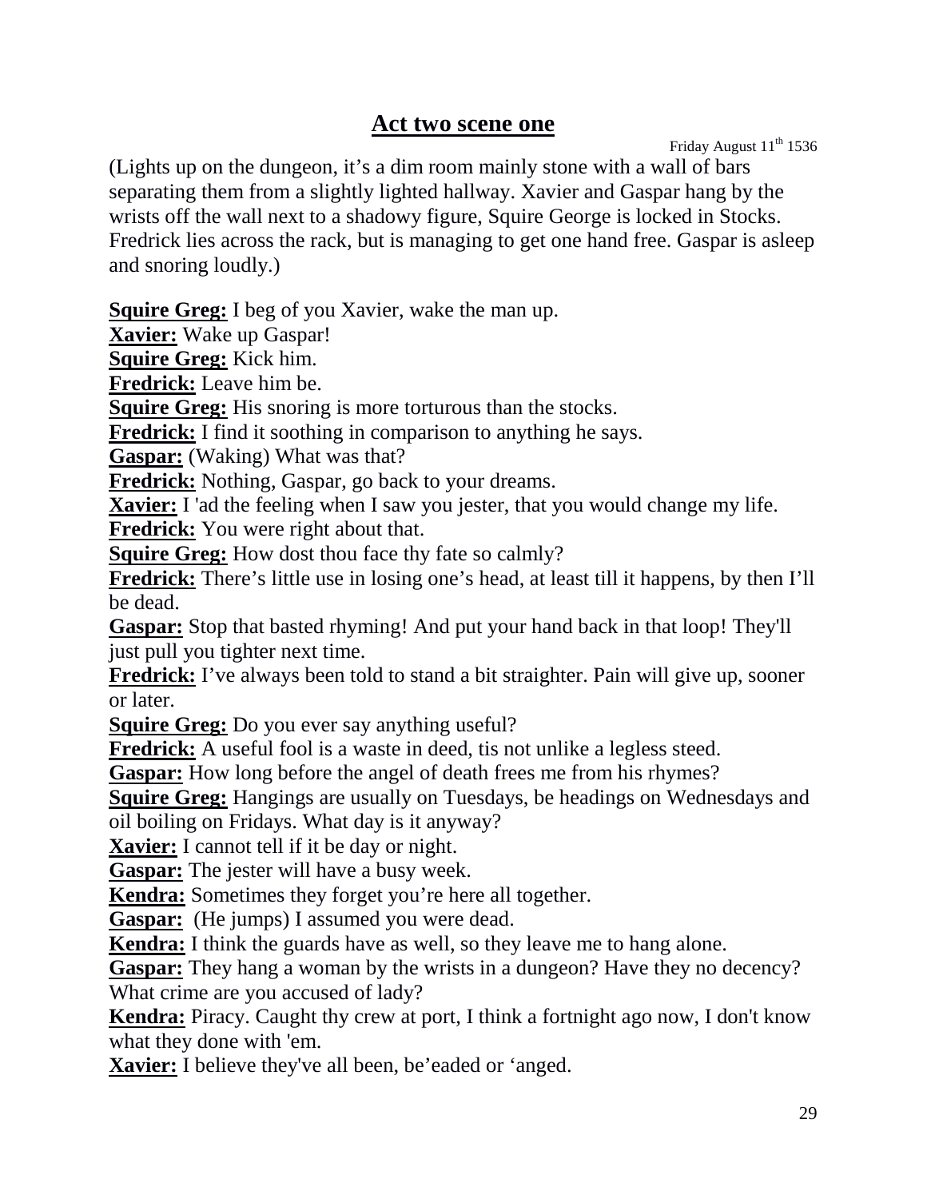# Act two scene one

Friday August 11th 1536

(Lights up on the dungeon, it's a dim room mainly stone with a wall of bars separating them from a slightly lighted hallway. Xavier and Gaspar hang by the wrists off the wall next to a shadowy figure, Squire George is locked in Stocks. Fredrick lies across the rack, but is managing to get one hand free. Gaspar is asleep and snoring loudly.)

**Squire Greg:** I beg of you Xavier, wake the man up.
**Xavier:** Wake up Gaspar!
**Squire Greg:** Kick him.
**Fredrick:** Leave him be.
**Squire Greg:** His snoring is more torturous than the stocks.
**Fredrick:** I find it soothing in comparison to anything he says.
**Gaspar:** (Waking) What was that?
**Fredrick:** Nothing, Gaspar, go back to your dreams.
**Xavier:** I 'ad the feeling when I saw you jester, that you would change my life.
**Fredrick:** You were right about that.
**Squire Greg:** How dost thou face thy fate so calmly?
**Fredrick:** There's little use in losing one's head, at least till it happens, by then I'll be dead.
**Gaspar:** Stop that basted rhyming! And put your hand back in that loop! They'll just pull you tighter next time.
**Fredrick:** I've always been told to stand a bit straighter. Pain will give up, sooner or later.
**Squire Greg:** Do you ever say anything useful?
**Fredrick:** A useful fool is a waste in deed, tis not unlike a legless steed.
**Gaspar:** How long before the angel of death frees me from his rhymes?
**Squire Greg:** Hangings are usually on Tuesdays, be headings on Wednesdays and oil boiling on Fridays. What day is it anyway?
**Xavier:** I cannot tell if it be day or night.
**Gaspar:** The jester will have a busy week.
**Kendra:** Sometimes they forget you're here all together.
**Gaspar:** (He jumps) I assumed you were dead.
**Kendra:** I think the guards have as well, so they leave me to hang alone.
**Gaspar:** They hang a woman by the wrists in a dungeon? Have they no decency? What crime are you accused of lady?
**Kendra:** Piracy. Caught thy crew at port, I think a fortnight ago now, I don't know what they done with 'em.
**Xavier:** I believe they've all been, be'eaded or 'anged.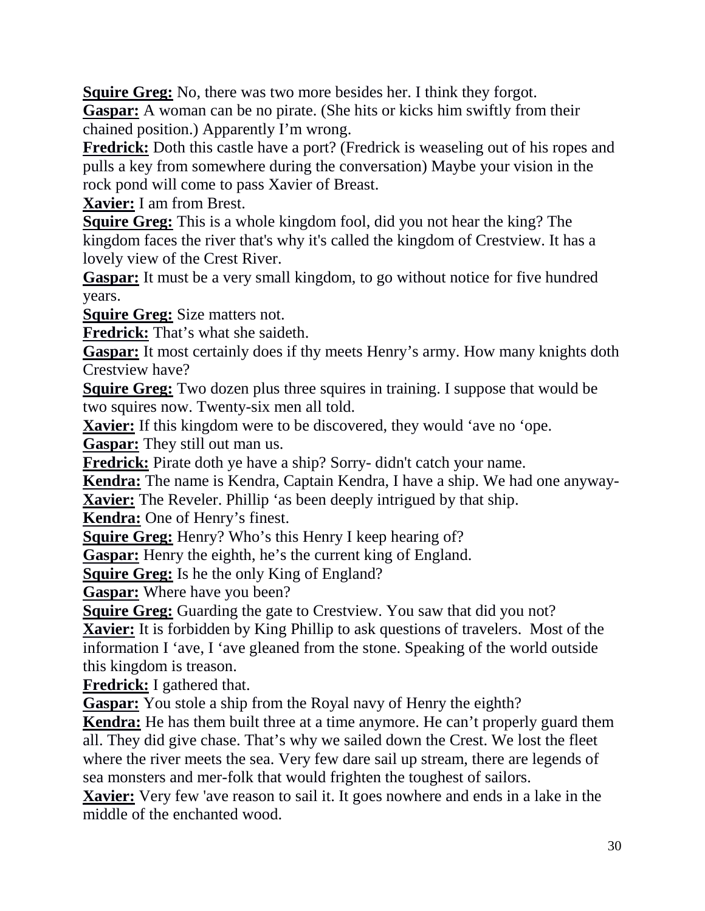**Squire Greg:** No, there was two more besides her. I think they forgot.

**Gaspar:** A woman can be no pirate. (She hits or kicks him swiftly from their chained position.) Apparently I'm wrong.

**Fredrick:** Doth this castle have a port? (Fredrick is weaseling out of his ropes and pulls a key from somewhere during the conversation) Maybe your vision in the rock pond will come to pass Xavier of Breast.

**Xavier:** I am from Brest.

**Squire Greg:** This is a whole kingdom fool, did you not hear the king? The kingdom faces the river that's why it's called the kingdom of Crestview. It has a lovely view of the Crest River.

**Gaspar:** It must be a very small kingdom, to go without notice for five hundred years.

**Squire Greg:** Size matters not.

**Fredrick:** That's what she saideth.

**Gaspar:** It most certainly does if thy meets Henry's army. How many knights doth Crestview have?

**Squire Greg:** Two dozen plus three squires in training. I suppose that would be two squires now. Twenty-six men all told.

**Xavier:** If this kingdom were to be discovered, they would 'ave no 'ope.

**Gaspar:** They still out man us.

**Fredrick:** Pirate doth ye have a ship? Sorry- didn't catch your name.

**Kendra:** The name is Kendra, Captain Kendra, I have a ship. We had one anyway-

**Xavier:** The Reveler. Phillip 'as been deeply intrigued by that ship.

**Kendra:** One of Henry's finest.

**Squire Greg:** Henry? Who's this Henry I keep hearing of?

**Gaspar:** Henry the eighth, he's the current king of England.

**Squire Greg:** Is he the only King of England?

**Gaspar:** Where have you been?

**Squire Greg:** Guarding the gate to Crestview. You saw that did you not?

**Xavier:** It is forbidden by King Phillip to ask questions of travelers. Most of the information I 'ave, I 'ave gleaned from the stone. Speaking of the world outside this kingdom is treason.

**Fredrick:** I gathered that.

**Gaspar:** You stole a ship from the Royal navy of Henry the eighth?

**Kendra:** He has them built three at a time anymore. He can't properly guard them all. They did give chase. That's why we sailed down the Crest. We lost the fleet where the river meets the sea. Very few dare sail up stream, there are legends of sea monsters and mer-folk that would frighten the toughest of sailors.

**Xavier:** Very few 'ave reason to sail it. It goes nowhere and ends in a lake in the middle of the enchanted wood.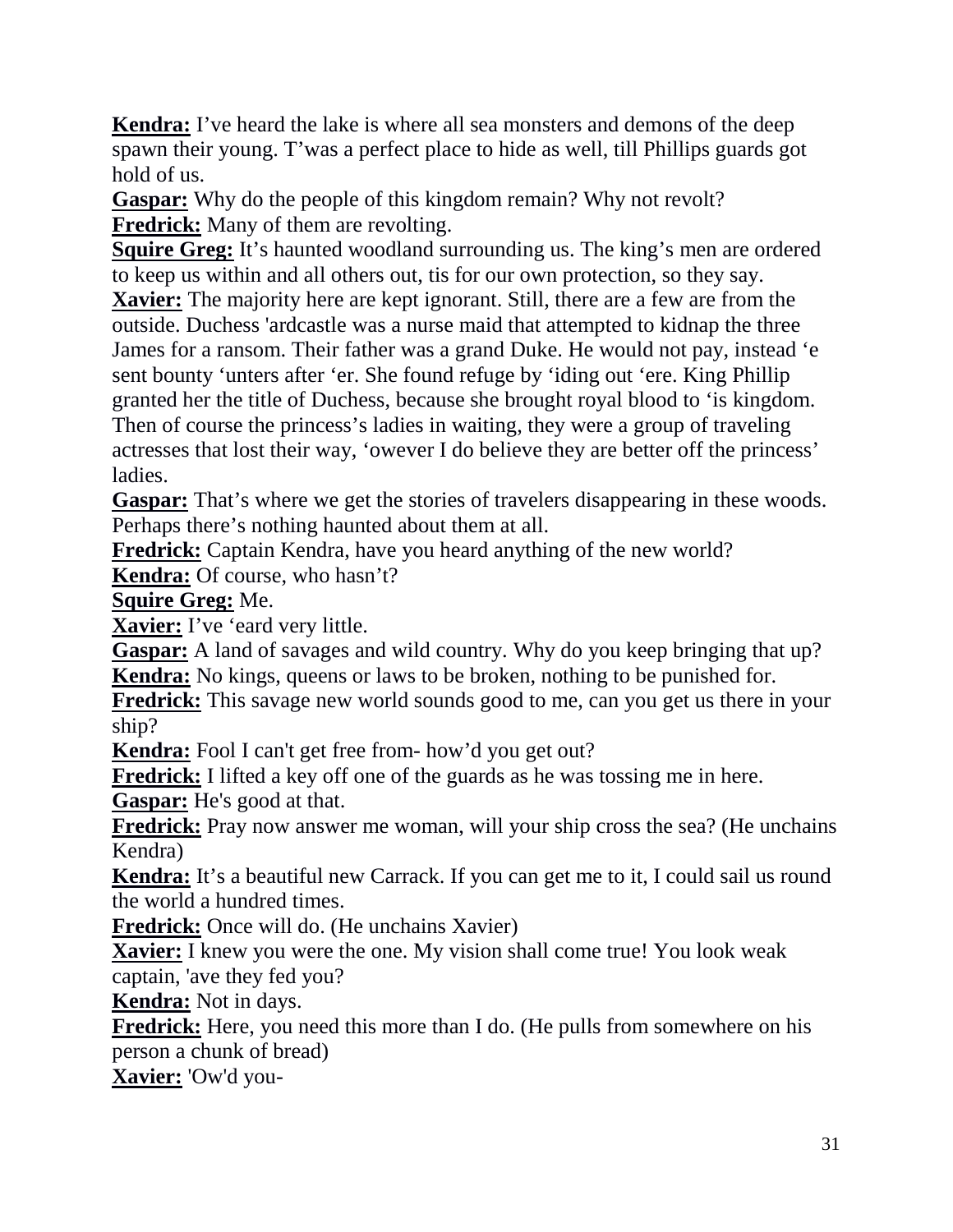**Kendra:** I've heard the lake is where all sea monsters and demons of the deep spawn their young. T'was a perfect place to hide as well, till Phillips guards got hold of us.
**Gaspar:** Why do the people of this kingdom remain? Why not revolt?
**Fredrick:** Many of them are revolting.
**Squire Greg:** It's haunted woodland surrounding us. The king's men are ordered to keep us within and all others out, tis for our own protection, so they say.
**Xavier:** The majority here are kept ignorant. Still, there are a few are from the outside. Duchess 'ardcastle was a nurse maid that attempted to kidnap the three James for a ransom. Their father was a grand Duke. He would not pay, instead 'e sent bounty 'unters after 'er. She found refuge by 'iding out 'ere. King Phillip granted her the title of Duchess, because she brought royal blood to 'is kingdom. Then of course the princess's ladies in waiting, they were a group of traveling actresses that lost their way, 'owever I do believe they are better off the princess' ladies.
**Gaspar:** That's where we get the stories of travelers disappearing in these woods. Perhaps there's nothing haunted about them at all.
**Fredrick:** Captain Kendra, have you heard anything of the new world?
**Kendra:** Of course, who hasn't?
**Squire Greg:** Me.
**Xavier:** I've 'eard very little.
**Gaspar:** A land of savages and wild country. Why do you keep bringing that up?
**Kendra:** No kings, queens or laws to be broken, nothing to be punished for.
**Fredrick:** This savage new world sounds good to me, can you get us there in your ship?
**Kendra:** Fool I can't get free from- how'd you get out?
**Fredrick:** I lifted a key off one of the guards as he was tossing me in here.
**Gaspar:** He's good at that.
**Fredrick:** Pray now answer me woman, will your ship cross the sea? (He unchains Kendra)
**Kendra:** It's a beautiful new Carrack. If you can get me to it, I could sail us round the world a hundred times.
**Fredrick:** Once will do. (He unchains Xavier)
**Xavier:** I knew you were the one. My vision shall come true! You look weak captain, 'ave they fed you?
**Kendra:** Not in days.
**Fredrick:** Here, you need this more than I do. (He pulls from somewhere on his person a chunk of bread)
**Xavier:** 'Ow'd you-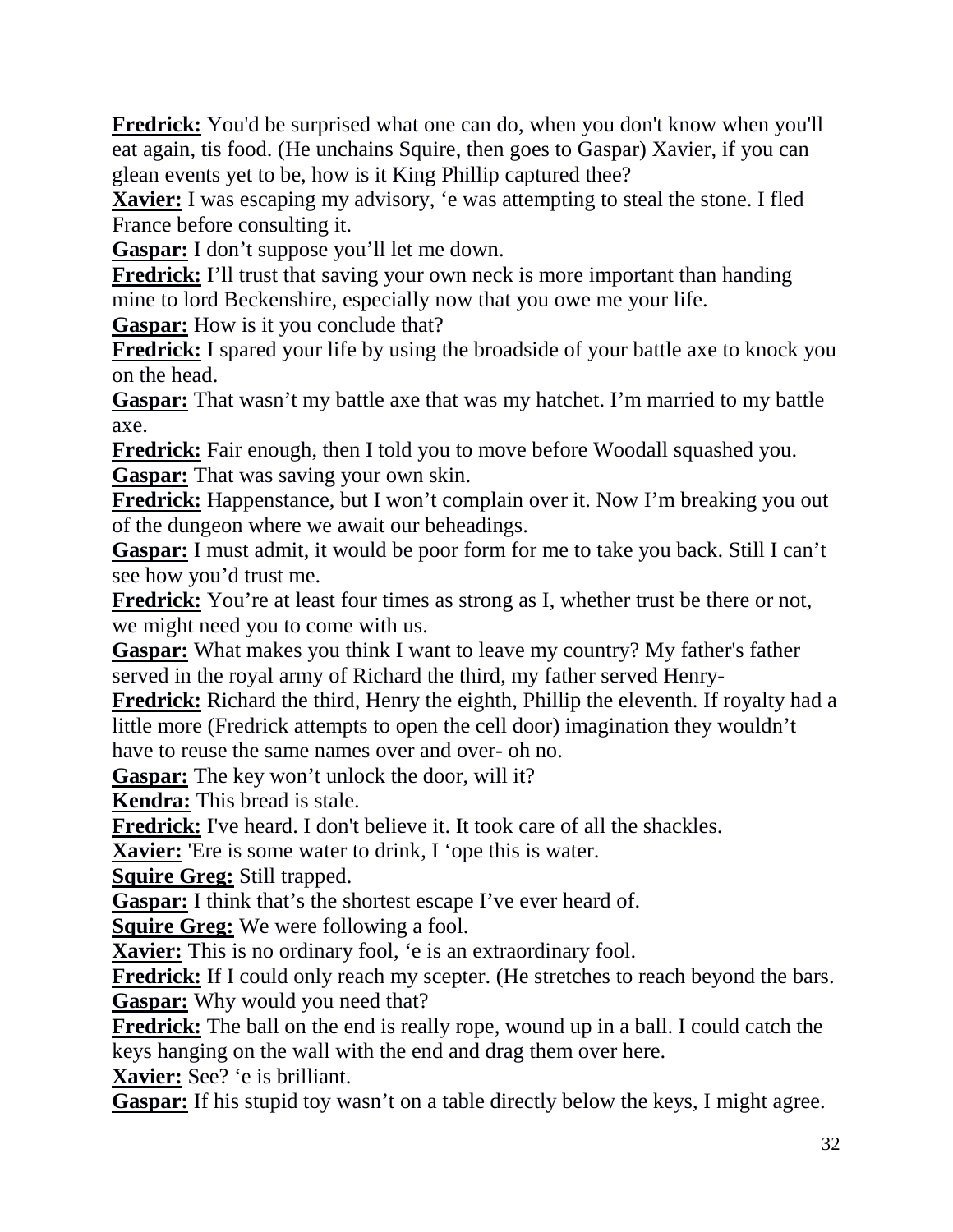**Fredrick:** You'd be surprised what one can do, when you don't know when you'll eat again, tis food. (He unchains Squire, then goes to Gaspar) Xavier, if you can glean events yet to be, how is it King Phillip captured thee?

**Xavier:** I was escaping my advisory, 'e was attempting to steal the stone. I fled France before consulting it.

**Gaspar:** I don't suppose you'll let me down.

**Fredrick:** I'll trust that saving your own neck is more important than handing mine to lord Beckenshire, especially now that you owe me your life.

**Gaspar:** How is it you conclude that?

**Fredrick:** I spared your life by using the broadside of your battle axe to knock you on the head.

**Gaspar:** That wasn't my battle axe that was my hatchet. I'm married to my battle axe.

**Fredrick:** Fair enough, then I told you to move before Woodall squashed you.

**Gaspar:** That was saving your own skin.

**Fredrick:** Happenstance, but I won't complain over it. Now I'm breaking you out of the dungeon where we await our beheadings.

**Gaspar:** I must admit, it would be poor form for me to take you back. Still I can't see how you'd trust me.

**Fredrick:** You're at least four times as strong as I, whether trust be there or not, we might need you to come with us.

**Gaspar:** What makes you think I want to leave my country? My father's father served in the royal army of Richard the third, my father served Henry-

**Fredrick:** Richard the third, Henry the eighth, Phillip the eleventh. If royalty had a little more (Fredrick attempts to open the cell door) imagination they wouldn't have to reuse the same names over and over- oh no.

**Gaspar:** The key won't unlock the door, will it?

**Kendra:** This bread is stale.

**Fredrick:** I've heard. I don't believe it. It took care of all the shackles.

**Xavier:** 'Ere is some water to drink, I 'ope this is water.

**Squire Greg:** Still trapped.

**Gaspar:** I think that's the shortest escape I've ever heard of.

**Squire Greg:** We were following a fool.

**Xavier:** This is no ordinary fool, 'e is an extraordinary fool.

**Fredrick:** If I could only reach my scepter. (He stretches to reach beyond the bars.

**Gaspar:** Why would you need that?

**Fredrick:** The ball on the end is really rope, wound up in a ball. I could catch the keys hanging on the wall with the end and drag them over here.

**Xavier:** See? 'e is brilliant.

**Gaspar:** If his stupid toy wasn't on a table directly below the keys, I might agree.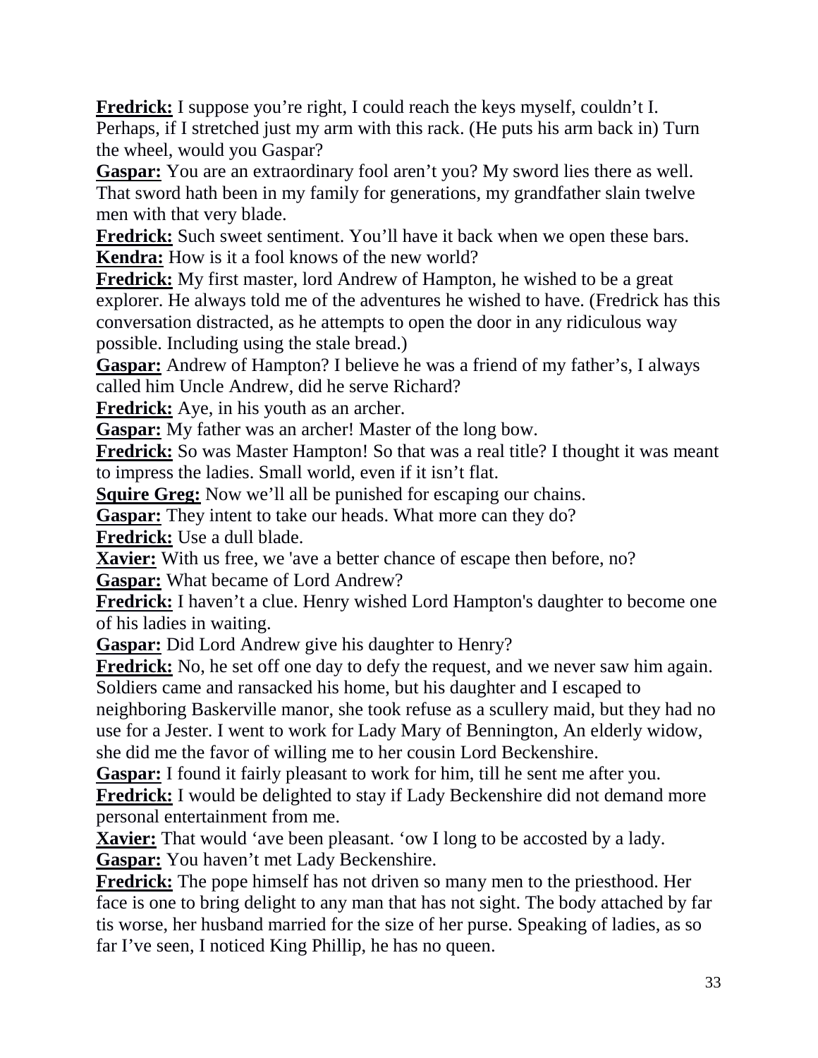**Fredrick:** I suppose you're right, I could reach the keys myself, couldn't I. Perhaps, if I stretched just my arm with this rack. (He puts his arm back in) Turn the wheel, would you Gaspar?

**Gaspar:** You are an extraordinary fool aren't you? My sword lies there as well. That sword hath been in my family for generations, my grandfather slain twelve men with that very blade.

**Fredrick:** Such sweet sentiment. You'll have it back when we open these bars.

**Kendra:** How is it a fool knows of the new world?

**Fredrick:** My first master, lord Andrew of Hampton, he wished to be a great explorer. He always told me of the adventures he wished to have. (Fredrick has this conversation distracted, as he attempts to open the door in any ridiculous way possible. Including using the stale bread.)

**Gaspar:** Andrew of Hampton? I believe he was a friend of my father's, I always called him Uncle Andrew, did he serve Richard?

**Fredrick:** Aye, in his youth as an archer.

**Gaspar:** My father was an archer! Master of the long bow.

**Fredrick:** So was Master Hampton! So that was a real title? I thought it was meant to impress the ladies. Small world, even if it isn't flat.

**Squire Greg:** Now we'll all be punished for escaping our chains.

**Gaspar:** They intent to take our heads. What more can they do?

**Fredrick:** Use a dull blade.

**Xavier:** With us free, we 'ave a better chance of escape then before, no?

**Gaspar:** What became of Lord Andrew?

**Fredrick:** I haven't a clue. Henry wished Lord Hampton's daughter to become one of his ladies in waiting.

**Gaspar:** Did Lord Andrew give his daughter to Henry?

**Fredrick:** No, he set off one day to defy the request, and we never saw him again. Soldiers came and ransacked his home, but his daughter and I escaped to neighboring Baskerville manor, she took refuse as a scullery maid, but they had no use for a Jester. I went to work for Lady Mary of Bennington, An elderly widow, she did me the favor of willing me to her cousin Lord Beckenshire.

**Gaspar:** I found it fairly pleasant to work for him, till he sent me after you.

**Fredrick:** I would be delighted to stay if Lady Beckenshire did not demand more personal entertainment from me.

**Xavier:** That would 'ave been pleasant. 'ow I long to be accosted by a lady.

**Gaspar:** You haven't met Lady Beckenshire.

**Fredrick:** The pope himself has not driven so many men to the priesthood. Her face is one to bring delight to any man that has not sight. The body attached by far tis worse, her husband married for the size of her purse. Speaking of ladies, as so far I've seen, I noticed King Phillip, he has no queen.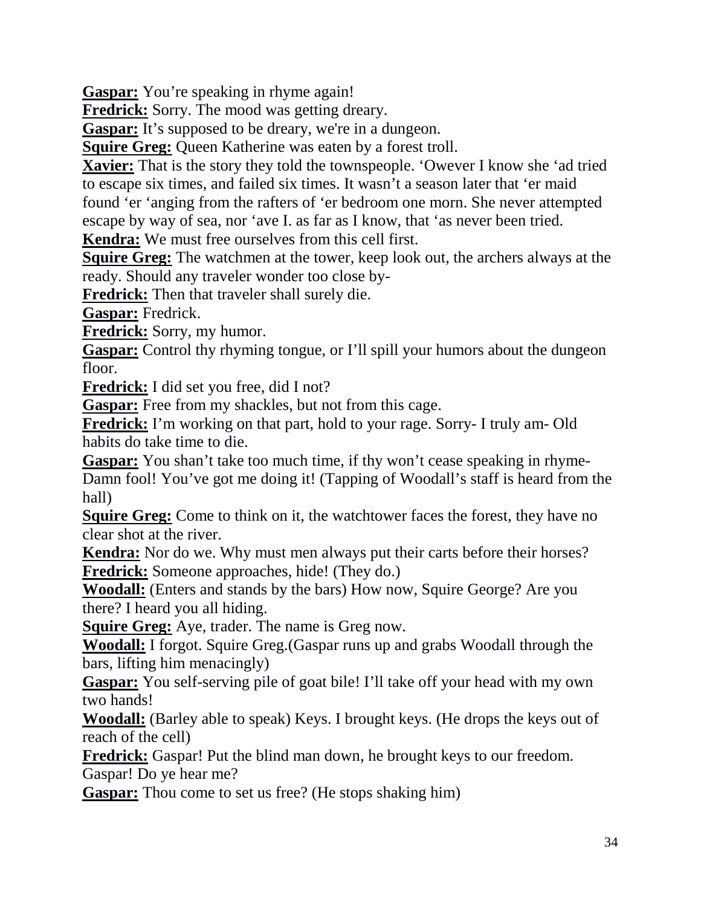**Gaspar:** You're speaking in rhyme again!
**Fredrick:** Sorry. The mood was getting dreary.
**Gaspar:** It's supposed to be dreary, we're in a dungeon.
**Squire Greg:** Queen Katherine was eaten by a forest troll.
**Xavier:** That is the story they told the townspeople. 'Owever I know she 'ad tried to escape six times, and failed six times. It wasn't a season later that 'er maid found 'er 'anging from the rafters of 'er bedroom one morn. She never attempted escape by way of sea, nor 'ave I. as far as I know, that 'as never been tried.
**Kendra:** We must free ourselves from this cell first.
**Squire Greg:** The watchmen at the tower, keep look out, the archers always at the ready. Should any traveler wonder too close by-
**Fredrick:** Then that traveler shall surely die.
**Gaspar:** Fredrick.
**Fredrick:** Sorry, my humor.
**Gaspar:** Control thy rhyming tongue, or I'll spill your humors about the dungeon floor.
**Fredrick:** I did set you free, did I not?
**Gaspar:** Free from my shackles, but not from this cage.
**Fredrick:** I'm working on that part, hold to your rage. Sorry- I truly am- Old habits do take time to die.
**Gaspar:** You shan't take too much time, if thy won't cease speaking in rhyme- Damn fool! You've got me doing it! (Tapping of Woodall's staff is heard from the hall)
**Squire Greg:** Come to think on it, the watchtower faces the forest, they have no clear shot at the river.
**Kendra:** Nor do we. Why must men always put their carts before their horses?
**Fredrick:** Someone approaches, hide! (They do.)
**Woodall:** (Enters and stands by the bars) How now, Squire George? Are you there? I heard you all hiding.
**Squire Greg:** Aye, trader. The name is Greg now.
**Woodall:** I forgot. Squire Greg.(Gaspar runs up and grabs Woodall through the bars, lifting him menacingly)
**Gaspar:** You self-serving pile of goat bile! I'll take off your head with my own two hands!
**Woodall:** (Barley able to speak) Keys. I brought keys. (He drops the keys out of reach of the cell)
**Fredrick:** Gaspar! Put the blind man down, he brought keys to our freedom. Gaspar! Do ye hear me?
**Gaspar:** Thou come to set us free? (He stops shaking him)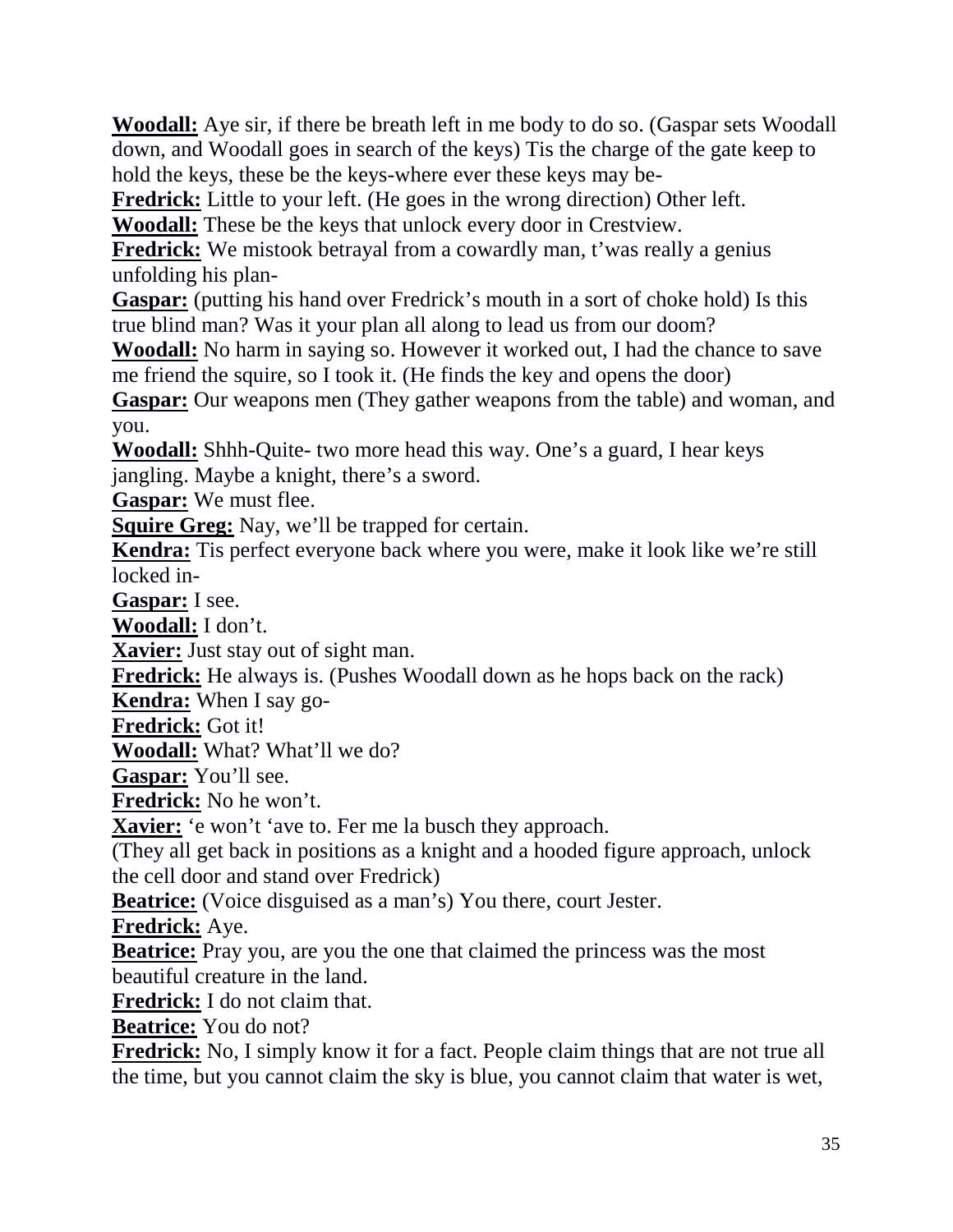**Woodall:** Aye sir, if there be breath left in me body to do so. (Gaspar sets Woodall down, and Woodall goes in search of the keys) Tis the charge of the gate keep to hold the keys, these be the keys-where ever these keys may be-

**Fredrick:** Little to your left. (He goes in the wrong direction) Other left.

**Woodall:** These be the keys that unlock every door in Crestview.

**Fredrick:** We mistook betrayal from a cowardly man, t'was really a genius unfolding his plan-

**Gaspar:** (putting his hand over Fredrick's mouth in a sort of choke hold) Is this true blind man? Was it your plan all along to lead us from our doom?

**Woodall:** No harm in saying so. However it worked out, I had the chance to save me friend the squire, so I took it. (He finds the key and opens the door)

**Gaspar:** Our weapons men (They gather weapons from the table) and woman, and you.

**Woodall:** Shhh-Quite- two more head this way. One's a guard, I hear keys jangling. Maybe a knight, there's a sword.

**Gaspar:** We must flee.

**Squire Greg:** Nay, we'll be trapped for certain.

**Kendra:** Tis perfect everyone back where you were, make it look like we're still locked in-

**Gaspar:** I see.

**Woodall:** I don't.

**Xavier:** Just stay out of sight man.

**Fredrick:** He always is. (Pushes Woodall down as he hops back on the rack)

**Kendra:** When I say go-

**Fredrick:** Got it!

**Woodall:** What? What'll we do?

**Gaspar:** You'll see.

**Fredrick:** No he won't.

**Xavier:** 'e won't 'ave to. Fer me la busch they approach.

(They all get back in positions as a knight and a hooded figure approach, unlock the cell door and stand over Fredrick)

**Beatrice:** (Voice disguised as a man's) You there, court Jester.

**Fredrick:** Aye.

**Beatrice:** Pray you, are you the one that claimed the princess was the most beautiful creature in the land.

**Fredrick:** I do not claim that.

**Beatrice:** You do not?

**Fredrick:** No, I simply know it for a fact. People claim things that are not true all the time, but you cannot claim the sky is blue, you cannot claim that water is wet,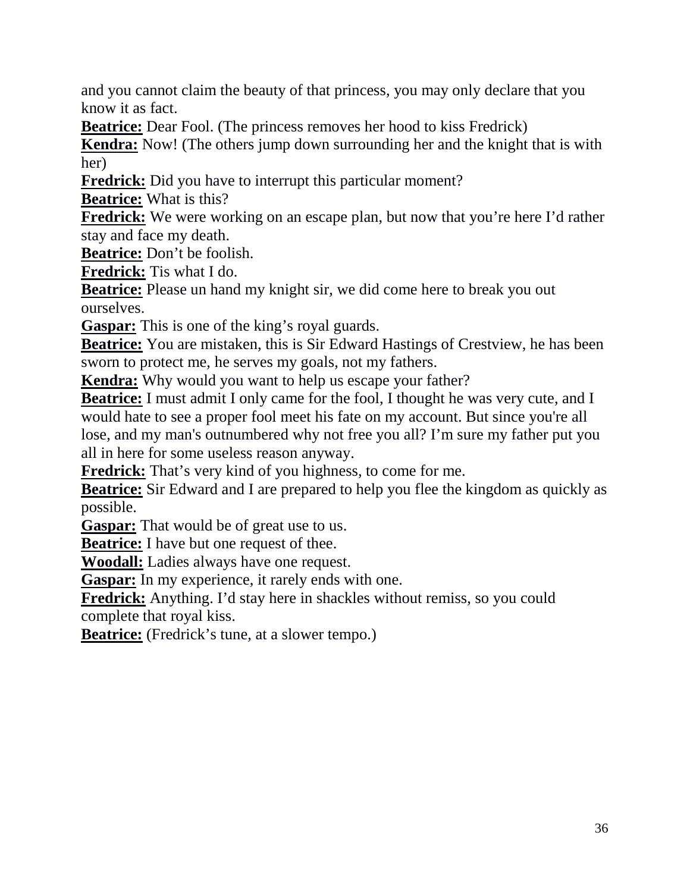and you cannot claim the beauty of that princess, you may only declare that you know it as fact.

**Beatrice:** Dear Fool. (The princess removes her hood to kiss Fredrick)

**Kendra:** Now! (The others jump down surrounding her and the knight that is with her)

**Fredrick:** Did you have to interrupt this particular moment?

**Beatrice:** What is this?

**Fredrick:** We were working on an escape plan, but now that you’re here I’d rather stay and face my death.

**Beatrice:** Don’t be foolish.

**Fredrick:** Tis what I do.

**Beatrice:** Please un hand my knight sir, we did come here to break you out ourselves.

**Gaspar:** This is one of the king’s royal guards.

**Beatrice:** You are mistaken, this is Sir Edward Hastings of Crestview, he has been sworn to protect me, he serves my goals, not my fathers.

**Kendra:** Why would you want to help us escape your father?

**Beatrice:** I must admit I only came for the fool, I thought he was very cute, and I would hate to see a proper fool meet his fate on my account. But since you're all lose, and my man's outnumbered why not free you all? I’m sure my father put you all in here for some useless reason anyway.

**Fredrick:** That’s very kind of you highness, to come for me.

**Beatrice:** Sir Edward and I are prepared to help you flee the kingdom as quickly as possible.

**Gaspar:** That would be of great use to us.

**Beatrice:** I have but one request of thee.

**Woodall:** Ladies always have one request.

**Gaspar:** In my experience, it rarely ends with one.

**Fredrick:** Anything. I’d stay here in shackles without remiss, so you could complete that royal kiss.

**Beatrice:** (Fredrick’s tune, at a slower tempo.)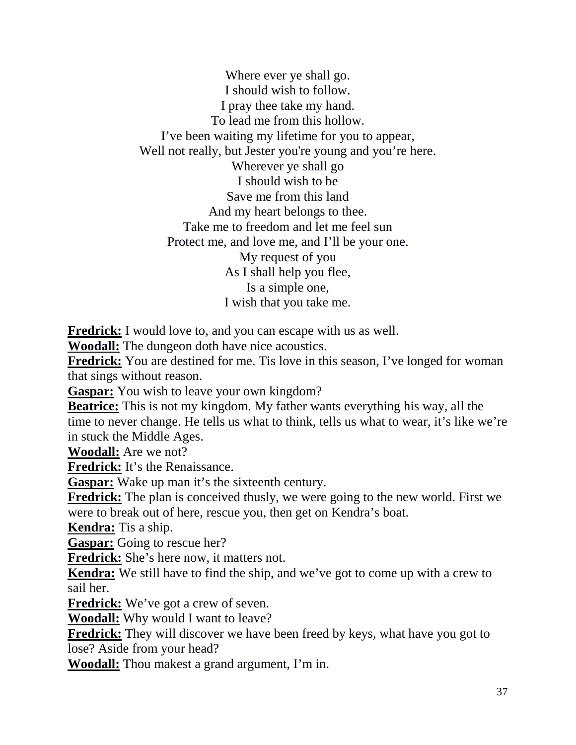Where ever ye shall go.  
I should wish to follow.  
I pray thee take my hand.  
To lead me from this hollow.  
I've been waiting my lifetime for you to appear,  
Well not really, but Jester you're young and you're here.  
Wherever ye shall go  
I should wish to be  
Save me from this land  
And my heart belongs to thee.  
Take me to freedom and let me feel sun  
Protect me, and love me, and I'll be your one.  
My request of you  
As I shall help you flee,  
Is a simple one,  
I wish that you take me.

**Fredrick:** I would love to, and you can escape with us as well.  
**Woodall:** The dungeon doth have nice acoustics.  
**Fredrick:** You are destined for me. Tis love in this season, I've longed for woman that sings without reason.  
**Gaspar:** You wish to leave your own kingdom?  
**Beatrice:** This is not my kingdom. My father wants everything his way, all the time to never change. He tells us what to think, tells us what to wear, it's like we're in stuck the Middle Ages.  
**Woodall:** Are we not?  
**Fredrick:** It's the Renaissance.  
**Gaspar:** Wake up man it's the sixteenth century.  
**Fredrick:** The plan is conceived thusly, we were going to the new world. First we were to break out of here, rescue you, then get on Kendra's boat.  
**Kendra:** Tis a ship.  
**Gaspar:** Going to rescue her?  
**Fredrick:** She's here now, it matters not.  
**Kendra:** We still have to find the ship, and we've got to come up with a crew to sail her.  
**Fredrick:** We've got a crew of seven.  
**Woodall:** Why would I want to leave?  
**Fredrick:** They will discover we have been freed by keys, what have you got to lose? Aside from your head?  
**Woodall:** Thou makest a grand argument, I'm in.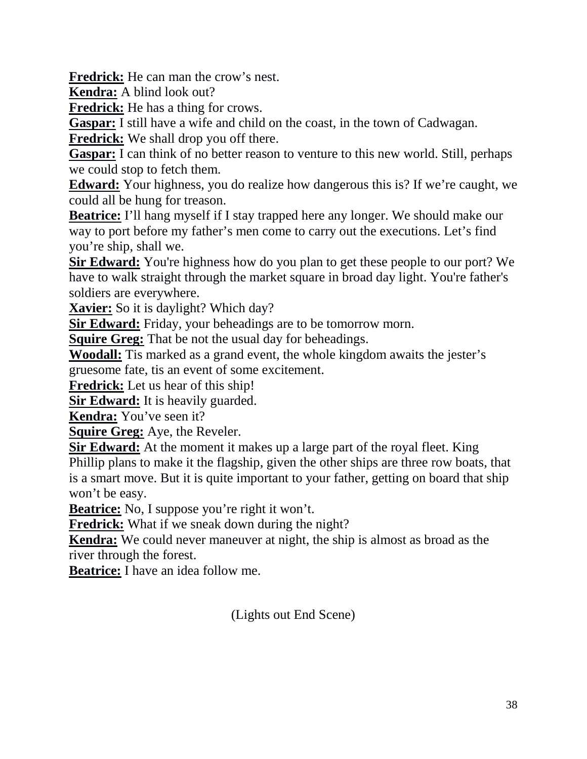**Fredrick:** He can man the crow's nest.
**Kendra:** A blind look out?
**Fredrick:** He has a thing for crows.
**Gaspar:** I still have a wife and child on the coast, in the town of Cadwagan.
**Fredrick:** We shall drop you off there.
**Gaspar:** I can think of no better reason to venture to this new world. Still, perhaps we could stop to fetch them.
**Edward:** Your highness, you do realize how dangerous this is? If we're caught, we could all be hung for treason.
**Beatrice:** I'll hang myself if I stay trapped here any longer. We should make our way to port before my father's men come to carry out the executions. Let's find you're ship, shall we.
**Sir Edward:** You're highness how do you plan to get these people to our port? We have to walk straight through the market square in broad day light. You're father's soldiers are everywhere.
**Xavier:** So it is daylight? Which day?
**Sir Edward:** Friday, your beheadings are to be tomorrow morn.
**Squire Greg:** That be not the usual day for beheadings.
**Woodall:** Tis marked as a grand event, the whole kingdom awaits the jester's gruesome fate, tis an event of some excitement.
**Fredrick:** Let us hear of this ship!
**Sir Edward:** It is heavily guarded.
**Kendra:** You've seen it?
**Squire Greg:** Aye, the Reveler.
**Sir Edward:** At the moment it makes up a large part of the royal fleet. King Phillip plans to make it the flagship, given the other ships are three row boats, that is a smart move. But it is quite important to your father, getting on board that ship won't be easy.
**Beatrice:** No, I suppose you're right it won't.
**Fredrick:** What if we sneak down during the night?
**Kendra:** We could never maneuver at night, the ship is almost as broad as the river through the forest.
**Beatrice:** I have an idea follow me.

(Lights out End Scene)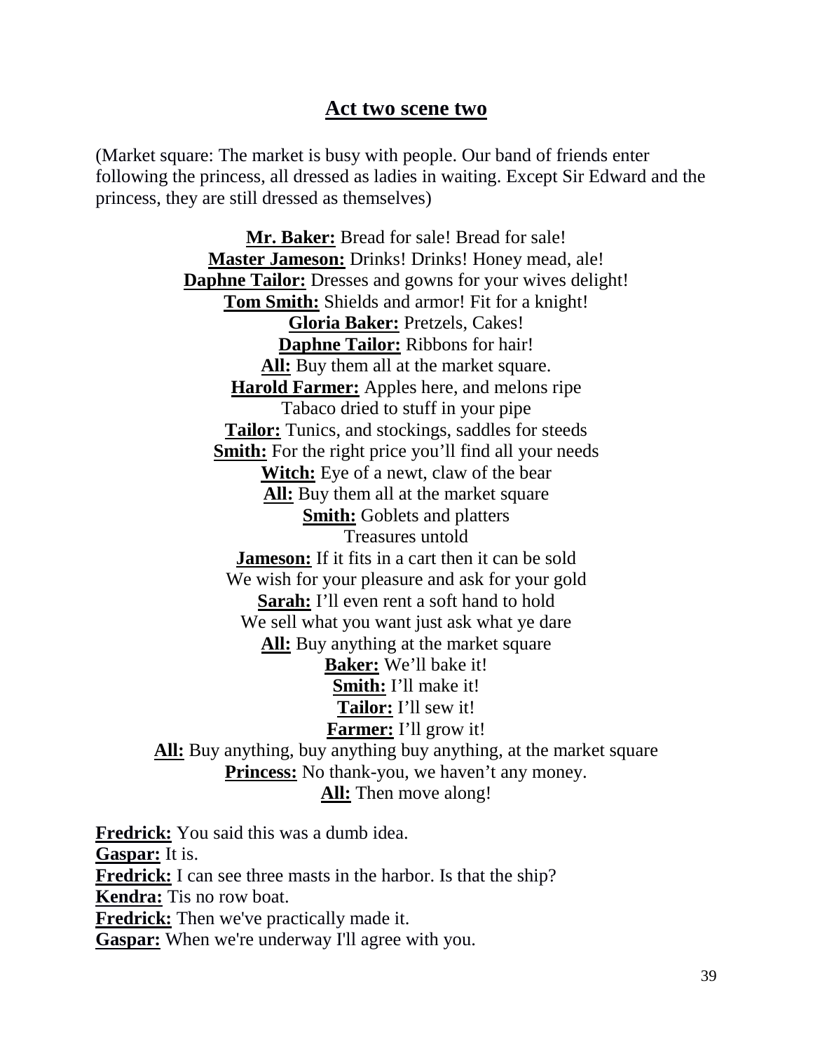## Act two scene two

(Market square: The market is busy with people. Our band of friends enter following the princess, all dressed as ladies in waiting. Except Sir Edward and the princess, they are still dressed as themselves)

**Mr. Baker:** Bread for sale! Bread for sale!  
**Master Jameson:** Drinks! Drinks! Honey mead, ale!  
**Daphne Tailor:** Dresses and gowns for your wives delight!  
**Tom Smith:** Shields and armor! Fit for a knight!  
**Gloria Baker:** Pretzels, Cakes!  
**Daphne Tailor:** Ribbons for hair!  
**All:** Buy them all at the market square.  
**Harold Farmer:** Apples here, and melons ripe  
Tabaco dried to stuff in your pipe  
**Tailor:** Tunics, and stockings, saddles for steeds  
**Smith:** For the right price you'll find all your needs  
**Witch:** Eye of a newt, claw of the bear  
**All:** Buy them all at the market square  
**Smith:** Goblets and platters  
Treasures untold  
**Jameson:** If it fits in a cart then it can be sold  
We wish for your pleasure and ask for your gold  
**Sarah:** I'll even rent a soft hand to hold  
We sell what you want just ask what ye dare  
**All:** Buy anything at the market square  
**Baker:** We'll bake it!  
**Smith:** I'll make it!  
**Tailor:** I'll sew it!  
**Farmer:** I'll grow it!  
**All:** Buy anything, buy anything buy anything, at the market square  
**Princess:** No thank-you, we haven't any money.  
**All:** Then move along!

**Fredrick:** You said this was a dumb idea.  
**Gaspar:** It is.  
**Fredrick:** I can see three masts in the harbor. Is that the ship?  
**Kendra:** Tis no row boat.  
**Fredrick:** Then we've practically made it.  
**Gaspar:** When we're underway I'll agree with you.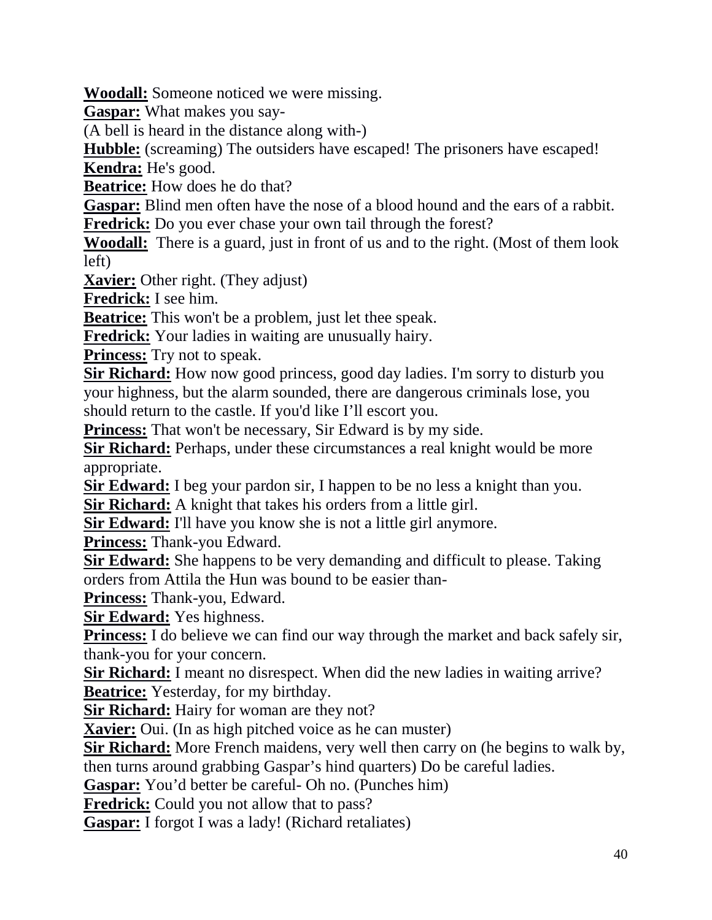**Woodall:** Someone noticed we were missing.

**Gaspar:** What makes you say-

(A bell is heard in the distance along with-)

**Hubble:** (screaming) The outsiders have escaped! The prisoners have escaped!

**Kendra:** He's good.

**Beatrice:** How does he do that?

**Gaspar:** Blind men often have the nose of a blood hound and the ears of a rabbit.

**Fredrick:** Do you ever chase your own tail through the forest?

**Woodall:** There is a guard, just in front of us and to the right. (Most of them look left)

**Xavier:** Other right. (They adjust)

**Fredrick:** I see him.

**Beatrice:** This won't be a problem, just let thee speak.

**Fredrick:** Your ladies in waiting are unusually hairy.

**Princess:** Try not to speak.

**Sir Richard:** How now good princess, good day ladies. I'm sorry to disturb you your highness, but the alarm sounded, there are dangerous criminals lose, you should return to the castle. If you'd like I'll escort you.

**Princess:** That won't be necessary, Sir Edward is by my side.

**Sir Richard:** Perhaps, under these circumstances a real knight would be more appropriate.

**Sir Edward:** I beg your pardon sir, I happen to be no less a knight than you.

**Sir Richard:** A knight that takes his orders from a little girl.

**Sir Edward:** I'll have you know she is not a little girl anymore.

**Princess:** Thank-you Edward.

**Sir Edward:** She happens to be very demanding and difficult to please. Taking orders from Attila the Hun was bound to be easier than-

**Princess:** Thank-you, Edward.

**Sir Edward:** Yes highness.

**Princess:** I do believe we can find our way through the market and back safely sir, thank-you for your concern.

**Sir Richard:** I meant no disrespect. When did the new ladies in waiting arrive?

**Beatrice:** Yesterday, for my birthday.

**Sir Richard:** Hairy for woman are they not?

**Xavier:** Oui. (In as high pitched voice as he can muster)

**Sir Richard:** More French maidens, very well then carry on (he begins to walk by, then turns around grabbing Gaspar's hind quarters) Do be careful ladies.

**Gaspar:** You'd better be careful- Oh no. (Punches him)

**Fredrick:** Could you not allow that to pass?

**Gaspar:** I forgot I was a lady! (Richard retaliates)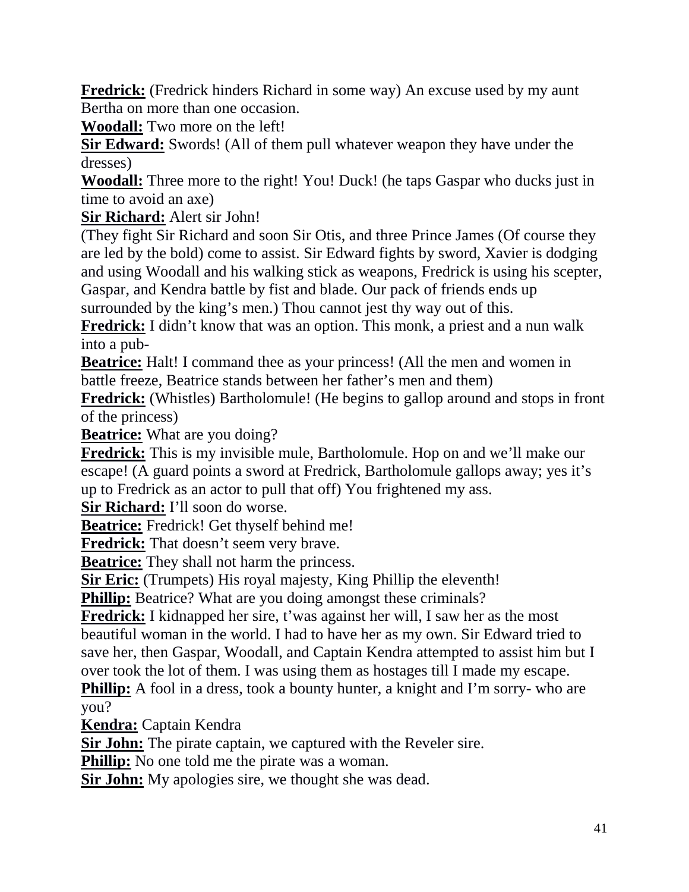**Fredrick:** (Fredrick hinders Richard in some way) An excuse used by my aunt Bertha on more than one occasion.

**Woodall:** Two more on the left!

**Sir Edward:** Swords! (All of them pull whatever weapon they have under the dresses)

**Woodall:** Three more to the right! You! Duck! (he taps Gaspar who ducks just in time to avoid an axe)

**Sir Richard:** Alert sir John!

(They fight Sir Richard and soon Sir Otis, and three Prince James (Of course they are led by the bold) come to assist. Sir Edward fights by sword, Xavier is dodging and using Woodall and his walking stick as weapons, Fredrick is using his scepter, Gaspar, and Kendra battle by fist and blade. Our pack of friends ends up surrounded by the king's men.) Thou cannot jest thy way out of this.

**Fredrick:** I didn't know that was an option. This monk, a priest and a nun walk into a pub-

**Beatrice:** Halt! I command thee as your princess! (All the men and women in battle freeze, Beatrice stands between her father's men and them)

**Fredrick:** (Whistles) Bartholomule! (He begins to gallop around and stops in front of the princess)

**Beatrice:** What are you doing?

**Fredrick:** This is my invisible mule, Bartholomule. Hop on and we'll make our escape! (A guard points a sword at Fredrick, Bartholomule gallops away; yes it's up to Fredrick as an actor to pull that off) You frightened my ass.

**Sir Richard:** I'll soon do worse.

**Beatrice:** Fredrick! Get thyself behind me!

**Fredrick:** That doesn't seem very brave.

**Beatrice:** They shall not harm the princess.

**Sir Eric:** (Trumpets) His royal majesty, King Phillip the eleventh!

**Phillip:** Beatrice? What are you doing amongst these criminals?

**Fredrick:** I kidnapped her sire, t'was against her will, I saw her as the most beautiful woman in the world. I had to have her as my own. Sir Edward tried to save her, then Gaspar, Woodall, and Captain Kendra attempted to assist him but I over took the lot of them. I was using them as hostages till I made my escape.

**Phillip:** A fool in a dress, took a bounty hunter, a knight and I'm sorry- who are you?

**Kendra:** Captain Kendra

**Sir John:** The pirate captain, we captured with the Reveler sire.

**Phillip:** No one told me the pirate was a woman.

**Sir John:** My apologies sire, we thought she was dead.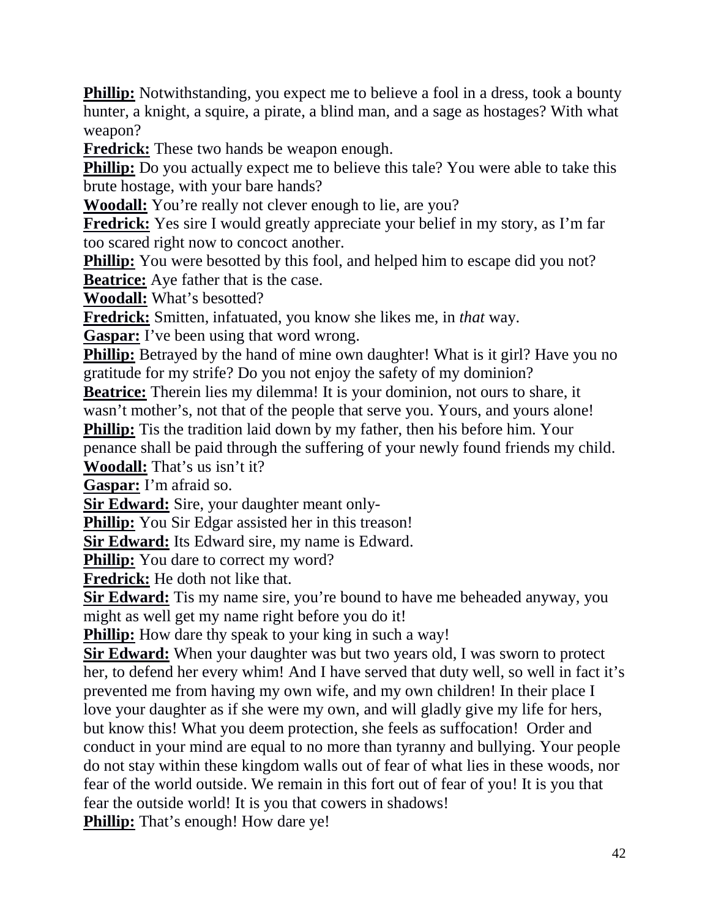**Phillip:** Notwithstanding, you expect me to believe a fool in a dress, took a bounty hunter, a knight, a squire, a pirate, a blind man, and a sage as hostages? With what weapon?

**Fredrick:** These two hands be weapon enough.

**Phillip:** Do you actually expect me to believe this tale? You were able to take this brute hostage, with your bare hands?

**Woodall:** You're really not clever enough to lie, are you?

**Fredrick:** Yes sire I would greatly appreciate your belief in my story, as I'm far too scared right now to concoct another.

**Phillip:** You were besotted by this fool, and helped him to escape did you not?

**Beatrice:** Aye father that is the case.

**Woodall:** What's besotted?

**Fredrick:** Smitten, infatuated, you know she likes me, in *that* way.

**Gaspar:** I've been using that word wrong.

**Phillip:** Betrayed by the hand of mine own daughter! What is it girl? Have you no gratitude for my strife? Do you not enjoy the safety of my dominion?

**Beatrice:** Therein lies my dilemma! It is your dominion, not ours to share, it wasn't mother's, not that of the people that serve you. Yours, and yours alone!

**Phillip:** Tis the tradition laid down by my father, then his before him. Your penance shall be paid through the suffering of your newly found friends my child.

**Woodall:** That's us isn't it?

**Gaspar:** I'm afraid so.

**Sir Edward:** Sire, your daughter meant only-

**Phillip:** You Sir Edgar assisted her in this treason!

**Sir Edward:** Its Edward sire, my name is Edward.

**Phillip:** You dare to correct my word?

**Fredrick:** He doth not like that.

**Sir Edward:** Tis my name sire, you're bound to have me beheaded anyway, you might as well get my name right before you do it!

**Phillip:** How dare thy speak to your king in such a way!

**Sir Edward:** When your daughter was but two years old, I was sworn to protect her, to defend her every whim! And I have served that duty well, so well in fact it's prevented me from having my own wife, and my own children! In their place I love your daughter as if she were my own, and will gladly give my life for hers, but know this! What you deem protection, she feels as suffocation! Order and conduct in your mind are equal to no more than tyranny and bullying. Your people do not stay within these kingdom walls out of fear of what lies in these woods, nor fear of the world outside. We remain in this fort out of fear of you! It is you that fear the outside world! It is you that cowers in shadows!

**Phillip:** That's enough! How dare ye!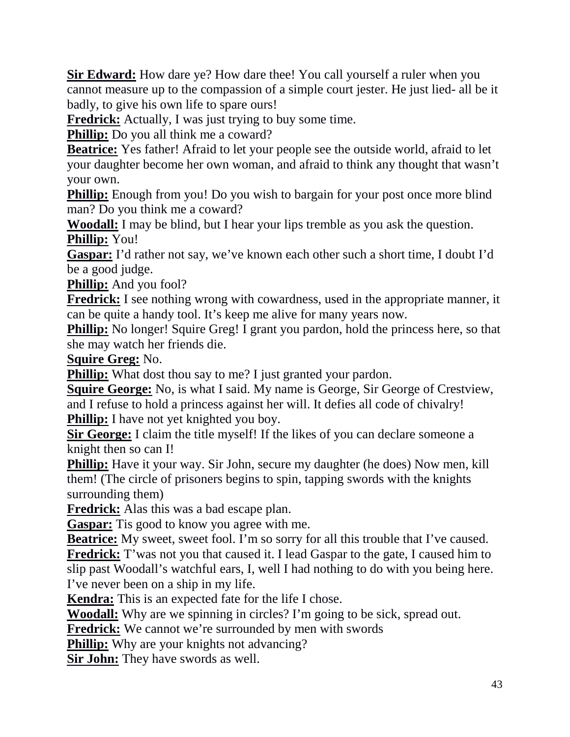**Sir Edward:** How dare ye? How dare thee! You call yourself a ruler when you cannot measure up to the compassion of a simple court jester. He just lied- all be it badly, to give his own life to spare ours!

**Fredrick:** Actually, I was just trying to buy some time.

**Phillip:** Do you all think me a coward?

**Beatrice:** Yes father! Afraid to let your people see the outside world, afraid to let your daughter become her own woman, and afraid to think any thought that wasn't your own.

**Phillip:** Enough from you! Do you wish to bargain for your post once more blind man? Do you think me a coward?

**Woodall:** I may be blind, but I hear your lips tremble as you ask the question.

**Phillip:** You!

**Gaspar:** I'd rather not say, we've known each other such a short time, I doubt I'd be a good judge.

**Phillip:** And you fool?

**Fredrick:** I see nothing wrong with cowardness, used in the appropriate manner, it can be quite a handy tool. It's keep me alive for many years now.

**Phillip:** No longer! Squire Greg! I grant you pardon, hold the princess here, so that she may watch her friends die.

**Squire Greg:** No.

**Phillip:** What dost thou say to me? I just granted your pardon.

**Squire George:** No, is what I said. My name is George, Sir George of Crestview, and I refuse to hold a princess against her will. It defies all code of chivalry!

**Phillip:** I have not yet knighted you boy.

**Sir George:** I claim the title myself! If the likes of you can declare someone a knight then so can I!

**Phillip:** Have it your way. Sir John, secure my daughter (he does) Now men, kill them! (The circle of prisoners begins to spin, tapping swords with the knights surrounding them)

**Fredrick:** Alas this was a bad escape plan.

**Gaspar:** Tis good to know you agree with me.

**Beatrice:** My sweet, sweet fool. I'm so sorry for all this trouble that I've caused.

**Fredrick:** T'was not you that caused it. I lead Gaspar to the gate, I caused him to slip past Woodall's watchful ears, I, well I had nothing to do with you being here. I've never been on a ship in my life.

**Kendra:** This is an expected fate for the life I chose.

**Woodall:** Why are we spinning in circles? I'm going to be sick, spread out.

**Fredrick:** We cannot we're surrounded by men with swords

**Phillip:** Why are your knights not advancing?

**Sir John:** They have swords as well.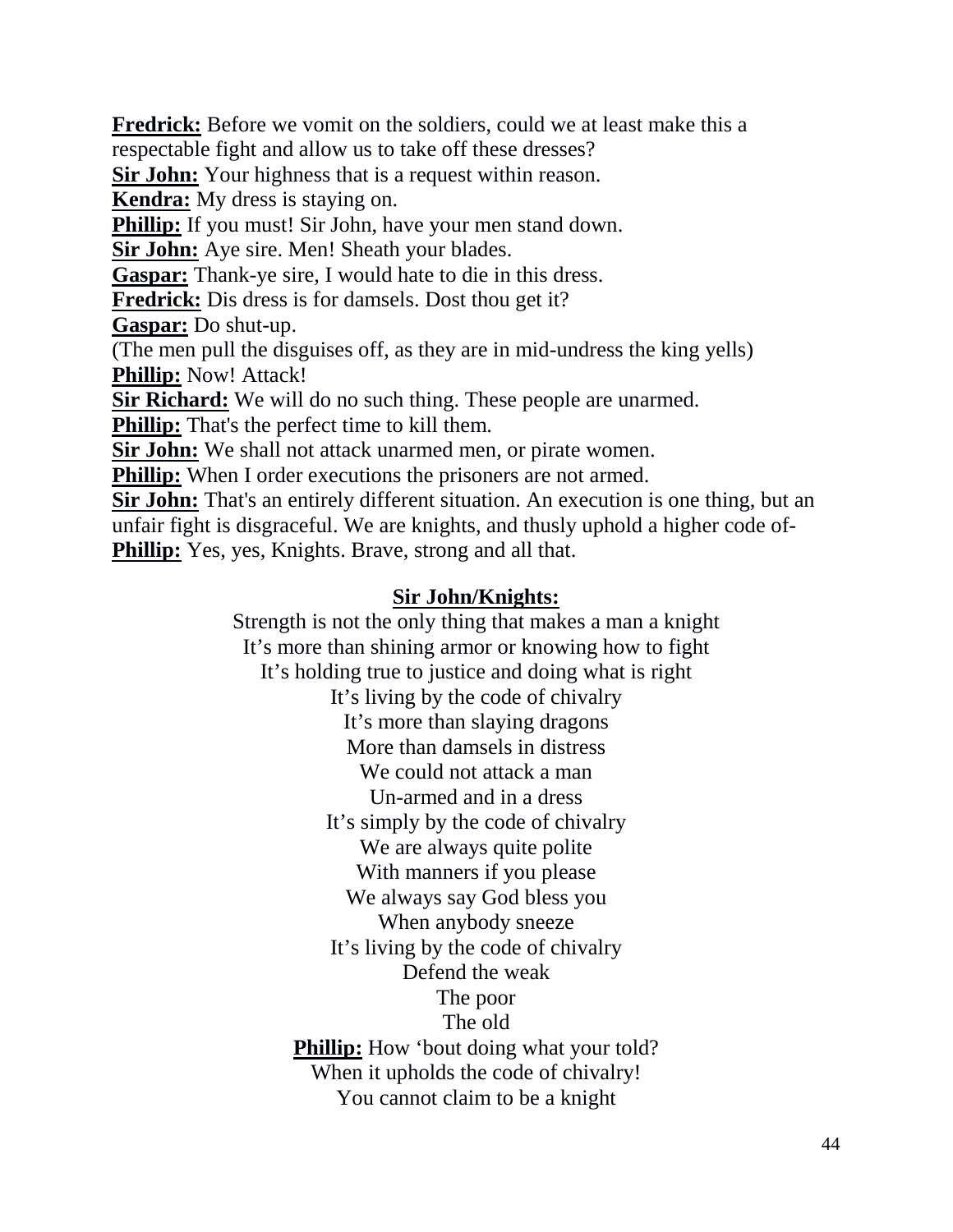**Fredrick:** Before we vomit on the soldiers, could we at least make this a respectable fight and allow us to take off these dresses?
**Sir John:** Your highness that is a request within reason.
**Kendra:** My dress is staying on.
**Phillip:** If you must! Sir John, have your men stand down.
**Sir John:** Aye sire. Men! Sheath your blades.
**Gaspar:** Thank-ye sire, I would hate to die in this dress.
**Fredrick:** Dis dress is for damsels. Dost thou get it?
**Gaspar:** Do shut-up.
(The men pull the disguises off, as they are in mid-undress the king yells)
**Phillip:** Now! Attack!
**Sir Richard:** We will do no such thing. These people are unarmed.
**Phillip:** That's the perfect time to kill them.
**Sir John:** We shall not attack unarmed men, or pirate women.
**Phillip:** When I order executions the prisoners are not armed.
**Sir John:** That's an entirely different situation. An execution is one thing, but an unfair fight is disgraceful. We are knights, and thusly uphold a higher code of-
**Phillip:** Yes, yes, Knights. Brave, strong and all that.

**Sir John/Knights:**

Strength is not the only thing that makes a man a knight
It's more than shining armor or knowing how to fight
It's holding true to justice and doing what is right
It's living by the code of chivalry
It's more than slaying dragons
More than damsels in distress
We could not attack a man
Un-armed and in a dress
It's simply by the code of chivalry
We are always quite polite
With manners if you please
We always say God bless you
When anybody sneeze
It's living by the code of chivalry
Defend the weak
The poor
The old
**Phillip:** How 'bout doing what your told?
When it upholds the code of chivalry!
You cannot claim to be a knight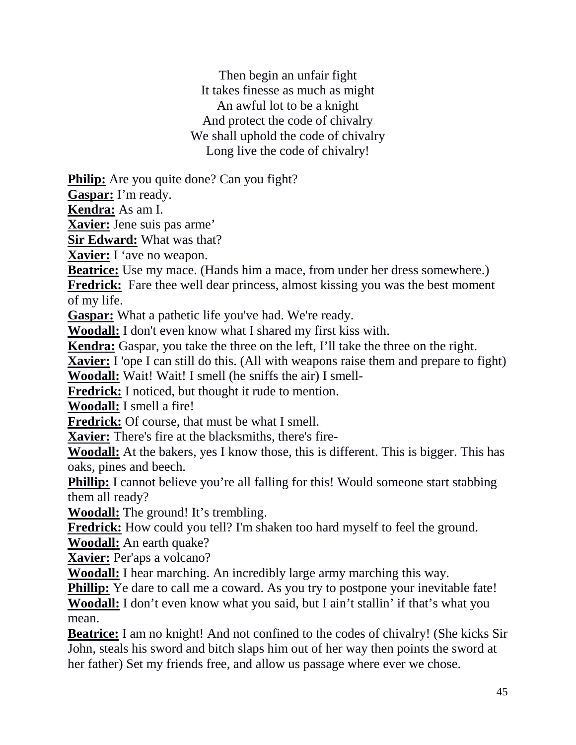Then begin an unfair fight
It takes finesse as much as might
An awful lot to be a knight
And protect the code of chivalry
We shall uphold the code of chivalry
Long live the code of chivalry!

**Philip:** Are you quite done? Can you fight?
**Gaspar:** I'm ready.
**Kendra:** As am I.
**Xavier:** Jene suis pas arme'
**Sir Edward:** What was that?
**Xavier:** I 'ave no weapon.
**Beatrice:** Use my mace. (Hands him a mace, from under her dress somewhere.)
**Fredrick:** Fare thee well dear princess, almost kissing you was the best moment of my life.
**Gaspar:** What a pathetic life you've had. We're ready.
**Woodall:** I don't even know what I shared my first kiss with.
**Kendra:** Gaspar, you take the three on the left, I'll take the three on the right.
**Xavier:** I 'ope I can still do this. (All with weapons raise them and prepare to fight)
**Woodall:** Wait! Wait! I smell (he sniffs the air) I smell-
**Fredrick:** I noticed, but thought it rude to mention.
**Woodall:** I smell a fire!
**Fredrick:** Of course, that must be what I smell.
**Xavier:** There's fire at the blacksmiths, there's fire-
**Woodall:** At the bakers, yes I know those, this is different. This is bigger. This has oaks, pines and beech.
**Phillip:** I cannot believe you're all falling for this! Would someone start stabbing them all ready?
**Woodall:** The ground! It's trembling.
**Fredrick:** How could you tell? I'm shaken too hard myself to feel the ground.
**Woodall:** An earth quake?
**Xavier:** Per'aps a volcano?
**Woodall:** I hear marching. An incredibly large army marching this way.
**Phillip:** Ye dare to call me a coward. As you try to postpone your inevitable fate!
**Woodall:** I don't even know what you said, but I ain't stallin' if that's what you mean.
**Beatrice:** I am no knight! And not confined to the codes of chivalry! (She kicks Sir John, steals his sword and bitch slaps him out of her way then points the sword at her father) Set my friends free, and allow us passage where ever we chose.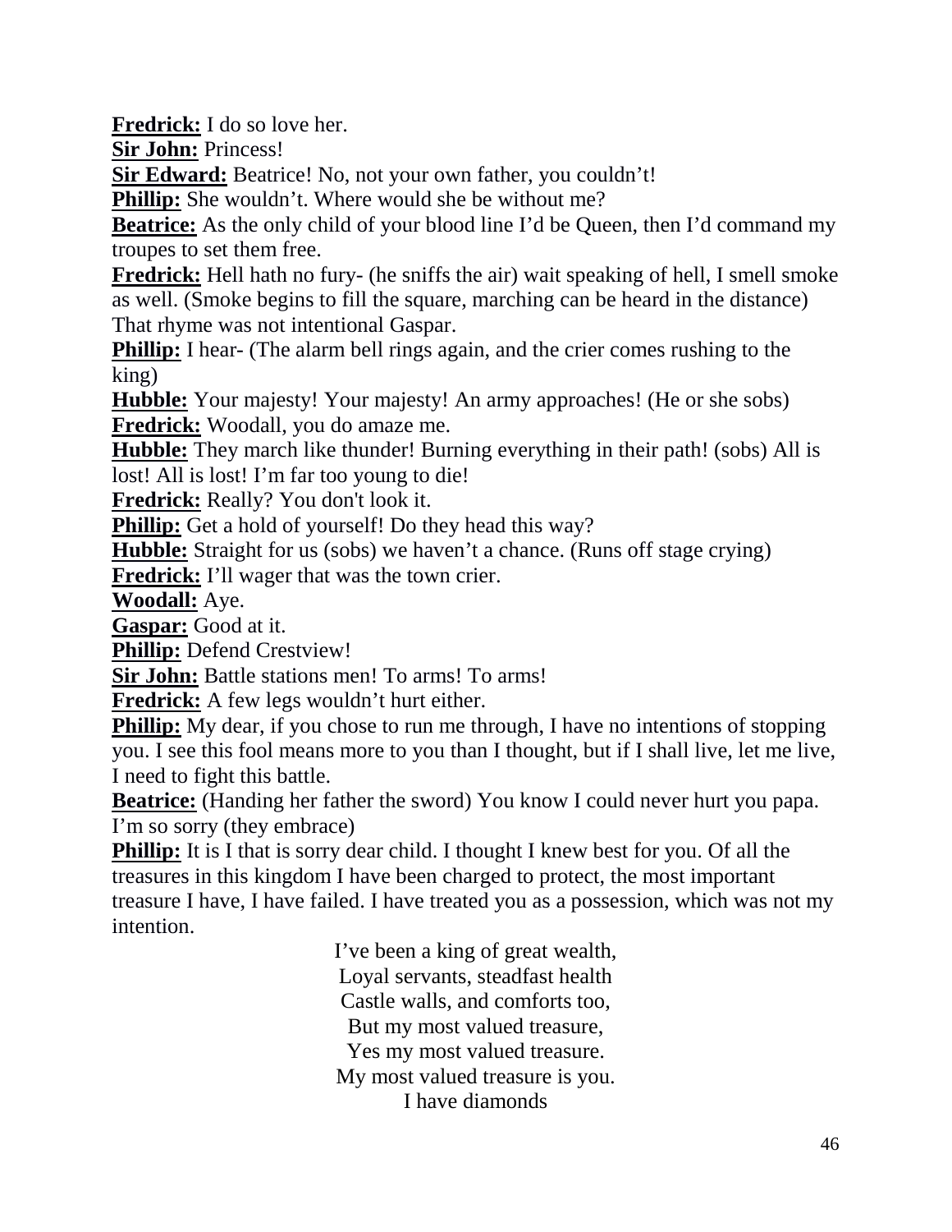**Fredrick:** I do so love her.
**Sir John:** Princess!
**Sir Edward:** Beatrice! No, not your own father, you couldn't!
**Phillip:** She wouldn't. Where would she be without me?
**Beatrice:** As the only child of your blood line I'd be Queen, then I'd command my troupes to set them free.
**Fredrick:** Hell hath no fury- (he sniffs the air) wait speaking of hell, I smell smoke as well. (Smoke begins to fill the square, marching can be heard in the distance) That rhyme was not intentional Gaspar.
**Phillip:** I hear- (The alarm bell rings again, and the crier comes rushing to the king)
**Hubble:** Your majesty! Your majesty! An army approaches! (He or she sobs)
**Fredrick:** Woodall, you do amaze me.
**Hubble:** They march like thunder! Burning everything in their path! (sobs) All is lost! All is lost! I'm far too young to die!
**Fredrick:** Really? You don't look it.
**Phillip:** Get a hold of yourself! Do they head this way?
**Hubble:** Straight for us (sobs) we haven't a chance. (Runs off stage crying)
**Fredrick:** I'll wager that was the town crier.
**Woodall:** Aye.
**Gaspar:** Good at it.
**Phillip:** Defend Crestview!
**Sir John:** Battle stations men! To arms! To arms!
**Fredrick:** A few legs wouldn't hurt either.
**Phillip:** My dear, if you chose to run me through, I have no intentions of stopping you. I see this fool means more to you than I thought, but if I shall live, let me live, I need to fight this battle.
**Beatrice:** (Handing her father the sword) You know I could never hurt you papa. I'm so sorry (they embrace)
**Phillip:** It is I that is sorry dear child. I thought I knew best for you. Of all the treasures in this kingdom I have been charged to protect, the most important treasure I have, I have failed. I have treated you as a possession, which was not my intention.

I've been a king of great wealth,
Loyal servants, steadfast health
Castle walls, and comforts too,
But my most valued treasure,
Yes my most valued treasure.
My most valued treasure is you.
I have diamonds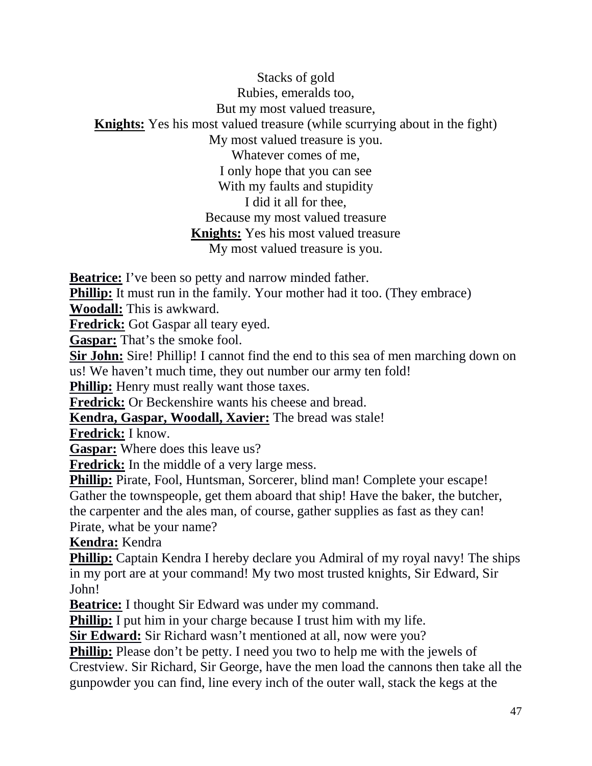Stacks of gold
Rubies, emeralds too,
But my most valued treasure,
**Knights:** Yes his most valued treasure (while scurrying about in the fight)
My most valued treasure is you.
Whatever comes of me,
I only hope that you can see
With my faults and stupidity
I did it all for thee,
Because my most valued treasure
**Knights:** Yes his most valued treasure
My most valued treasure is you.

**Beatrice:** I've been so petty and narrow minded father.
**Phillip:** It must run in the family. Your mother had it too. (They embrace)
**Woodall:** This is awkward.
**Fredrick:** Got Gaspar all teary eyed.
**Gaspar:** That's the smoke fool.
**Sir John:** Sire! Phillip! I cannot find the end to this sea of men marching down on us! We haven't much time, they out number our army ten fold!
**Phillip:** Henry must really want those taxes.
**Fredrick:** Or Beckenshire wants his cheese and bread.
**Kendra, Gaspar, Woodall, Xavier:** The bread was stale!
**Fredrick:** I know.
**Gaspar:** Where does this leave us?
**Fredrick:** In the middle of a very large mess.
**Phillip:** Pirate, Fool, Huntsman, Sorcerer, blind man! Complete your escape! Gather the townspeople, get them aboard that ship! Have the baker, the butcher, the carpenter and the ales man, of course, gather supplies as fast as they can! Pirate, what be your name?
**Kendra:** Kendra
**Phillip:** Captain Kendra I hereby declare you Admiral of my royal navy! The ships in my port are at your command! My two most trusted knights, Sir Edward, Sir John!
**Beatrice:** I thought Sir Edward was under my command.
**Phillip:** I put him in your charge because I trust him with my life.
**Sir Edward:** Sir Richard wasn't mentioned at all, now were you?
**Phillip:** Please don't be petty. I need you two to help me with the jewels of Crestview. Sir Richard, Sir George, have the men load the cannons then take all the gunpowder you can find, line every inch of the outer wall, stack the kegs at the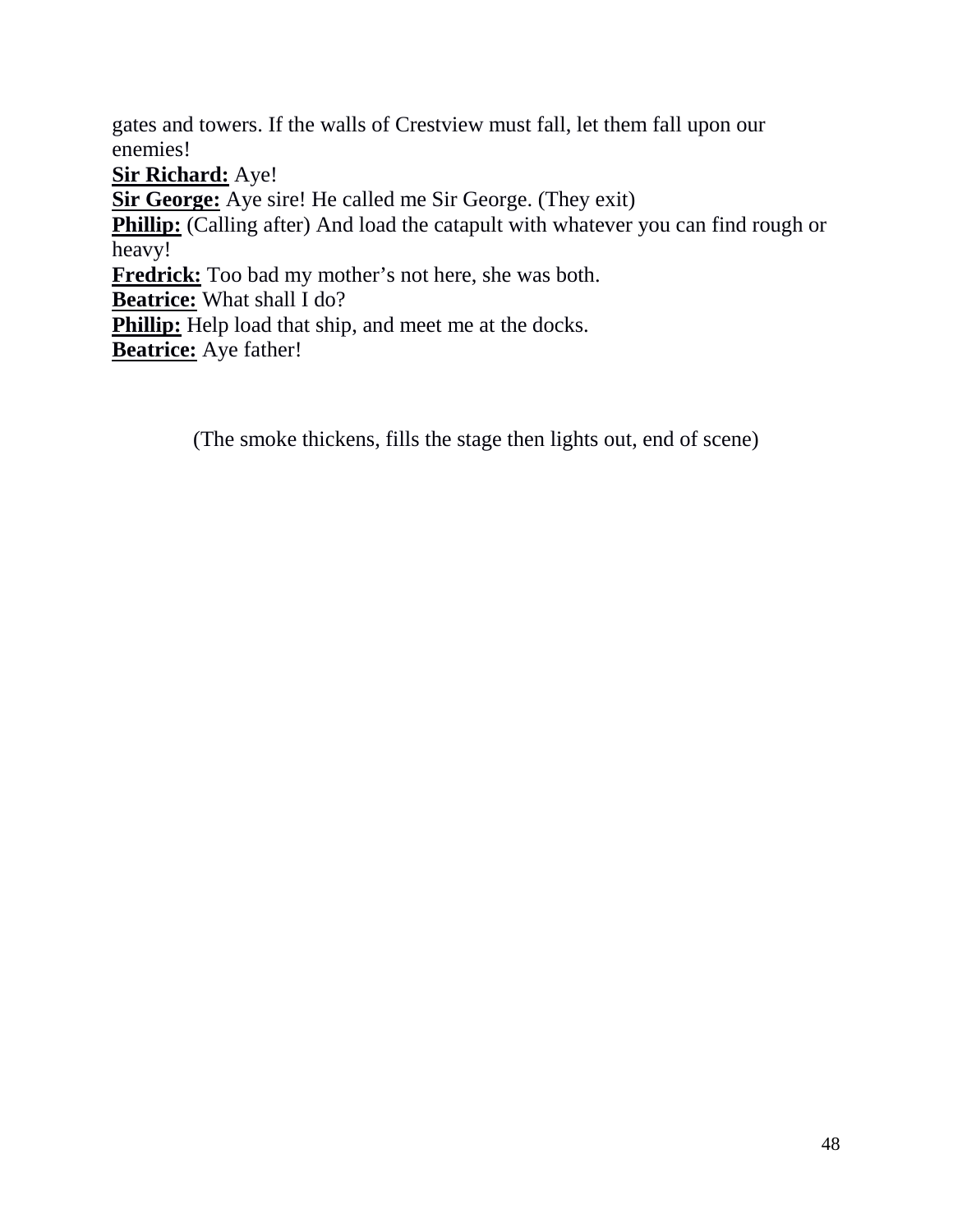gates and towers. If the walls of Crestview must fall, let them fall upon our enemies!

**Sir Richard:** Aye!

**Sir George:** Aye sire! He called me Sir George. (They exit)

**Phillip:** (Calling after) And load the catapult with whatever you can find rough or heavy!

**Fredrick:** Too bad my mother's not here, she was both.

**Beatrice:** What shall I do?

**Phillip:** Help load that ship, and meet me at the docks.

**Beatrice:** Aye father!

(The smoke thickens, fills the stage then lights out, end of scene)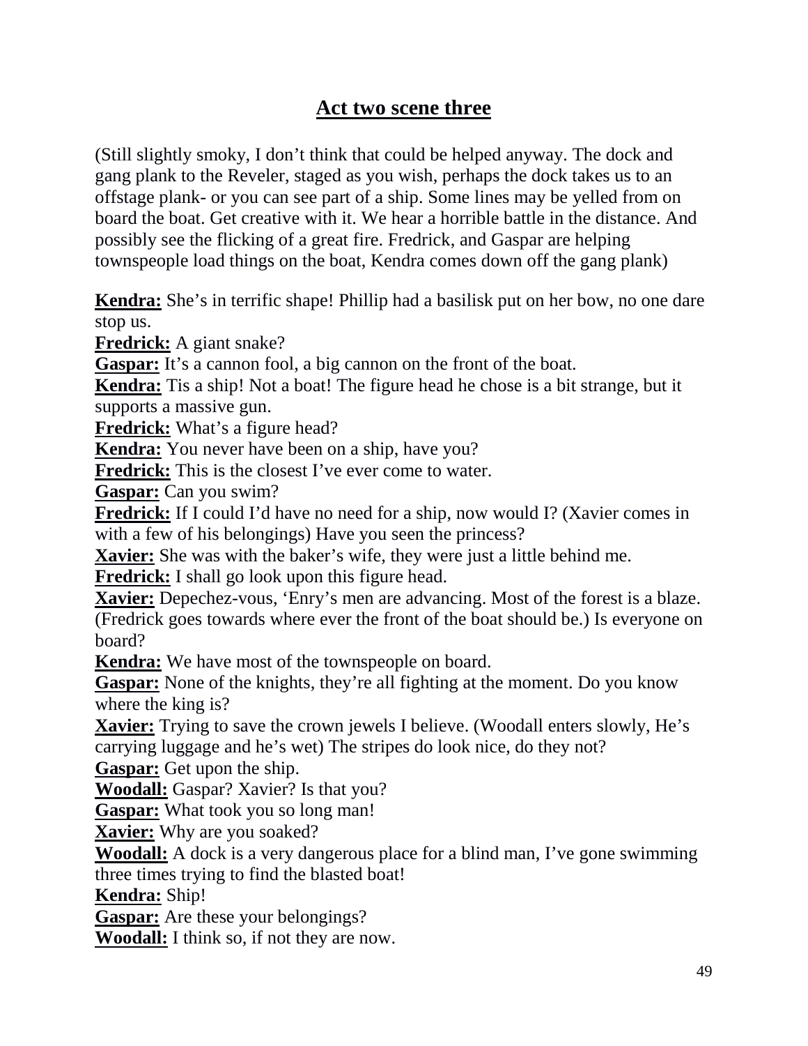## Act two scene three

(Still slightly smoky, I don't think that could be helped anyway. The dock and gang plank to the Reveler, staged as you wish, perhaps the dock takes us to an offstage plank- or you can see part of a ship. Some lines may be yelled from on board the boat. Get creative with it. We hear a horrible battle in the distance. And possibly see the flicking of a great fire. Fredrick, and Gaspar are helping townspeople load things on the boat, Kendra comes down off the gang plank)

**Kendra:** She's in terrific shape! Phillip had a basilisk put on her bow, no one dare stop us.

**Fredrick:** A giant snake?

**Gaspar:** It's a cannon fool, a big cannon on the front of the boat.

**Kendra:** Tis a ship! Not a boat! The figure head he chose is a bit strange, but it supports a massive gun.

**Fredrick:** What's a figure head?

**Kendra:** You never have been on a ship, have you?

**Fredrick:** This is the closest I've ever come to water.

**Gaspar:** Can you swim?

**Fredrick:** If I could I'd have no need for a ship, now would I? (Xavier comes in with a few of his belongings) Have you seen the princess?

**Xavier:** She was with the baker's wife, they were just a little behind me.

**Fredrick:** I shall go look upon this figure head.

**Xavier:** Depechez-vous, 'Enry's men are advancing. Most of the forest is a blaze. (Fredrick goes towards where ever the front of the boat should be.) Is everyone on board?

**Kendra:** We have most of the townspeople on board.

**Gaspar:** None of the knights, they're all fighting at the moment. Do you know where the king is?

**Xavier:** Trying to save the crown jewels I believe. (Woodall enters slowly, He's carrying luggage and he's wet) The stripes do look nice, do they not?

**Gaspar:** Get upon the ship.

**Woodall:** Gaspar? Xavier? Is that you?

**Gaspar:** What took you so long man!

**Xavier:** Why are you soaked?

**Woodall:** A dock is a very dangerous place for a blind man, I've gone swimming three times trying to find the blasted boat!

**Kendra:** Ship!

**Gaspar:** Are these your belongings?

**Woodall:** I think so, if not they are now.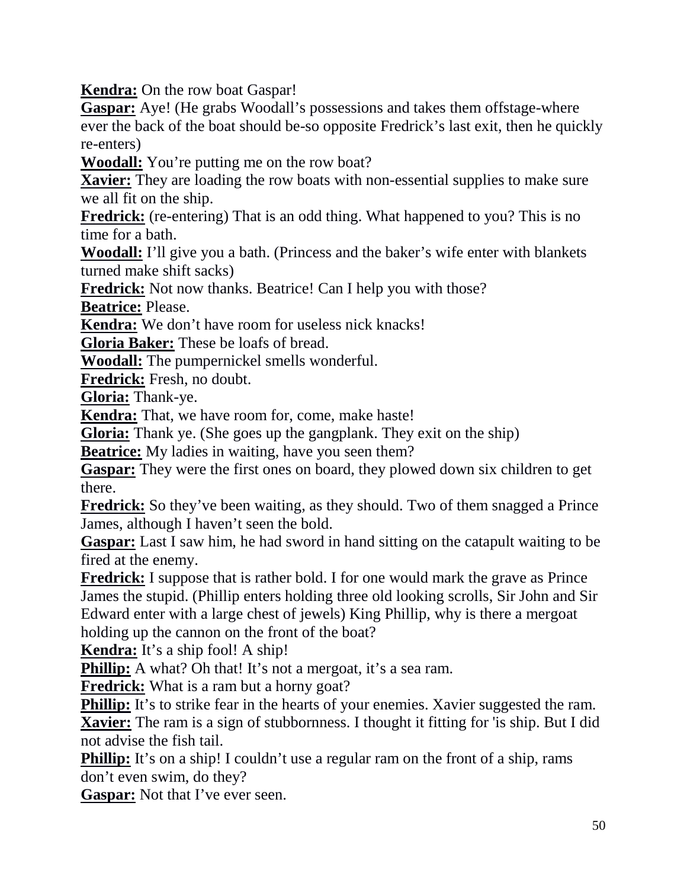**Kendra:** On the row boat Gaspar!

**Gaspar:** Aye! (He grabs Woodall's possessions and takes them offstage-where ever the back of the boat should be-so opposite Fredrick's last exit, then he quickly re-enters)

**Woodall:** You're putting me on the row boat?

**Xavier:** They are loading the row boats with non-essential supplies to make sure we all fit on the ship.

**Fredrick:** (re-entering) That is an odd thing. What happened to you? This is no time for a bath.

**Woodall:** I'll give you a bath. (Princess and the baker's wife enter with blankets turned make shift sacks)

**Fredrick:** Not now thanks. Beatrice! Can I help you with those?

**Beatrice:** Please.

**Kendra:** We don't have room for useless nick knacks!

**Gloria Baker:** These be loafs of bread.

**Woodall:** The pumpernickel smells wonderful.

**Fredrick:** Fresh, no doubt.

**Gloria:** Thank-ye.

**Kendra:** That, we have room for, come, make haste!

**Gloria:** Thank ye. (She goes up the gangplank. They exit on the ship)

**Beatrice:** My ladies in waiting, have you seen them?

**Gaspar:** They were the first ones on board, they plowed down six children to get there.

**Fredrick:** So they've been waiting, as they should. Two of them snagged a Prince James, although I haven't seen the bold.

**Gaspar:** Last I saw him, he had sword in hand sitting on the catapult waiting to be fired at the enemy.

**Fredrick:** I suppose that is rather bold. I for one would mark the grave as Prince James the stupid. (Phillip enters holding three old looking scrolls, Sir John and Sir Edward enter with a large chest of jewels) King Phillip, why is there a mergoat holding up the cannon on the front of the boat?

**Kendra:** It's a ship fool! A ship!

**Phillip:** A what? Oh that! It's not a mergoat, it's a sea ram.

**Fredrick:** What is a ram but a horny goat?

**Phillip:** It's to strike fear in the hearts of your enemies. Xavier suggested the ram.

**Xavier:** The ram is a sign of stubbornness. I thought it fitting for 'is ship. But I did not advise the fish tail.

**Phillip:** It's on a ship! I couldn't use a regular ram on the front of a ship, rams don't even swim, do they?

**Gaspar:** Not that I've ever seen.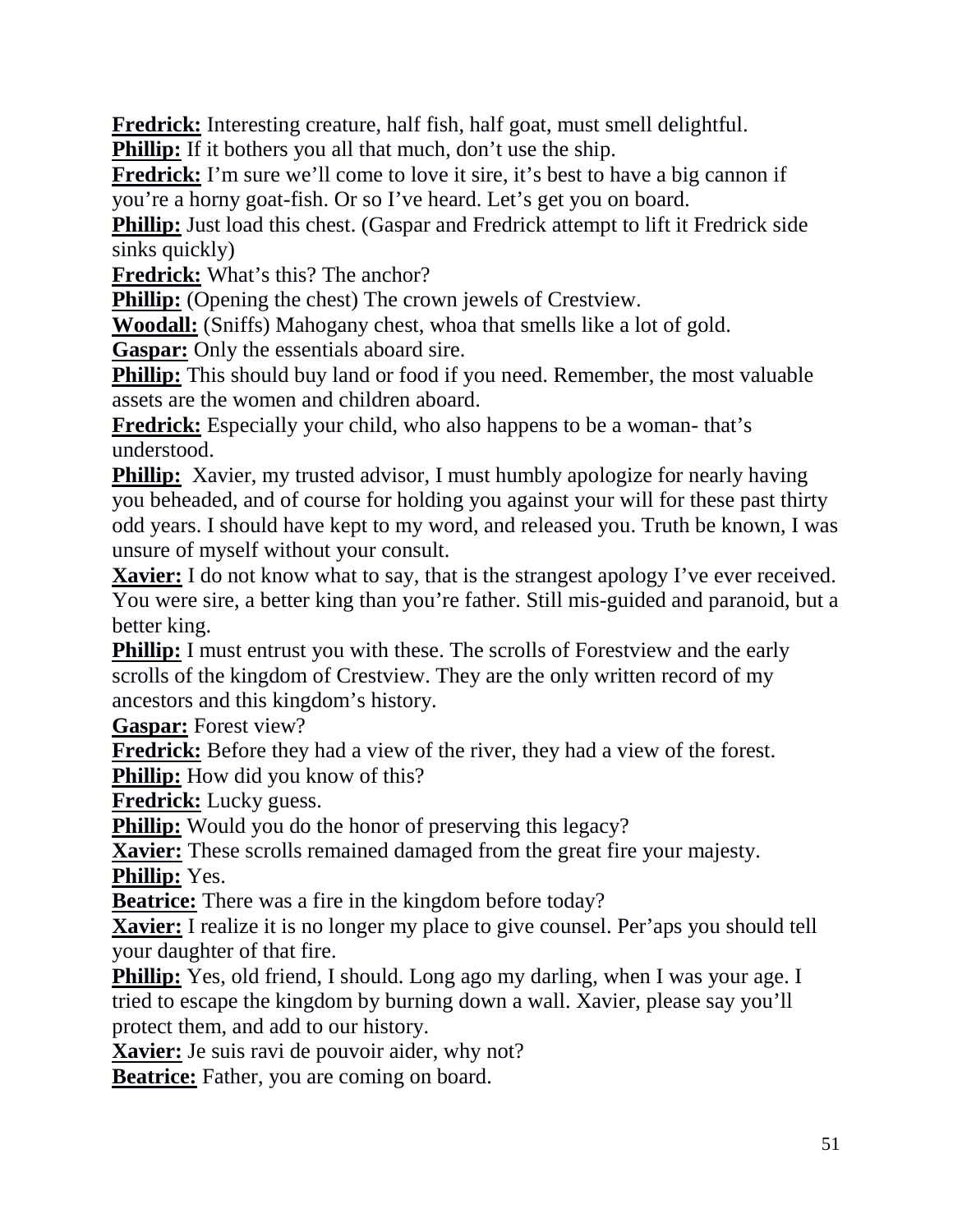**Fredrick:** Interesting creature, half fish, half goat, must smell delightful.

**Phillip:** If it bothers you all that much, don't use the ship.

**Fredrick:** I'm sure we'll come to love it sire, it's best to have a big cannon if you're a horny goat-fish. Or so I've heard. Let's get you on board.

**Phillip:** Just load this chest. (Gaspar and Fredrick attempt to lift it Fredrick side sinks quickly)

**Fredrick:** What's this? The anchor?

**Phillip:** (Opening the chest) The crown jewels of Crestview.

**Woodall:** (Sniffs) Mahogany chest, whoa that smells like a lot of gold.

**Gaspar:** Only the essentials aboard sire.

**Phillip:** This should buy land or food if you need. Remember, the most valuable assets are the women and children aboard.

**Fredrick:** Especially your child, who also happens to be a woman- that's understood.

**Phillip:** Xavier, my trusted advisor, I must humbly apologize for nearly having you beheaded, and of course for holding you against your will for these past thirty odd years. I should have kept to my word, and released you. Truth be known, I was unsure of myself without your consult.

**Xavier:** I do not know what to say, that is the strangest apology I've ever received. You were sire, a better king than you're father. Still mis-guided and paranoid, but a better king.

**Phillip:** I must entrust you with these. The scrolls of Forestview and the early scrolls of the kingdom of Crestview. They are the only written record of my ancestors and this kingdom's history.

**Gaspar:** Forest view?

**Fredrick:** Before they had a view of the river, they had a view of the forest.

**Phillip:** How did you know of this?

**Fredrick:** Lucky guess.

**Phillip:** Would you do the honor of preserving this legacy?

**Xavier:** These scrolls remained damaged from the great fire your majesty.

**Phillip:** Yes.

**Beatrice:** There was a fire in the kingdom before today?

**Xavier:** I realize it is no longer my place to give counsel. Per'aps you should tell your daughter of that fire.

**Phillip:** Yes, old friend, I should. Long ago my darling, when I was your age. I tried to escape the kingdom by burning down a wall. Xavier, please say you'll protect them, and add to our history.

**Xavier:** Je suis ravi de pouvoir aider, why not?

**Beatrice:** Father, you are coming on board.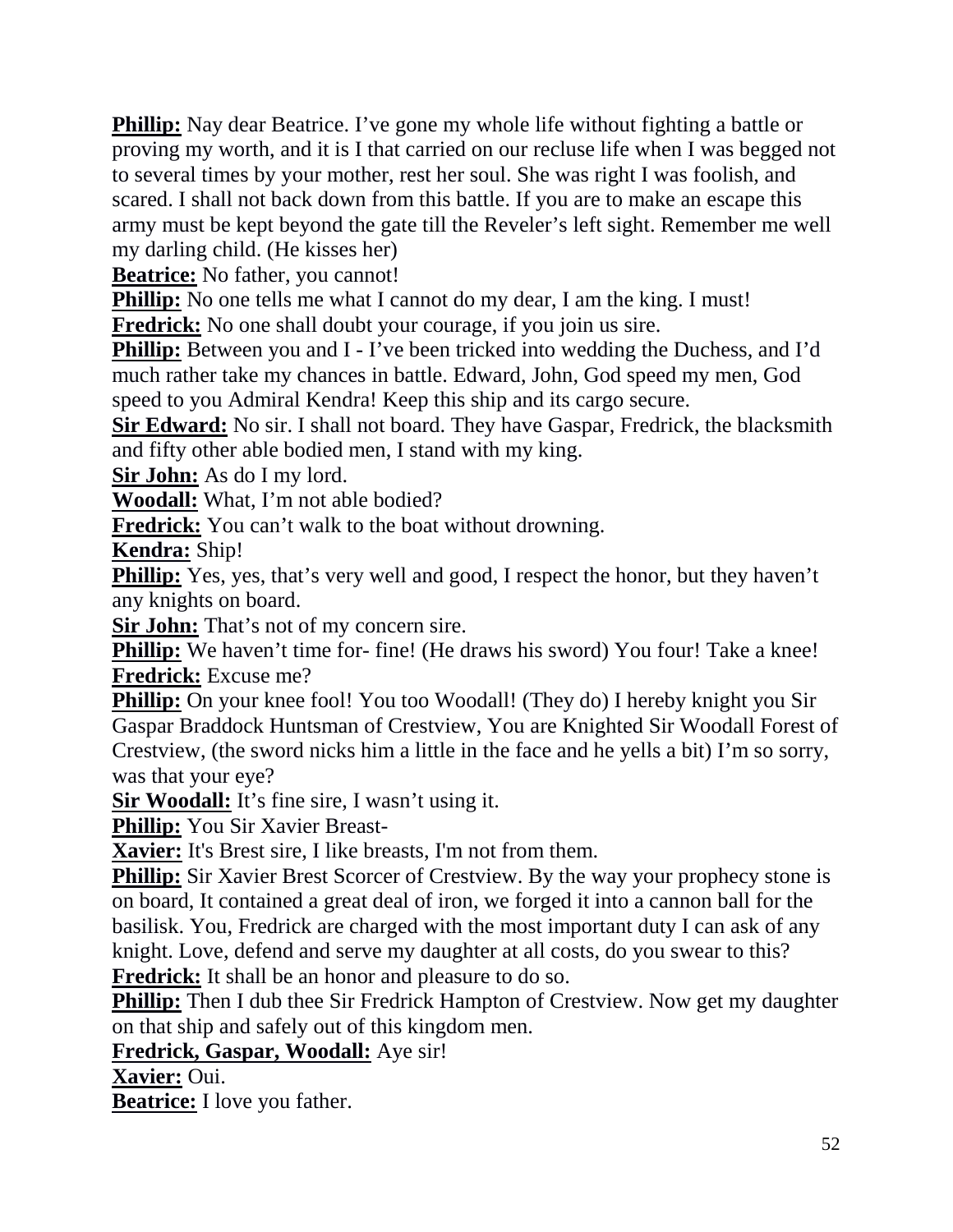**Phillip:** Nay dear Beatrice. I've gone my whole life without fighting a battle or proving my worth, and it is I that carried on our recluse life when I was begged not to several times by your mother, rest her soul. She was right I was foolish, and scared. I shall not back down from this battle. If you are to make an escape this army must be kept beyond the gate till the Reveler's left sight. Remember me well my darling child. (He kisses her)

**Beatrice:** No father, you cannot!

**Phillip:** No one tells me what I cannot do my dear, I am the king. I must!

**Fredrick:** No one shall doubt your courage, if you join us sire.

**Phillip:** Between you and I - I've been tricked into wedding the Duchess, and I'd much rather take my chances in battle. Edward, John, God speed my men, God speed to you Admiral Kendra! Keep this ship and its cargo secure.

**Sir Edward:** No sir. I shall not board. They have Gaspar, Fredrick, the blacksmith and fifty other able bodied men, I stand with my king.

**Sir John:** As do I my lord.

**Woodall:** What, I'm not able bodied?

**Fredrick:** You can't walk to the boat without drowning.

**Kendra:** Ship!

**Phillip:** Yes, yes, that's very well and good, I respect the honor, but they haven't any knights on board.

**Sir John:** That's not of my concern sire.

**Phillip:** We haven't time for- fine! (He draws his sword) You four! Take a knee!

**Fredrick:** Excuse me?

**Phillip:** On your knee fool! You too Woodall! (They do) I hereby knight you Sir Gaspar Braddock Huntsman of Crestview, You are Knighted Sir Woodall Forest of Crestview, (the sword nicks him a little in the face and he yells a bit) I'm so sorry, was that your eye?

**Sir Woodall:** It's fine sire, I wasn't using it.

**Phillip:** You Sir Xavier Breast-

**Xavier:** It's Brest sire, I like breasts, I'm not from them.

**Phillip:** Sir Xavier Brest Scorcer of Crestview. By the way your prophecy stone is on board, It contained a great deal of iron, we forged it into a cannon ball for the basilisk. You, Fredrick are charged with the most important duty I can ask of any knight. Love, defend and serve my daughter at all costs, do you swear to this?

**Fredrick:** It shall be an honor and pleasure to do so.

**Phillip:** Then I dub thee Sir Fredrick Hampton of Crestview. Now get my daughter on that ship and safely out of this kingdom men.

**Fredrick, Gaspar, Woodall:** Aye sir!

**Xavier:** Oui.

**Beatrice:** I love you father.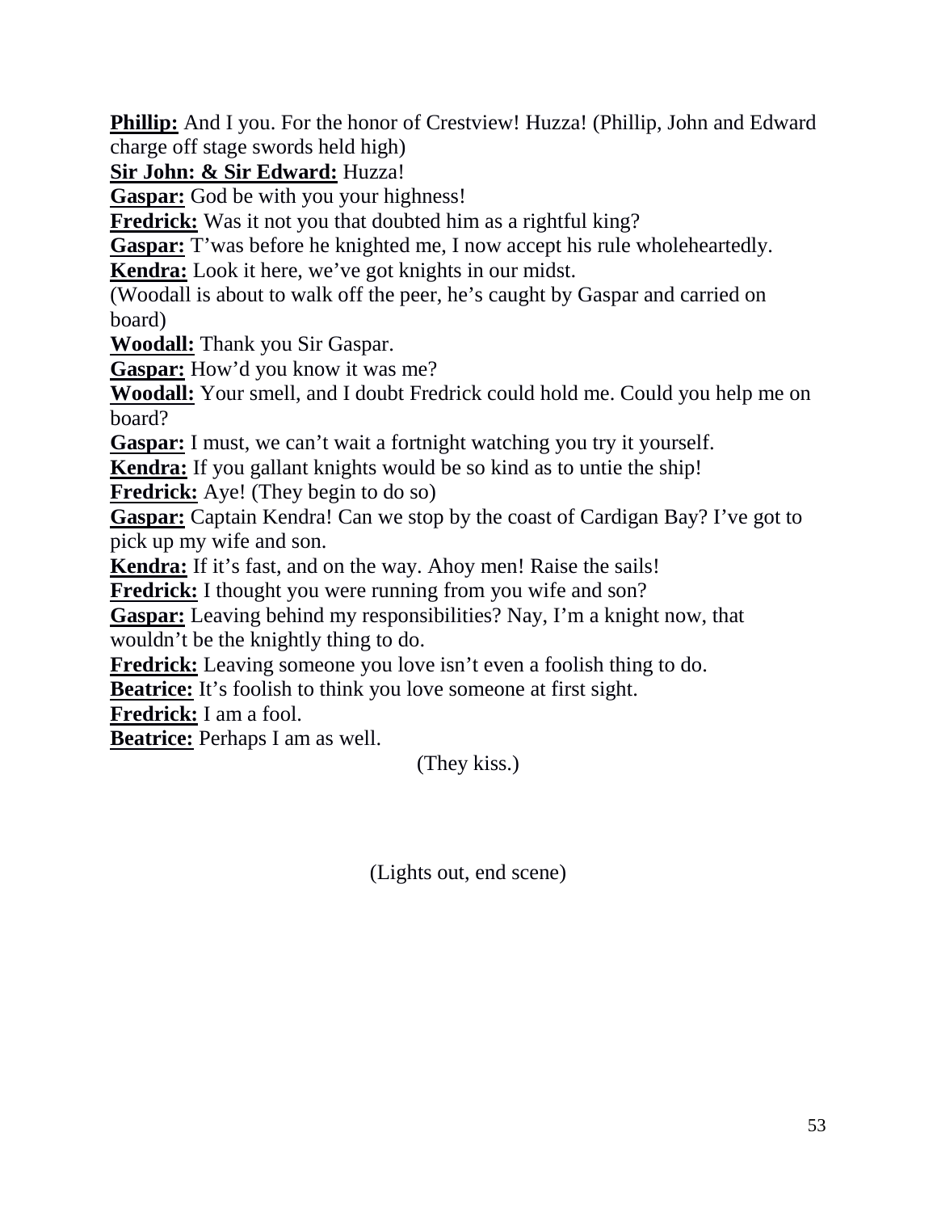**Phillip:** And I you. For the honor of Crestview! Huzza! (Phillip, John and Edward charge off stage swords held high)

**Sir John: & Sir Edward:** Huzza!

**Gaspar:** God be with you your highness!

**Fredrick:** Was it not you that doubted him as a rightful king?

**Gaspar:** T'was before he knighted me, I now accept his rule wholeheartedly.

**Kendra:** Look it here, we've got knights in our midst.

(Woodall is about to walk off the peer, he's caught by Gaspar and carried on board)

**Woodall:** Thank you Sir Gaspar.

**Gaspar:** How'd you know it was me?

**Woodall:** Your smell, and I doubt Fredrick could hold me. Could you help me on board?

**Gaspar:** I must, we can't wait a fortnight watching you try it yourself.

**Kendra:** If you gallant knights would be so kind as to untie the ship!

**Fredrick:** Aye! (They begin to do so)

**Gaspar:** Captain Kendra! Can we stop by the coast of Cardigan Bay? I've got to pick up my wife and son.

**Kendra:** If it's fast, and on the way. Ahoy men! Raise the sails!

**Fredrick:** I thought you were running from you wife and son?

**Gaspar:** Leaving behind my responsibilities? Nay, I'm a knight now, that wouldn't be the knightly thing to do.

**Fredrick:** Leaving someone you love isn't even a foolish thing to do.

**Beatrice:** It's foolish to think you love someone at first sight.

**Fredrick:** I am a fool.

**Beatrice:** Perhaps I am as well.

(They kiss.)

(Lights out, end scene)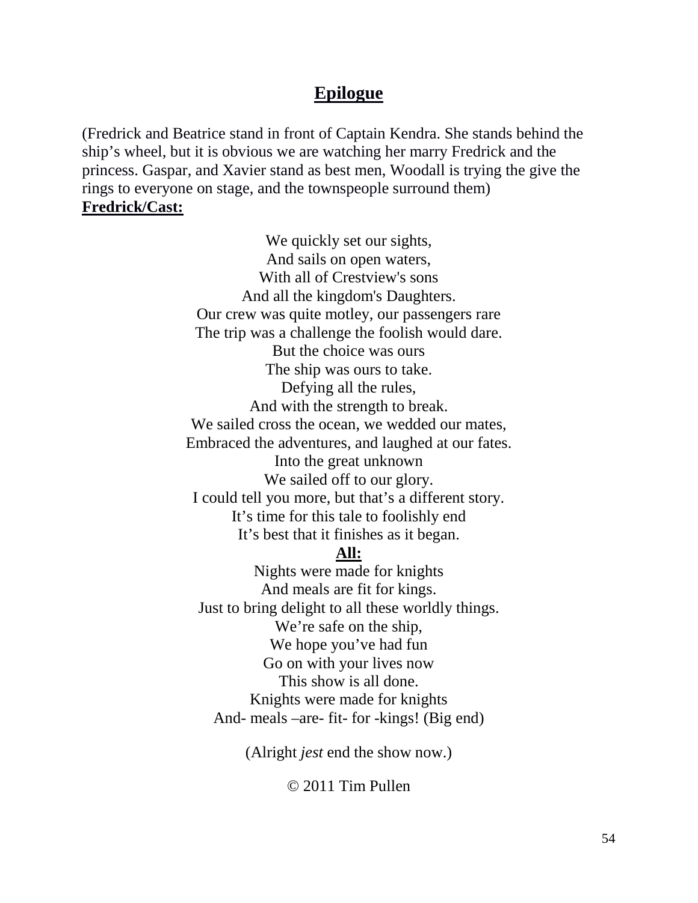## Epilogue

(Fredrick and Beatrice stand in front of Captain Kendra. She stands behind the ship's wheel, but it is obvious we are watching her marry Fredrick and the princess. Gaspar, and Xavier stand as best men, Woodall is trying the give the rings to everyone on stage, and the townspeople surround them)

**Fredrick/Cast:**

We quickly set our sights,
And sails on open waters,
With all of Crestview's sons
And all the kingdom's Daughters.
Our crew was quite motley, our passengers rare
The trip was a challenge the foolish would dare.
But the choice was ours
The ship was ours to take.
Defying all the rules,
And with the strength to break.
We sailed cross the ocean, we wedded our mates,
Embraced the adventures, and laughed at our fates.
Into the great unknown
We sailed off to our glory.
I could tell you more, but that's a different story.
It's time for this tale to foolishly end
It's best that it finishes as it began.

**All:**

Nights were made for knights
And meals are fit for kings.
Just to bring delight to all these worldly things.
We're safe on the ship,
We hope you've had fun
Go on with your lives now
This show is all done.
Knights were made for knights
And- meals –are- fit- for -kings! (Big end)

(Alright *jest* end the show now.)

© 2011 Tim Pullen